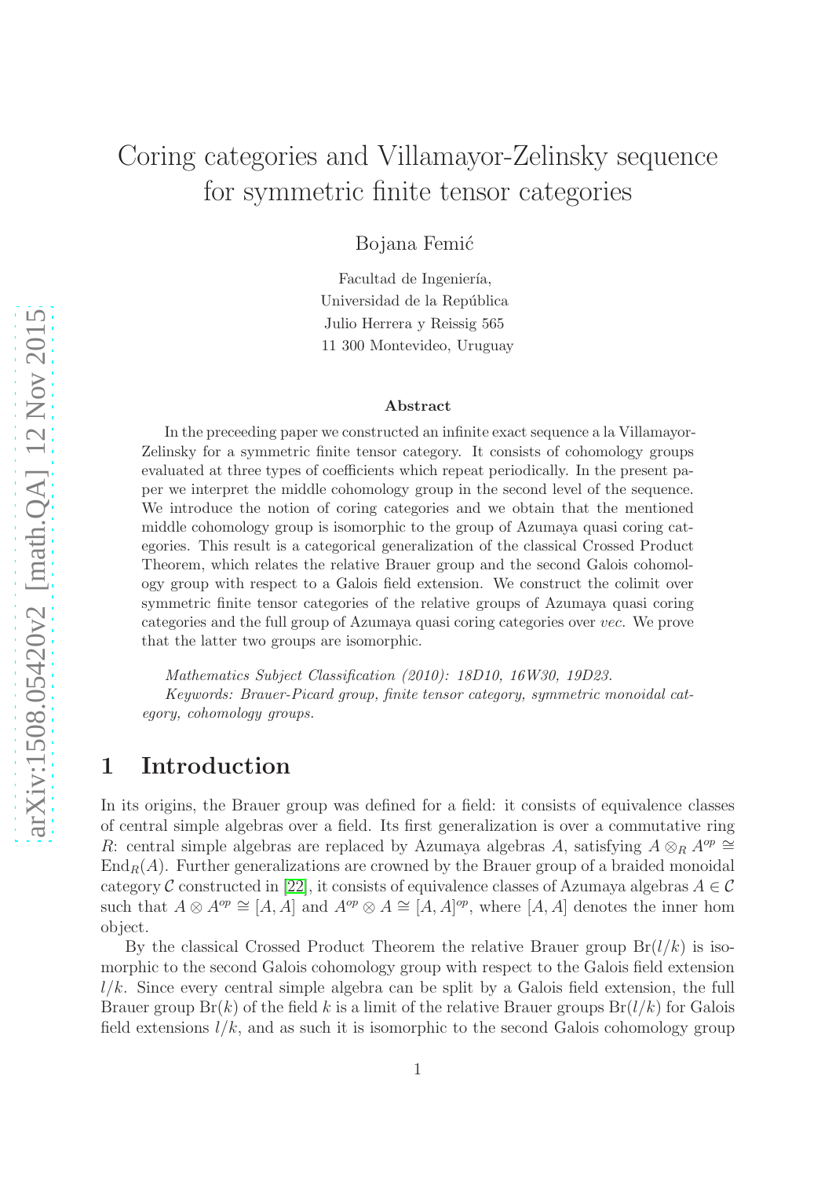# Coring categories and Villamayor-Zelinsky sequence for symmetric finite tensor categories

Bojana Femić

Facultad de Ingeniería,
Universidad de la República
Julio Herrera y Reissig 565
11 300 Montevideo, Uruguay

### Abstract

In the preceeding paper we constructed an infinite exact sequence a la Villamayor-Zelinsky for a symmetric finite tensor category. It consists of cohomology groups evaluated at three types of coefficients which repeat periodically. In the present paper we interpret the middle cohomology group in the second level of the sequence. We introduce the notion of coring categories and we obtain that the mentioned middle cohomology group is isomorphic to the group of Azumaya quasi coring categories. This result is a categorical generalization of the classical Crossed Product Theorem, which relates the relative Brauer group and the second Galois cohomology group with respect to a Galois field extension. We construct the colimit over symmetric finite tensor categories of the relative groups of Azumaya quasi coring categories and the full group of Azumaya quasi coring categories over *vec*. We prove that the latter two groups are isomorphic.

*Mathematics Subject Classification (2010): 18D10, 16W30, 19D23.*
*Keywords: Brauer-Picard group, finite tensor category, symmetric monoidal category, cohomology groups.*

## 1 Introduction

In its origins, the Brauer group was defined for a field: it consists of equivalence classes of central simple algebras over a field. Its first generalization is over a commutative ring $R$: central simple algebras are replaced by Azumaya algebras $A$, satisfying $A \otimes_R A^{op} \cong \operatorname{End}_R(A)$. Further generalizations are crowned by the Brauer group of a braided monoidal category $\mathcal{C}$ constructed in [22], it consists of equivalence classes of Azumaya algebras $A \in \mathcal{C}$ such that $A \otimes A^{op} \cong [A, A]$ and $A^{op} \otimes A \cong [A, A]^{op}$, where $[A, A]$ denotes the inner hom object.

By the classical Crossed Product Theorem the relative Brauer group $\operatorname{Br}(l/k)$ is isomorphic to the second Galois cohomology group with respect to the Galois field extension $l/k$. Since every central simple algebra can be split by a Galois field extension, the full Brauer group $\operatorname{Br}(k)$ of the field $k$ is a limit of the relative Brauer groups $\operatorname{Br}(l/k)$ for Galois field extensions $l/k$, and as such it is isomorphic to the second Galois cohomology group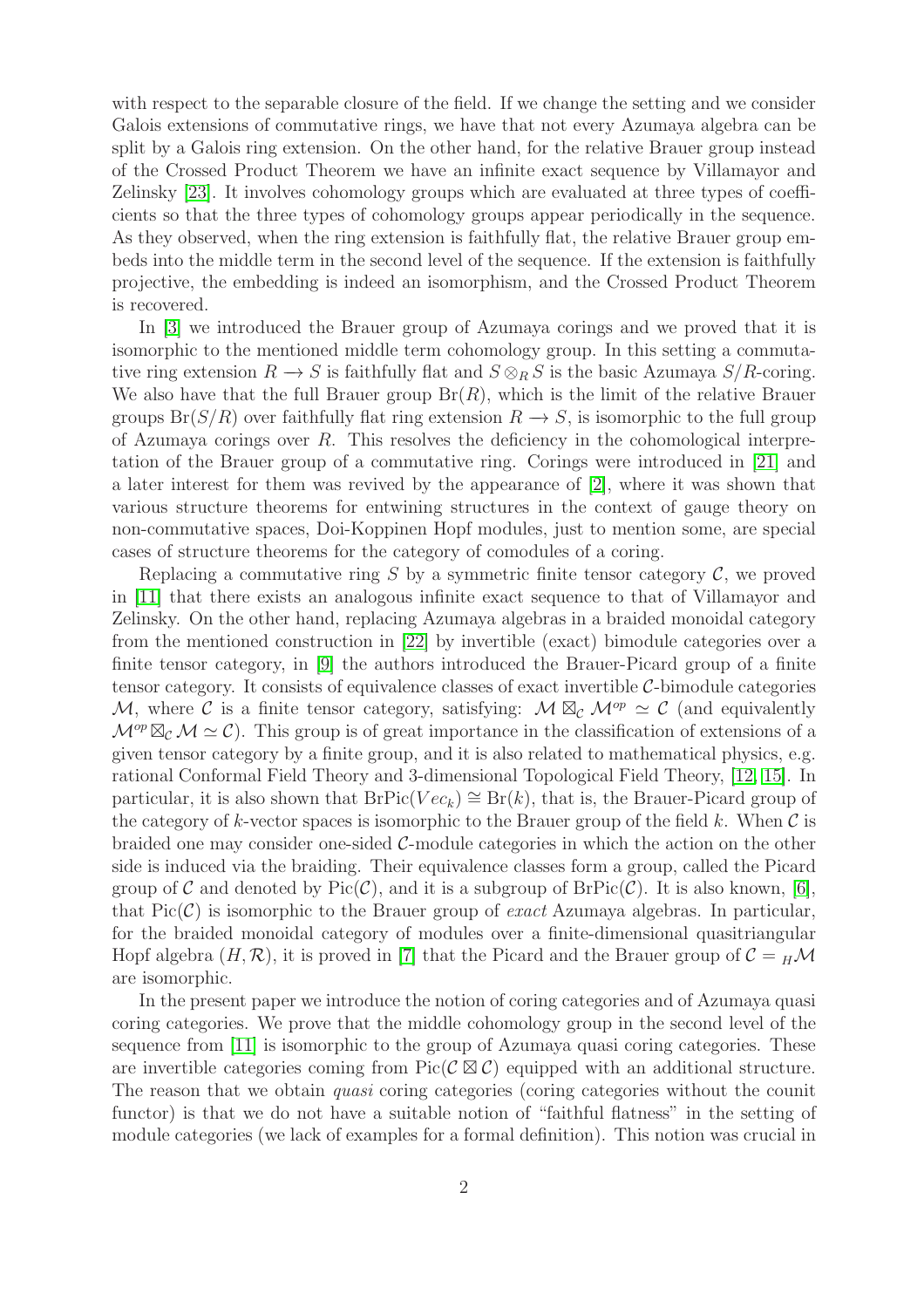with respect to the separable closure of the field. If we change the setting and we consider Galois extensions of commutative rings, we have that not every Azumaya algebra can be split by a Galois ring extension. On the other hand, for the relative Brauer group instead of the Crossed Product Theorem we have an infinite exact sequence by Villamayor and Zelinsky [23]. It involves cohomology groups which are evaluated at three types of coefficients so that the three types of cohomology groups appear periodically in the sequence. As they observed, when the ring extension is faithfully flat, the relative Brauer group embeds into the middle term in the second level of the sequence. If the extension is faithfully projective, the embedding is indeed an isomorphism, and the Crossed Product Theorem is recovered.

In [3] we introduced the Brauer group of Azumaya corings and we proved that it is isomorphic to the mentioned middle term cohomology group. In this setting a commutative ring extension $R \longrightarrow S$ is faithfully flat and $S \otimes_R S$ is the basic Azumaya $S/R$-coring. We also have that the full Brauer group $\mathrm{Br}(R)$, which is the limit of the relative Brauer groups $\mathrm{Br}(S/R)$ over faithfully flat ring extension $R \longrightarrow S$, is isomorphic to the full group of Azumaya corings over $R$. This resolves the deficiency in the cohomological interpretation of the Brauer group of a commutative ring. Corings were introduced in [21] and a later interest for them was revived by the appearance of [2], where it was shown that various structure theorems for entwining structures in the context of gauge theory on non-commutative spaces, Doi-Koppinen Hopf modules, just to mention some, are special cases of structure theorems for the category of comodules of a coring.

Replacing a commutative ring $S$ by a symmetric finite tensor category $\mathcal{C}$, we proved in [11] that there exists an analogous infinite exact sequence to that of Villamayor and Zelinsky. On the other hand, replacing Azumaya algebras in a braided monoidal category from the mentioned construction in [22] by invertible (exact) bimodule categories over a finite tensor category, in [9] the authors introduced the Brauer-Picard group of a finite tensor category. It consists of equivalence classes of exact invertible $\mathcal{C}$-bimodule categories $\mathcal{M}$, where $\mathcal{C}$ is a finite tensor category, satisfying: $\mathcal{M} \boxtimes_{\mathcal{C}} \mathcal{M}^{op} \simeq \mathcal{C}$ (and equivalently $\mathcal{M}^{op} \boxtimes_{\mathcal{C}} \mathcal{M} \simeq \mathcal{C}$). This group is of great importance in the classification of extensions of a given tensor category by a finite group, and it is also related to mathematical physics, e.g. rational Conformal Field Theory and 3-dimensional Topological Field Theory, [12, 15]. In particular, it is also shown that $\mathrm{BrPic}(Vec_k) \cong \mathrm{Br}(k)$, that is, the Brauer-Picard group of the category of $k$-vector spaces is isomorphic to the Brauer group of the field $k$. When $\mathcal{C}$ is braided one may consider one-sided $\mathcal{C}$-module categories in which the action on the other side is induced via the braiding. Their equivalence classes form a group, called the Picard group of $\mathcal{C}$ and denoted by $\mathrm{Pic}(\mathcal{C})$, and it is a subgroup of $\mathrm{BrPic}(\mathcal{C})$. It is also known, [6], that $\mathrm{Pic}(\mathcal{C})$ is isomorphic to the Brauer group of *exact* Azumaya algebras. In particular, for the braided monoidal category of modules over a finite-dimensional quasitriangular Hopf algebra $(H, \mathcal{R})$, it is proved in [7] that the Picard and the Brauer group of $\mathcal{C} = {}_H\mathcal{M}$ are isomorphic.

In the present paper we introduce the notion of coring categories and of Azumaya quasi coring categories. We prove that the middle cohomology group in the second level of the sequence from [11] is isomorphic to the group of Azumaya quasi coring categories. These are invertible categories coming from $\mathrm{Pic}(\mathcal{C} \boxtimes \mathcal{C})$ equipped with an additional structure. The reason that we obtain *quasi* coring categories (coring categories without the counit functor) is that we do not have a suitable notion of "faithful flatness" in the setting of module categories (we lack of examples for a formal definition). This notion was crucial in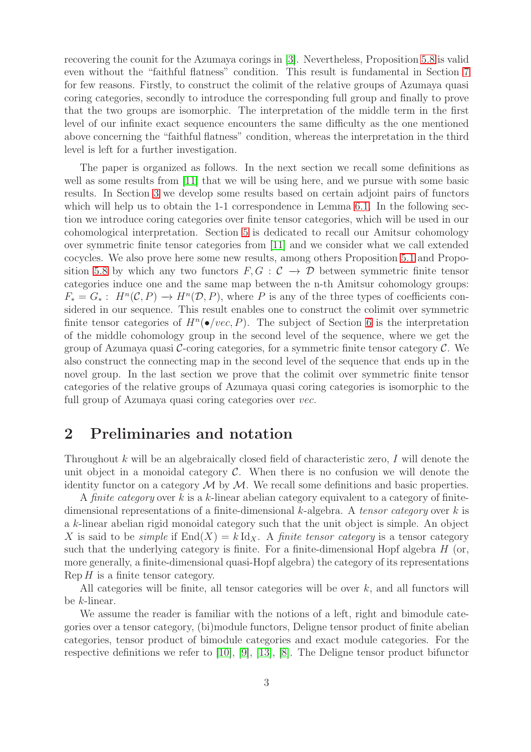recovering the counit for the Azumaya corings in [3]. Nevertheless, Proposition 5.8 is valid even without the "faithful flatness" condition. This result is fundamental in Section 7 for few reasons. Firstly, to construct the colimit of the relative groups of Azumaya quasi coring categories, secondly to introduce the corresponding full group and finally to prove that the two groups are isomorphic. The interpretation of the middle term in the first level of our infinite exact sequence encounters the same difficulty as the one mentioned above concerning the "faithful flatness" condition, whereas the interpretation in the third level is left for a further investigation.

The paper is organized as follows. In the next section we recall some definitions as well as some results from [11] that we will be using here, and we pursue with some basic results. In Section 3 we develop some results based on certain adjoint pairs of functors which will help us to obtain the 1-1 correspondence in Lemma 6.1. In the following section we introduce coring categories over finite tensor categories, which will be used in our cohomological interpretation. Section 5 is dedicated to recall our Amitsur cohomology over symmetric finite tensor categories from [11] and we consider what we call extended cocycles. We also prove here some new results, among others Proposition 5.1 and Proposition 5.8 by which any two functors $F, G : \mathcal{C} \to \mathcal{D}$ between symmetric finite tensor categories induce one and the same map between the n-th Amitsur cohomology groups: $F_* = G_* : H^n(\mathcal{C}, P) \to H^n(\mathcal{D}, P)$, where $P$ is any of the three types of coefficients considered in our sequence. This result enables one to construct the colimit over symmetric finite tensor categories of $H^n(\bullet/vec, P)$. The subject of Section 6 is the interpretation of the middle cohomology group in the second level of the sequence, where we get the group of Azumaya quasi $\mathcal{C}$-coring categories, for a symmetric finite tensor category $\mathcal{C}$. We also construct the connecting map in the second level of the sequence that ends up in the novel group. In the last section we prove that the colimit over symmetric finite tensor categories of the relative groups of Azumaya quasi coring categories is isomorphic to the full group of Azumaya quasi coring categories over *vec*.

## 2 Preliminaries and notation

Throughout $k$ will be an algebraically closed field of characteristic zero, $I$ will denote the unit object in a monoidal category $\mathcal{C}$. When there is no confusion we will denote the identity functor on a category $\mathcal{M}$ by $\mathcal{M}$. We recall some definitions and basic properties.

A *finite category* over $k$ is a $k$-linear abelian category equivalent to a category of finite-dimensional representations of a finite-dimensional $k$-algebra. A *tensor category* over $k$ is a $k$-linear abelian rigid monoidal category such that the unit object is simple. An object $X$ is said to be *simple* if $\operatorname{End}(X) = k \operatorname{Id}_X$. A *finite tensor category* is a tensor category such that the underlying category is finite. For a finite-dimensional Hopf algebra $H$ (or, more generally, a finite-dimensional quasi-Hopf algebra) the category of its representations $\operatorname{Rep} H$ is a finite tensor category.

All categories will be finite, all tensor categories will be over $k$, and all functors will be $k$-linear.

We assume the reader is familiar with the notions of a left, right and bimodule categories over a tensor category, (bi)module functors, Deligne tensor product of finite abelian categories, tensor product of bimodule categories and exact module categories. For the respective definitions we refer to [10], [9], [13], [8]. The Deligne tensor product bifunctor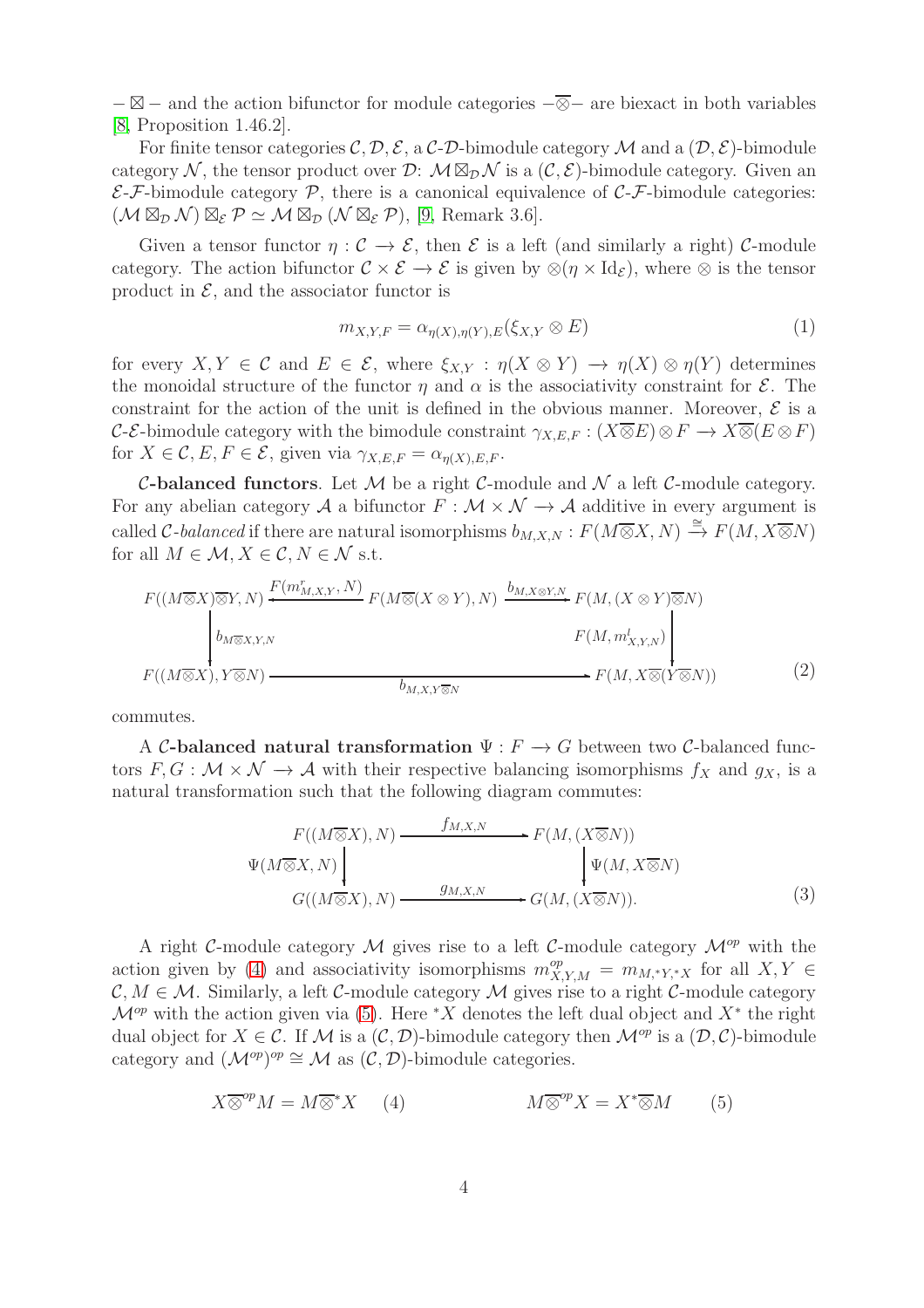$-\boxtimes-$ and the action bifunctor for module categories $-\overline{\otimes}-$ are biexact in both variables [8, Proposition 1.46.2].

For finite tensor categories $\mathcal{C},\mathcal{D},\mathcal{E}$, a $\mathcal{C}$-$\mathcal{D}$-bimodule category $\mathcal{M}$ and a $(\mathcal{D},\mathcal{E})$-bimodule category $\mathcal{N}$, the tensor product over $\mathcal{D}$: $\mathcal{M}\boxtimes_{\mathcal{D}}\mathcal{N}$ is a $(\mathcal{C},\mathcal{E})$-bimodule category. Given an $\mathcal{E}$-$\mathcal{F}$-bimodule category $\mathcal{P}$, there is a canonical equivalence of $\mathcal{C}$-$\mathcal{F}$-bimodule categories: $(\mathcal{M}\boxtimes_{\mathcal{D}}\mathcal{N})\boxtimes_{\mathcal{E}}\mathcal{P}\simeq\mathcal{M}\boxtimes_{\mathcal{D}}(\mathcal{N}\boxtimes_{\mathcal{E}}\mathcal{P})$, [9, Remark 3.6].

Given a tensor functor $\eta:\mathcal{C}\to\mathcal{E}$, then $\mathcal{E}$ is a left (and similarly a right) $\mathcal{C}$-module category. The action bifunctor $\mathcal{C}\times\mathcal{E}\to\mathcal{E}$ is given by $\otimes(\eta\times\mathrm{Id}_{\mathcal{E}})$, where $\otimes$ is the tensor product in $\mathcal{E}$, and the associator functor is

$$m_{X,Y,F}=\alpha_{\eta(X),\eta(Y),E}(\xi_{X,Y}\otimes E) \tag{1}$$

for every $X,Y\in\mathcal{C}$ and $E\in\mathcal{E}$, where $\xi_{X,Y}:\eta(X\otimes Y)\to\eta(X)\otimes\eta(Y)$ determines the monoidal structure of the functor $\eta$ and $\alpha$ is the associativity constraint for $\mathcal{E}$. The constraint for the action of the unit is defined in the obvious manner. Moreover, $\mathcal{E}$ is a $\mathcal{C}$-$\mathcal{E}$-bimodule category with the bimodule constraint $\gamma_{X,E,F}:(X\overline{\otimes}E)\otimes F\to X\overline{\otimes}(E\otimes F)$ for $X\in\mathcal{C}$, $E,F\in\mathcal{E}$, given via $\gamma_{X,E,F}=\alpha_{\eta(X),E,F}$.

**$\mathcal{C}$-balanced functors**. Let $\mathcal{M}$ be a right $\mathcal{C}$-module and $\mathcal{N}$ a left $\mathcal{C}$-module category. For any abelian category $\mathcal{A}$ a bifunctor $F:\mathcal{M}\times\mathcal{N}\to\mathcal{A}$ additive in every argument is called *$\mathcal{C}$-balanced* if there are natural isomorphisms $b_{M,X,N}:F(M\overline{\otimes}X,N)\xrightarrow{\cong}F(M,X\overline{\otimes}N)$ for all $M\in\mathcal{M},X\in\mathcal{C},N\in\mathcal{N}$ s.t.

$$\begin{array}{ccccc}
F((M\overline{\otimes}X)\overline{\otimes}Y,N) & \xleftarrow{F(m^r_{M,X,Y},N)} & F(M\overline{\otimes}(X\otimes Y),N) & \xrightarrow{b_{M,X\otimes Y,N}} & F(M,(X\otimes Y)\overline{\otimes}N)\\
\Big\downarrow{\scriptstyle b_{M\overline{\otimes}X,Y,N}} & & & & \Big\downarrow{\scriptstyle F(M,m^l_{X,Y,N})}\\
F((M\overline{\otimes}X),Y\overline{\otimes}N) & & \xrightarrow{\quad b_{M,X,Y\overline{\otimes}N}\quad} & & F(M,X\overline{\otimes}(Y\overline{\otimes}N))
\end{array} \tag{2}$$

commutes.

A **$\mathcal{C}$-balanced natural transformation** $\Psi:F\to G$ between two $\mathcal{C}$-balanced functors $F,G:\mathcal{M}\times\mathcal{N}\to\mathcal{A}$ with their respective balancing isomorphisms $f_X$ and $g_X$, is a natural transformation such that the following diagram commutes:

$$\begin{array}{ccc}
F((M\overline{\otimes}X),N) & \xrightarrow{f_{M,X,N}} & F(M,(X\overline{\otimes}N))\\
\Big\downarrow{\scriptstyle \Psi(M\overline{\otimes}X,N)} & & \Big\downarrow{\scriptstyle \Psi(M,X\overline{\otimes}N)}\\
G((M\overline{\otimes}X),N) & \xrightarrow{g_{M,X,N}} & G(M,(X\overline{\otimes}N)).
\end{array} \tag{3}$$

A right $\mathcal{C}$-module category $\mathcal{M}$ gives rise to a left $\mathcal{C}$-module category $\mathcal{M}^{op}$ with the action given by (4) and associativity isomorphisms $m^{op}_{X,Y,M}=m_{M,{}^*Y,{}^*X}$ for all $X,Y\in\mathcal{C},M\in\mathcal{M}$. Similarly, a left $\mathcal{C}$-module category $\mathcal{M}$ gives rise to a right $\mathcal{C}$-module category $\mathcal{M}^{op}$ with the action given via (5). Here ${}^*X$ denotes the left dual object and $X^*$ the right dual object for $X\in\mathcal{C}$. If $\mathcal{M}$ is a $(\mathcal{C},\mathcal{D})$-bimodule category then $\mathcal{M}^{op}$ is a $(\mathcal{D},\mathcal{C})$-bimodule category and $(\mathcal{M}^{op})^{op}\cong\mathcal{M}$ as $(\mathcal{C},\mathcal{D})$-bimodule categories.

$$X\overline{\otimes}^{op}M=M\overline{\otimes}{}^*X \quad (4) \qquad\qquad M\overline{\otimes}^{op}X=X^*\overline{\otimes}M \quad (5)$$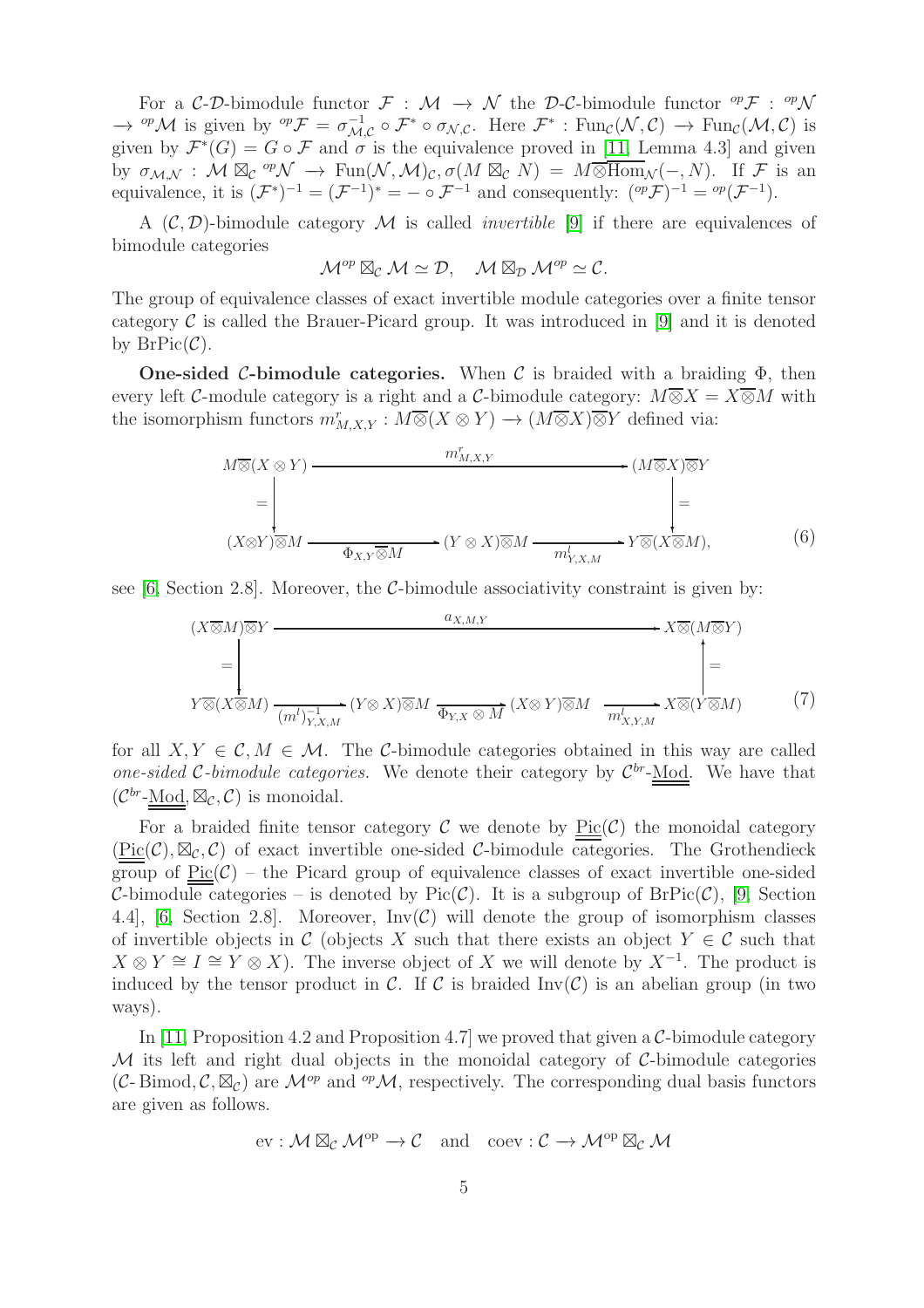For a $\mathcal{C}$-$\mathcal{D}$-bimodule functor $\mathcal{F} : \mathcal{M} \to \mathcal{N}$ the $\mathcal{D}$-$\mathcal{C}$-bimodule functor ${}^{op}\mathcal{F} : {}^{op}\mathcal{N} \to {}^{op}\mathcal{M}$ is given by ${}^{op}\mathcal{F} = \sigma_{\mathcal{M},\mathcal{C}}^{-1} \circ \mathcal{F}^* \circ \sigma_{\mathcal{N},\mathcal{C}}$. Here $\mathcal{F}^* : \mathrm{Fun}_{\mathcal{C}}(\mathcal{N}, \mathcal{C}) \to \mathrm{Fun}_{\mathcal{C}}(\mathcal{M}, \mathcal{C})$ is given by $\mathcal{F}^*(G) = G \circ \mathcal{F}$ and $\sigma$ is the equivalence proved in [11, Lemma 4.3] and given by $\sigma_{\mathcal{M},\mathcal{N}} : \mathcal{M} \boxtimes_{\mathcal{C}} {}^{op}\mathcal{N} \to \mathrm{Fun}(\mathcal{N}, \mathcal{M})_{\mathcal{C}}, \sigma(M \boxtimes_{\mathcal{C}} N) = M \overline{\otimes} \overline{\mathrm{Hom}}_{\mathcal{N}}(-, N)$. If $\mathcal{F}$ is an equivalence, it is $(\mathcal{F}^*)^{-1} = (\mathcal{F}^{-1})^* = - \circ \mathcal{F}^{-1}$ and consequently: $({}^{op}\mathcal{F})^{-1} = {}^{op}(\mathcal{F}^{-1})$.

A $(\mathcal{C}, \mathcal{D})$-bimodule category $\mathcal{M}$ is called *invertible* [9] if there are equivalences of bimodule categories

$$\mathcal{M}^{op} \boxtimes_{\mathcal{C}} \mathcal{M} \simeq \mathcal{D}, \quad \mathcal{M} \boxtimes_{\mathcal{D}} \mathcal{M}^{op} \simeq \mathcal{C}.$$

The group of equivalence classes of exact invertible module categories over a finite tensor category $\mathcal{C}$ is called the Brauer-Picard group. It was introduced in [9] and it is denoted by $\mathrm{BrPic}(\mathcal{C})$.

**One-sided $\mathcal{C}$-bimodule categories.** When $\mathcal{C}$ is braided with a braiding $\Phi$, then every left $\mathcal{C}$-module category is a right and a $\mathcal{C}$-bimodule category: $M \overline{\otimes} X = X \overline{\otimes} M$ with the isomorphism functors $m^r_{M,X,Y} : M \overline{\otimes}(X \otimes Y) \to (M \overline{\otimes} X) \overline{\otimes} Y$ defined via:

$$\begin{array}{ccccc}
M\overline{\otimes}(X \otimes Y) & & \xrightarrow{\quad m^r_{M,X,Y} \quad} & & (M\overline{\otimes}X)\overline{\otimes}Y \\
\Big\| & & & & \Big\| \\
(X\otimes Y)\overline{\otimes}M & \xrightarrow[\Phi_{X,Y}\overline{\otimes}M]{} & (Y \otimes X)\overline{\otimes}M & \xrightarrow[m^l_{Y,X,M}]{} & Y\overline{\otimes}(X\overline{\otimes}M),
\end{array} \tag{6}$$

see [6, Section 2.8]. Moreover, the $\mathcal{C}$-bimodule associativity constraint is given by:

$$\begin{array}{ccccc}
(X\overline{\otimes}M)\overline{\otimes}Y & & \xrightarrow{\quad a_{X,M,Y} \quad} & & X\overline{\otimes}(M\overline{\otimes}Y) \\
\Big\| & & & & \Big\| \\
Y\overline{\otimes}(X\overline{\otimes}M) & \xrightarrow[(m^l)^{-1}_{Y,X,M}]{} & (Y\otimes X)\overline{\otimes}M \xrightarrow[\Phi_{Y,X}\otimes M]{} (X\otimes Y)\overline{\otimes}M & \xrightarrow[m^l_{X,Y,M}]{} & X\overline{\otimes}(Y\overline{\otimes}M)
\end{array} \tag{7}$$

for all $X, Y \in \mathcal{C}, M \in \mathcal{M}$. The $\mathcal{C}$-bimodule categories obtained in this way are called *one-sided $\mathcal{C}$-bimodule categories.* We denote their category by $\mathcal{C}^{br}$-$\underline{\underline{\mathrm{Mod}}}$. We have that $(\mathcal{C}^{br}$-$\underline{\underline{\mathrm{Mod}}}, \boxtimes_{\mathcal{C}}, \mathcal{C})$ is monoidal.

For a braided finite tensor category $\mathcal{C}$ we denote by $\underline{\underline{\mathrm{Pic}}}(\mathcal{C})$ the monoidal category $(\underline{\underline{\mathrm{Pic}}}(\mathcal{C}), \boxtimes_{\mathcal{C}}, \mathcal{C})$ of exact invertible one-sided $\mathcal{C}$-bimodule categories. The Grothendieck group of $\underline{\underline{\mathrm{Pic}}}(\mathcal{C})$ – the Picard group of equivalence classes of exact invertible one-sided $\mathcal{C}$-bimodule categories – is denoted by $\mathrm{Pic}(\mathcal{C})$. It is a subgroup of $\mathrm{BrPic}(\mathcal{C})$, [9, Section 4.4], [6, Section 2.8]. Moreover, $\mathrm{Inv}(\mathcal{C})$ will denote the group of isomorphism classes of invertible objects in $\mathcal{C}$ (objects $X$ such that there exists an object $Y \in \mathcal{C}$ such that $X \otimes Y \cong I \cong Y \otimes X$). The inverse object of $X$ we will denote by $X^{-1}$. The product is induced by the tensor product in $\mathcal{C}$. If $\mathcal{C}$ is braided $\mathrm{Inv}(\mathcal{C})$ is an abelian group (in two ways).

In [11, Proposition 4.2 and Proposition 4.7] we proved that given a $\mathcal{C}$-bimodule category $\mathcal{M}$ its left and right dual objects in the monoidal category of $\mathcal{C}$-bimodule categories $(\mathcal{C}\text{-}\mathrm{Bimod}, \mathcal{C}, \boxtimes_{\mathcal{C}})$ are $\mathcal{M}^{op}$ and ${}^{op}\mathcal{M}$, respectively. The corresponding dual basis functors are given as follows.

$$\mathrm{ev} : \mathcal{M} \boxtimes_{\mathcal{C}} \mathcal{M}^{\mathrm{op}} \to \mathcal{C} \quad \text{and} \quad \mathrm{coev} : \mathcal{C} \to \mathcal{M}^{\mathrm{op}} \boxtimes_{\mathcal{C}} \mathcal{M}$$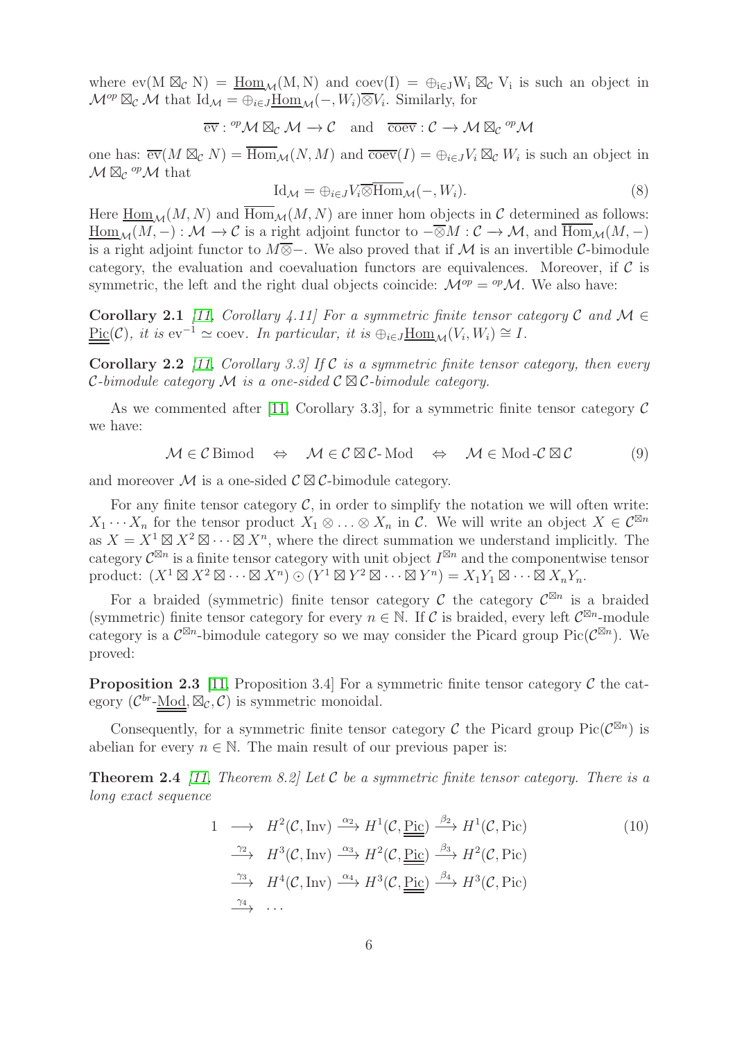where $\mathrm{ev}(\mathrm{M} \boxtimes_{\mathcal{C}} \mathrm{N}) = \underline{\mathrm{Hom}}_{\mathcal{M}}(\mathrm{M}, \mathrm{N})$ and $\mathrm{coev}(\mathrm{I}) = \oplus_{\mathrm{i} \in \mathrm{J}} \mathrm{W}_{\mathrm{i}} \boxtimes_{\mathcal{C}} \mathrm{V}_{\mathrm{i}}$ is such an object in $\mathcal{M}^{op} \boxtimes_{\mathcal{C}} \mathcal{M}$ that $\mathrm{Id}_{\mathcal{M}} = \oplus_{i \in J} \underline{\mathrm{Hom}}_{\mathcal{M}}(-, W_i) \overline{\otimes} V_i$. Similarly, for

$$\overline{\mathrm{ev}} : {}^{op}\mathcal{M} \boxtimes_{\mathcal{C}} \mathcal{M} \to \mathcal{C} \quad \text{and} \quad \overline{\mathrm{coev}} : \mathcal{C} \to \mathcal{M} \boxtimes_{\mathcal{C}} {}^{op}\mathcal{M}$$

one has: $\overline{\mathrm{ev}}(M \boxtimes_{\mathcal{C}} N) = \overline{\mathrm{Hom}}_{\mathcal{M}}(N, M)$ and $\overline{\mathrm{coev}}(I) = \oplus_{i \in J} V_i \boxtimes_{\mathcal{C}} W_i$ is such an object in $\mathcal{M} \boxtimes_{\mathcal{C}} {}^{op}\mathcal{M}$ that

$$\mathrm{Id}_{\mathcal{M}} = \oplus_{i \in J} V_i \overline{\otimes} \overline{\mathrm{Hom}}_{\mathcal{M}}(-, W_i). \tag{8}$$

Here $\underline{\mathrm{Hom}}_{\mathcal{M}}(M, N)$ and $\overline{\mathrm{Hom}}_{\mathcal{M}}(M, N)$ are inner hom objects in $\mathcal{C}$ determined as follows: $\underline{\mathrm{Hom}}_{\mathcal{M}}(M, -) : \mathcal{M} \to \mathcal{C}$ is a right adjoint functor to $-\overline{\otimes} M : \mathcal{C} \to \mathcal{M}$, and $\overline{\mathrm{Hom}}_{\mathcal{M}}(M, -)$ is a right adjoint functor to $M \overline{\otimes} -$. We also proved that if $\mathcal{M}$ is an invertible $\mathcal{C}$-bimodule category, the evaluation and coevaluation functors are equivalences. Moreover, if $\mathcal{C}$ is symmetric, the left and the right dual objects coincide: $\mathcal{M}^{op} = {}^{op}\mathcal{M}$. We also have:

**Corollary 2.1** *[11, Corollary 4.11] For a symmetric finite tensor category $\mathcal{C}$ and $\mathcal{M} \in \underline{\underline{\mathrm{Pic}}}(\mathcal{C})$, it is $\mathrm{ev}^{-1} \simeq \mathrm{coev}$. In particular, it is $\oplus_{i \in J} \underline{\mathrm{Hom}}_{\mathcal{M}}(V_i, W_i) \cong I$.*

**Corollary 2.2** *[11, Corollary 3.3] If $\mathcal{C}$ is a symmetric finite tensor category, then every $\mathcal{C}$-bimodule category $\mathcal{M}$ is a one-sided $\mathcal{C} \boxtimes \mathcal{C}$-bimodule category.*

As we commented after [11, Corollary 3.3], for a symmetric finite tensor category $\mathcal{C}$ we have:

$$\mathcal{M} \in \mathcal{C}\,\mathrm{Bimod} \quad \Leftrightarrow \quad \mathcal{M} \in \mathcal{C} \boxtimes \mathcal{C}\text{-}\mathrm{Mod} \quad \Leftrightarrow \quad \mathcal{M} \in \mathrm{Mod}\text{-}\mathcal{C} \boxtimes \mathcal{C} \tag{9}$$

and moreover $\mathcal{M}$ is a one-sided $\mathcal{C} \boxtimes \mathcal{C}$-bimodule category.

For any finite tensor category $\mathcal{C}$, in order to simplify the notation we will often write: $X_1 \cdots X_n$ for the tensor product $X_1 \otimes \ldots \otimes X_n$ in $\mathcal{C}$. We will write an object $X \in \mathcal{C}^{\boxtimes n}$ as $X = X^1 \boxtimes X^2 \boxtimes \cdots \boxtimes X^n$, where the direct summation we understand implicitly. The category $\mathcal{C}^{\boxtimes n}$ is a finite tensor category with unit object $I^{\boxtimes n}$ and the componentwise tensor product: $(X^1 \boxtimes X^2 \boxtimes \cdots \boxtimes X^n) \odot (Y^1 \boxtimes Y^2 \boxtimes \cdots \boxtimes Y^n) = X_1 Y_1 \boxtimes \cdots \boxtimes X_n Y_n$.

For a braided (symmetric) finite tensor category $\mathcal{C}$ the category $\mathcal{C}^{\boxtimes n}$ is a braided (symmetric) finite tensor category for every $n \in \mathbb{N}$. If $\mathcal{C}$ is braided, every left $\mathcal{C}^{\boxtimes n}$-module category is a $\mathcal{C}^{\boxtimes n}$-bimodule category so we may consider the Picard group $\mathrm{Pic}(\mathcal{C}^{\boxtimes n})$. We proved:

**Proposition 2.3** [11, Proposition 3.4] For a symmetric finite tensor category $\mathcal{C}$ the category $(\mathcal{C}^{br}\text{-}\underline{\underline{\mathrm{Mod}}}, \boxtimes_{\mathcal{C}}, \mathcal{C})$ is symmetric monoidal.

Consequently, for a symmetric finite tensor category $\mathcal{C}$ the Picard group $\mathrm{Pic}(\mathcal{C}^{\boxtimes n})$ is abelian for every $n \in \mathbb{N}$. The main result of our previous paper is:

**Theorem 2.4** *[11, Theorem 8.2] Let $\mathcal{C}$ be a symmetric finite tensor category. There is a long exact sequence*

$$\begin{aligned} 1 \;\longrightarrow\; & H^2(\mathcal{C}, \mathrm{Inv}) \xrightarrow{\alpha_2} H^1(\mathcal{C}, \underline{\underline{\mathrm{Pic}}}) \xrightarrow{\beta_2} H^1(\mathcal{C}, \mathrm{Pic}) \\ \xrightarrow{\gamma_2}\; & H^3(\mathcal{C}, \mathrm{Inv}) \xrightarrow{\alpha_3} H^2(\mathcal{C}, \underline{\underline{\mathrm{Pic}}}) \xrightarrow{\beta_3} H^2(\mathcal{C}, \mathrm{Pic}) \\ \xrightarrow{\gamma_3}\; & H^4(\mathcal{C}, \mathrm{Inv}) \xrightarrow{\alpha_4} H^3(\mathcal{C}, \underline{\underline{\mathrm{Pic}}}) \xrightarrow{\beta_4} H^3(\mathcal{C}, \mathrm{Pic}) \\ \xrightarrow{\gamma_4}\; & \cdots \end{aligned} \tag{10}$$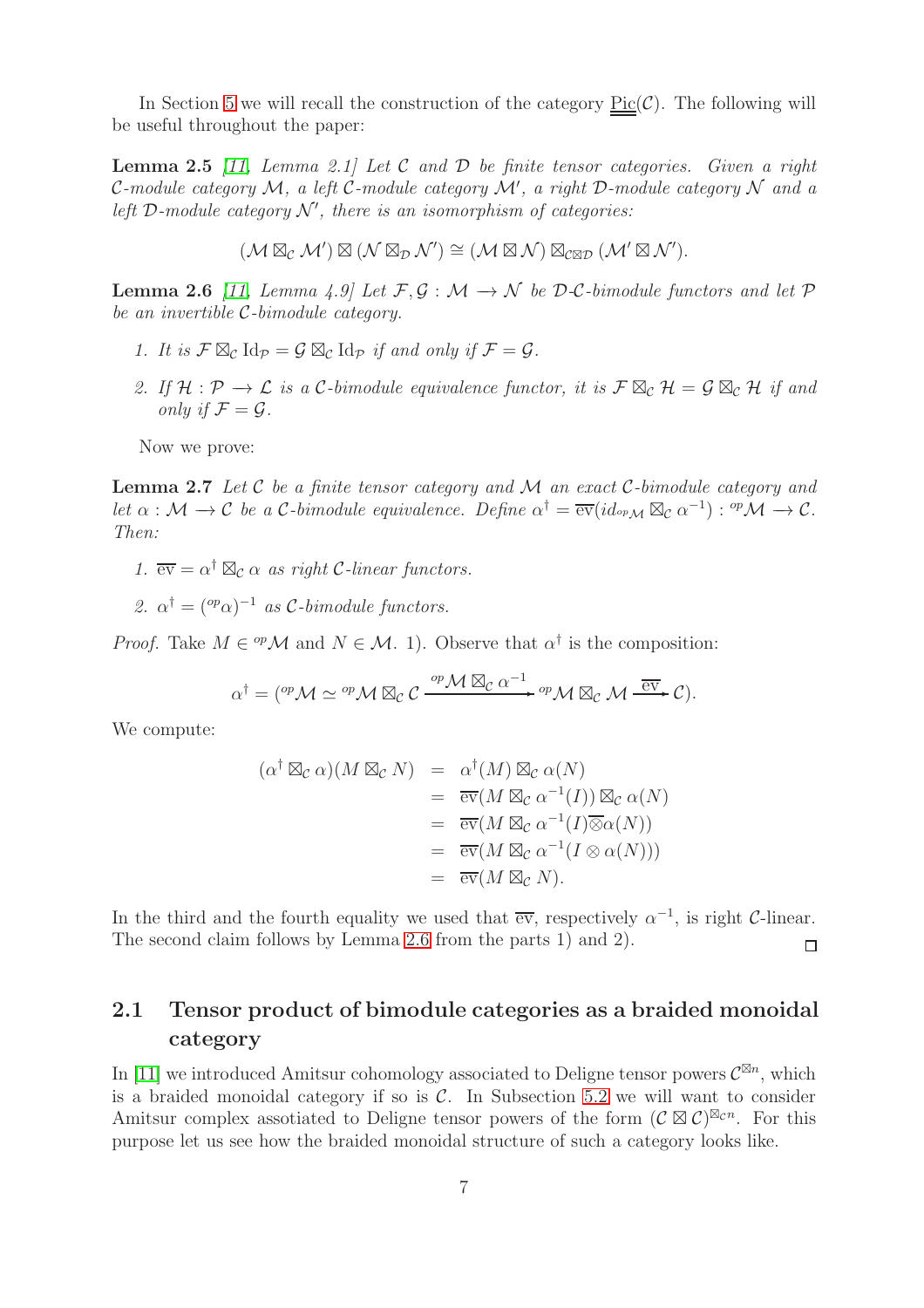In Section 5 we will recall the construction of the category $\underline{\underline{\mathrm{Pic}}}(\mathcal{C})$. The following will be useful throughout the paper:

**Lemma 2.5** *[11, Lemma 2.1] Let $\mathcal{C}$ and $\mathcal{D}$ be finite tensor categories. Given a right $\mathcal{C}$-module category $\mathcal{M}$, a left $\mathcal{C}$-module category $\mathcal{M}'$, a right $\mathcal{D}$-module category $\mathcal{N}$ and a left $\mathcal{D}$-module category $\mathcal{N}'$, there is an isomorphism of categories:*

$$(\mathcal{M} \boxtimes_{\mathcal{C}} \mathcal{M}') \boxtimes (\mathcal{N} \boxtimes_{\mathcal{D}} \mathcal{N}') \cong (\mathcal{M} \boxtimes \mathcal{N}) \boxtimes_{\mathcal{C}\boxtimes\mathcal{D}} (\mathcal{M}' \boxtimes \mathcal{N}').$$

**Lemma 2.6** *[11, Lemma 4.9] Let $\mathcal{F}, \mathcal{G} : \mathcal{M} \to \mathcal{N}$ be $\mathcal{D}$-$\mathcal{C}$-bimodule functors and let $\mathcal{P}$ be an invertible $\mathcal{C}$-bimodule category.*

1. *It is $\mathcal{F} \boxtimes_{\mathcal{C}} \mathrm{Id}_{\mathcal{P}} = \mathcal{G} \boxtimes_{\mathcal{C}} \mathrm{Id}_{\mathcal{P}}$ if and only if $\mathcal{F} = \mathcal{G}$.*
2. *If $\mathcal{H} : \mathcal{P} \to \mathcal{L}$ is a $\mathcal{C}$-bimodule equivalence functor, it is $\mathcal{F} \boxtimes_{\mathcal{C}} \mathcal{H} = \mathcal{G} \boxtimes_{\mathcal{C}} \mathcal{H}$ if and only if $\mathcal{F} = \mathcal{G}$.*

Now we prove:

**Lemma 2.7** *Let $\mathcal{C}$ be a finite tensor category and $\mathcal{M}$ an exact $\mathcal{C}$-bimodule category and let $\alpha : \mathcal{M} \to \mathcal{C}$ be a $\mathcal{C}$-bimodule equivalence. Define $\alpha^\dagger = \overline{\mathrm{ev}}(id_{{}^{op}\mathcal{M}} \boxtimes_{\mathcal{C}} \alpha^{-1}) : {}^{op}\mathcal{M} \to \mathcal{C}$. Then:*

1. *$\overline{\mathrm{ev}} = \alpha^\dagger \boxtimes_{\mathcal{C}} \alpha$ as right $\mathcal{C}$-linear functors.*
2. *$\alpha^\dagger = ({}^{op}\alpha)^{-1}$ as $\mathcal{C}$-bimodule functors.*

*Proof.* Take $M \in {}^{op}\mathcal{M}$ and $N \in \mathcal{M}$. 1). Observe that $\alpha^\dagger$ is the composition:

$$\alpha^\dagger = ({}^{op}\mathcal{M} \simeq {}^{op}\mathcal{M} \boxtimes_{\mathcal{C}} \mathcal{C} \xrightarrow{{}^{op}\mathcal{M} \boxtimes_{\mathcal{C}} \alpha^{-1}} {}^{op}\mathcal{M} \boxtimes_{\mathcal{C}} \mathcal{M} \xrightarrow{\overline{\mathrm{ev}}} \mathcal{C}).$$

We compute:

$$\begin{aligned}
(\alpha^\dagger \boxtimes_{\mathcal{C}} \alpha)(M \boxtimes_{\mathcal{C}} N) &= \alpha^\dagger(M) \boxtimes_{\mathcal{C}} \alpha(N) \\
&= \overline{\mathrm{ev}}(M \boxtimes_{\mathcal{C}} \alpha^{-1}(I)) \boxtimes_{\mathcal{C}} \alpha(N) \\
&= \overline{\mathrm{ev}}(M \boxtimes_{\mathcal{C}} \alpha^{-1}(I) \overline{\otimes} \alpha(N)) \\
&= \overline{\mathrm{ev}}(M \boxtimes_{\mathcal{C}} \alpha^{-1}(I \otimes \alpha(N))) \\
&= \overline{\mathrm{ev}}(M \boxtimes_{\mathcal{C}} N).
\end{aligned}$$

In the third and the fourth equality we used that $\overline{\mathrm{ev}}$, respectively $\alpha^{-1}$, is right $\mathcal{C}$-linear. The second claim follows by Lemma 2.6 from the parts 1) and 2). $\square$

## 2.1 Tensor product of bimodule categories as a braided monoidal category

In [11] we introduced Amitsur cohomology associated to Deligne tensor powers $\mathcal{C}^{\boxtimes n}$, which is a braided monoidal category if so is $\mathcal{C}$. In Subsection 5.2 we will want to consider Amitsur complex assotiated to Deligne tensor powers of the form $(\mathcal{C} \boxtimes \mathcal{C})^{\boxtimes_{\mathcal{C}} n}$. For this purpose let us see how the braided monoidal structure of such a category looks like.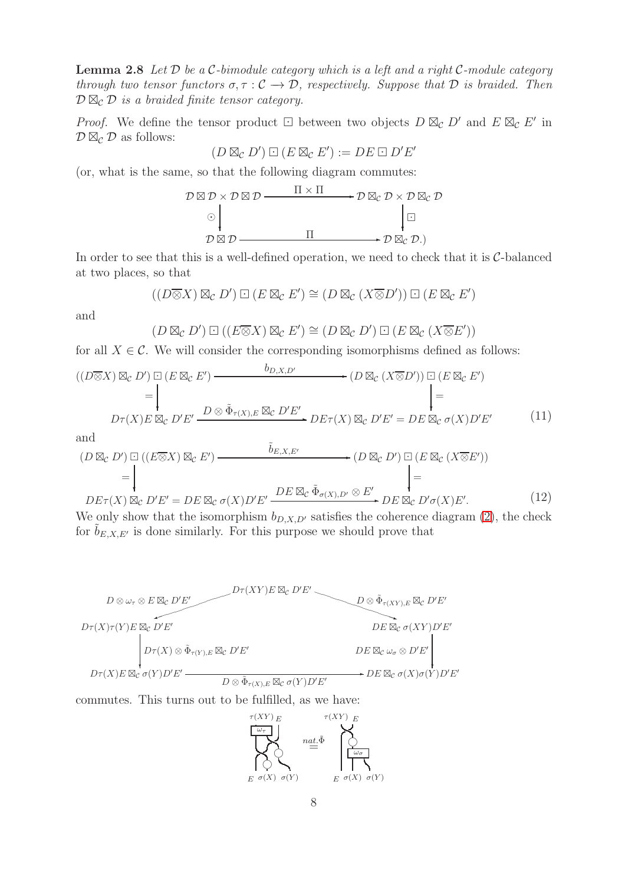**Lemma 2.8** *Let $\mathcal{D}$ be a $\mathcal{C}$-bimodule category which is a left and a right $\mathcal{C}$-module category through two tensor functors $\sigma, \tau : \mathcal{C} \longrightarrow \mathcal{D}$, respectively. Suppose that $\mathcal{D}$ is braided. Then $\mathcal{D} \boxtimes_{\mathcal{C}} \mathcal{D}$ is a braided finite tensor category.*

*Proof.* We define the tensor product $\boxdot$ between two objects $D \boxtimes_{\mathcal{C}} D'$ and $E \boxtimes_{\mathcal{C}} E'$ in $\mathcal{D} \boxtimes_{\mathcal{C}} \mathcal{D}$ as follows:

$$(D \boxtimes_{\mathcal{C}} D') \boxdot (E \boxtimes_{\mathcal{C}} E') := DE \boxdot D'E'$$

(or, what is the same, so that the following diagram commutes:

$$\begin{array}{ccc}
\mathcal{D} \boxtimes \mathcal{D} \times \mathcal{D} \boxtimes \mathcal{D} & \xrightarrow{\quad \Pi \times \Pi \quad} & \mathcal{D} \boxtimes_{\mathcal{C}} \mathcal{D} \times \mathcal{D} \boxtimes_{\mathcal{C}} \mathcal{D} \\
\Big\downarrow \odot & & \Big\downarrow \boxdot \\
\mathcal{D} \boxtimes \mathcal{D} & \xrightarrow{\quad \Pi \quad} & \mathcal{D} \boxtimes_{\mathcal{C}} \mathcal{D}.)
\end{array}$$

In order to see that this is a well-defined operation, we need to check that it is $\mathcal{C}$-balanced at two places, so that

$$((D \overline{\otimes} X) \boxtimes_{\mathcal{C}} D') \boxdot (E \boxtimes_{\mathcal{C}} E') \cong (D \boxtimes_{\mathcal{C}} (X \overline{\otimes} D')) \boxdot (E \boxtimes_{\mathcal{C}} E')$$

and

$$(D \boxtimes_{\mathcal{C}} D') \boxdot ((E \overline{\otimes} X) \boxtimes_{\mathcal{C}} E') \cong (D \boxtimes_{\mathcal{C}} D') \boxdot (E \boxtimes_{\mathcal{C}} (X \overline{\otimes} E'))$$

for all $X \in \mathcal{C}$. We will consider the corresponding isomorphisms defined as follows:

$$\begin{array}{ccc}
((D \overline{\otimes} X) \boxtimes_{\mathcal{C}} D') \boxdot (E \boxtimes_{\mathcal{C}} E') & \xrightarrow{\quad b_{D,X,D'} \quad} & (D \boxtimes_{\mathcal{C}} (X \overline{\otimes} D')) \boxdot (E \boxtimes_{\mathcal{C}} E') \\
\Big\| & & \Big\| \\
D\tau(X)E \boxtimes_{\mathcal{C}} D'E' & \xrightarrow{D \otimes \tilde{\Phi}_{\tau(X),E} \boxtimes_{\mathcal{C}} D'E'} & DE\tau(X) \boxtimes_{\mathcal{C}} D'E' = DE \boxtimes_{\mathcal{C}} \sigma(X) D'E'
\end{array} \tag{11}$$

and

$$\begin{array}{ccc}
(D \boxtimes_{\mathcal{C}} D') \boxdot ((E \overline{\otimes} X) \boxtimes_{\mathcal{C}} E') & \xrightarrow{\quad \tilde{b}_{E,X,E'} \quad} & (D \boxtimes_{\mathcal{C}} D') \boxdot (E \boxtimes_{\mathcal{C}} (X \overline{\otimes} E')) \\
\Big\| & & \Big\| \\
DE\tau(X) \boxtimes_{\mathcal{C}} D'E' = DE \boxtimes_{\mathcal{C}} \sigma(X) D'E' & \xrightarrow{DE \boxtimes_{\mathcal{C}} \tilde{\Phi}_{\sigma(X),D'} \otimes E'} & DE \boxtimes_{\mathcal{C}} D'\sigma(X)E'.
\end{array} \tag{12}$$

We only show that the isomorphism $b_{D,X,D'}$ satisfies the coherence diagram (2), the check for $\tilde{b}_{E,X,E'}$ is done similarly. For this purpose we should prove that

$$\begin{array}{ccc}
 & D\tau(XY)E \boxtimes_{\mathcal{C}} D'E' & \\
\swarrow^{D \otimes \omega_\tau \otimes E \boxtimes_{\mathcal{C}} D'E'} & & \searrow^{D \otimes \tilde{\Phi}_{\tau(XY),E} \boxtimes_{\mathcal{C}} D'E'} \\
D\tau(X)\tau(Y)E \boxtimes_{\mathcal{C}} D'E' & & DE \boxtimes_{\mathcal{C}} \sigma(XY)D'E' \\
\Big\downarrow D\tau(X) \otimes \tilde{\Phi}_{\tau(Y),E} \boxtimes_{\mathcal{C}} D'E' & & \Big\downarrow DE \boxtimes_{\mathcal{C}} \omega_\sigma \otimes D'E' \\
D\tau(X)E \boxtimes_{\mathcal{C}} \sigma(Y)D'E' & \xrightarrow{D \otimes \tilde{\Phi}_{\tau(X),E} \boxtimes_{\mathcal{C}} \sigma(Y)D'E'} & DE \boxtimes_{\mathcal{C}} \sigma(X)\sigma(Y)D'E'
\end{array}$$

commutes. This turns out to be fulfilled, as we have:

[String diagram: left side with $\tau(XY)$, $E$ at top, box $\omega_\tau$, braidings and circles, ending in $E\ \sigma(X)\ \sigma(Y)$; $\overset{nat.\tilde{\Phi}}{=}$; right side with $\tau(XY)$, $E$ at top, braiding, circle, box $\omega_\sigma$, ending in $E\ \sigma(X)\ \sigma(Y)$]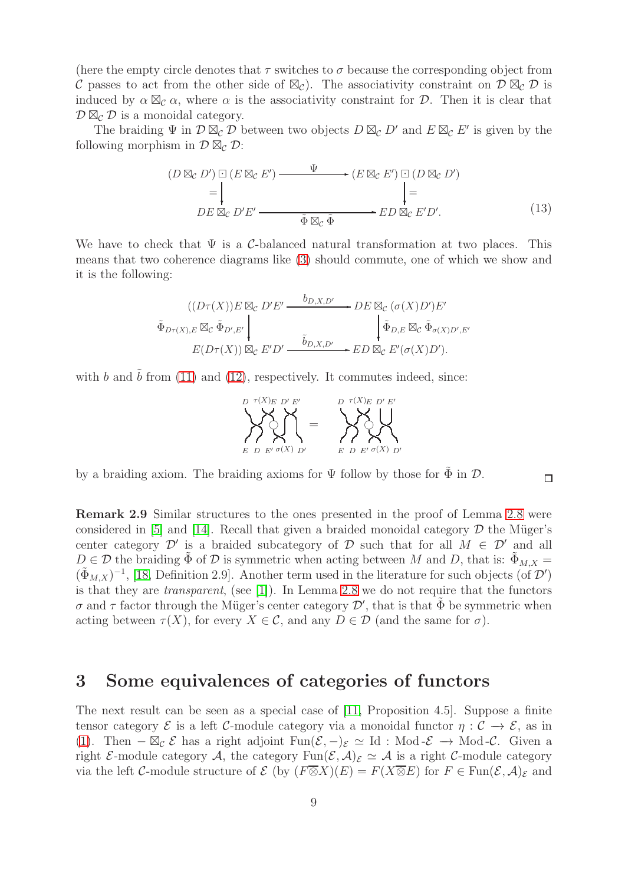(here the empty circle denotes that $\tau$ switches to $\sigma$ because the corresponding object from $\mathcal{C}$ passes to act from the other side of $\boxtimes_{\mathcal{C}}$). The associativity constraint on $\mathcal{D} \boxtimes_{\mathcal{C}} \mathcal{D}$ is induced by $\alpha \boxtimes_{\mathcal{C}} \alpha$, where $\alpha$ is the associativity constraint for $\mathcal{D}$. Then it is clear that $\mathcal{D} \boxtimes_{\mathcal{C}} \mathcal{D}$ is a monoidal category.

The braiding $\Psi$ in $\mathcal{D} \boxtimes_{\mathcal{C}} \mathcal{D}$ between two objects $D \boxtimes_{\mathcal{C}} D'$ and $E \boxtimes_{\mathcal{C}} E'$ is given by the following morphism in $\mathcal{D} \boxtimes_{\mathcal{C}} \mathcal{D}$:

$$\begin{array}{ccc} (D \boxtimes_{\mathcal{C}} D') \boxdot (E \boxtimes_{\mathcal{C}} E') & \xrightarrow{\quad \Psi \quad} & (E \boxtimes_{\mathcal{C}} E') \boxdot (D \boxtimes_{\mathcal{C}} D') \\ \| & & \| \\ DE \boxtimes_{\mathcal{C}} D'E' & \xrightarrow[\tilde{\Phi} \boxtimes_{\mathcal{C}} \tilde{\Phi}]{} & ED \boxtimes_{\mathcal{C}} E'D'. \end{array} \tag{13}$$

We have to check that $\Psi$ is a $\mathcal{C}$-balanced natural transformation at two places. This means that two coherence diagrams like (3) should commute, one of which we show and it is the following:

$$\begin{array}{ccc} ((D\tau(X))E \boxtimes_{\mathcal{C}} D'E' & \xrightarrow{\; b_{D,X,D'} \;} & DE \boxtimes_{\mathcal{C}} (\sigma(X)D')E' \\ \Big\downarrow {\scriptstyle \tilde{\Phi}_{D\tau(X),E} \boxtimes_{\mathcal{C}} \tilde{\Phi}_{D',E'}} & & \Big\downarrow {\scriptstyle \tilde{\Phi}_{D,E} \boxtimes_{\mathcal{C}} \tilde{\Phi}_{\sigma(X)D',E'}} \\ E(D\tau(X)) \boxtimes_{\mathcal{C}} E'D' & \xrightarrow{\; \tilde{b}_{D,X,D'} \;} & ED \boxtimes_{\mathcal{C}} E'(\sigma(X)D'). \end{array}$$

with $b$ and $\tilde{b}$ from (11) and (12), respectively. It commutes indeed, since:

[braid diagram: $D\ \tau(X)\ E\ D'\ E'$ to $E\ D\ E'\ \sigma(X)\ D'$ on both sides of an equality]

by a braiding axiom. The braiding axioms for $\Psi$ follow by those for $\tilde{\Phi}$ in $\mathcal{D}$. □

**Remark 2.9** Similar structures to the ones presented in the proof of Lemma 2.8 were considered in [5] and [14]. Recall that given a braided monoidal category $\mathcal{D}$ the Müger's center category $\mathcal{D}'$ is a braided subcategory of $\mathcal{D}$ such that for all $M \in \mathcal{D}'$ and all $D \in \mathcal{D}$ the braiding $\tilde{\Phi}$ of $\mathcal{D}$ is symmetric when acting between $M$ and $D$, that is: $\tilde{\Phi}_{M,X} = (\tilde{\Phi}_{M,X})^{-1}$, [18, Definition 2.9]. Another term used in the literature for such objects (of $\mathcal{D}'$) is that they are *transparent*, (see [1]). In Lemma 2.8 we do not require that the functors $\sigma$ and $\tau$ factor through the Müger's center category $\mathcal{D}'$, that is that $\tilde{\Phi}$ be symmetric when acting between $\tau(X)$, for every $X \in \mathcal{C}$, and any $D \in \mathcal{D}$ (and the same for $\sigma$).

# 3 Some equivalences of categories of functors

The next result can be seen as a special case of [11, Proposition 4.5]. Suppose a finite tensor category $\mathcal{E}$ is a left $\mathcal{C}$-module category via a monoidal functor $\eta : \mathcal{C} \to \mathcal{E}$, as in (1). Then $- \boxtimes_{\mathcal{C}} \mathcal{E}$ has a right adjoint $\mathrm{Fun}(\mathcal{E}, -)_{\mathcal{E}} \simeq \mathrm{Id} : \mathrm{Mod}\text{-}\mathcal{E} \to \mathrm{Mod}\text{-}\mathcal{C}$. Given a right $\mathcal{E}$-module category $\mathcal{A}$, the category $\mathrm{Fun}(\mathcal{E}, \mathcal{A})_{\mathcal{E}} \simeq \mathcal{A}$ is a right $\mathcal{C}$-module category via the left $\mathcal{C}$-module structure of $\mathcal{E}$ (by $(F \overline{\otimes} X)(E) = F(X \overline{\otimes} E)$ for $F \in \mathrm{Fun}(\mathcal{E}, \mathcal{A})_{\mathcal{E}}$ and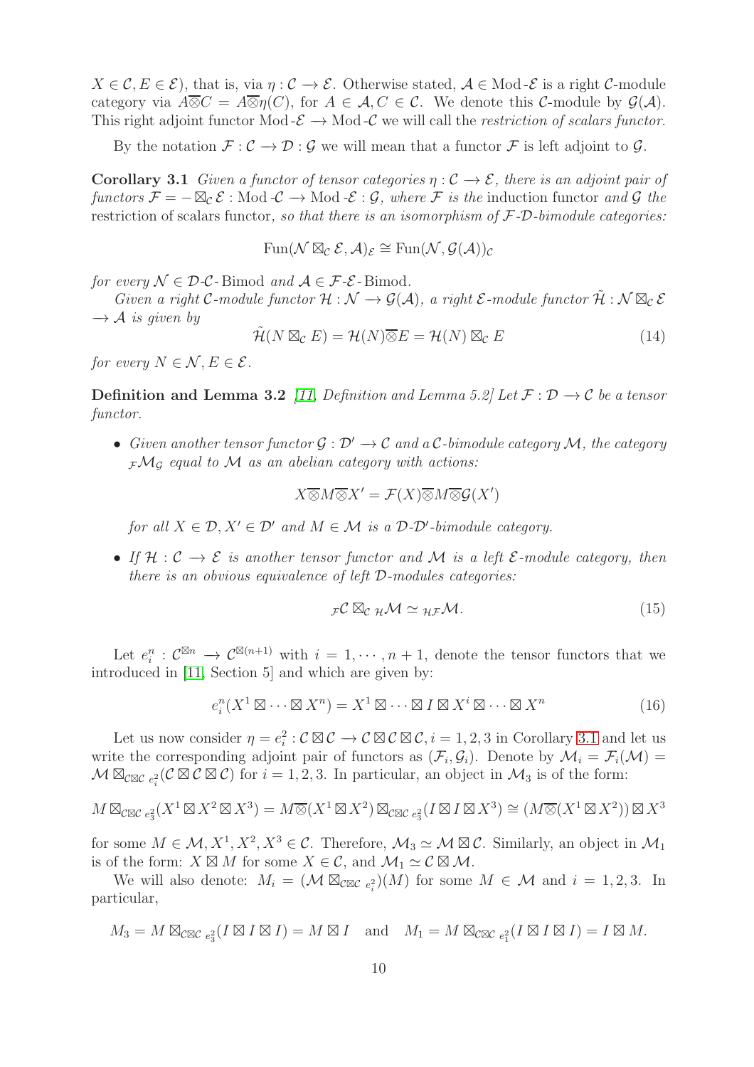$X \in \mathcal{C}, E \in \mathcal{E}$), that is, via $\eta : \mathcal{C} \to \mathcal{E}$. Otherwise stated, $\mathcal{A} \in \mathrm{Mod}\text{-}\mathcal{E}$ is a right $\mathcal{C}$-module category via $A\overline{\otimes}C = A\overline{\otimes}\eta(C)$, for $A \in \mathcal{A}, C \in \mathcal{C}$. We denote this $\mathcal{C}$-module by $\mathcal{G}(\mathcal{A})$. This right adjoint functor $\mathrm{Mod}\text{-}\mathcal{E} \to \mathrm{Mod}\text{-}\mathcal{C}$ we will call the *restriction of scalars functor*.

By the notation $\mathcal{F} : \mathcal{C} \to \mathcal{D} : \mathcal{G}$ we will mean that a functor $\mathcal{F}$ is left adjoint to $\mathcal{G}$.

**Corollary 3.1** *Given a functor of tensor categories $\eta : \mathcal{C} \to \mathcal{E}$, there is an adjoint pair of functors $\mathcal{F} = - \boxtimes_{\mathcal{C}} \mathcal{E} : \mathrm{Mod}\text{-}\mathcal{C} \to \mathrm{Mod}\text{-}\mathcal{E} : \mathcal{G}$, where $\mathcal{F}$ is the* induction functor *and $\mathcal{G}$ the* restriction of scalars functor*, so that there is an isomorphism of $\mathcal{F}$-$\mathcal{D}$-bimodule categories:*

$$\mathrm{Fun}(\mathcal{N} \boxtimes_{\mathcal{C}} \mathcal{E}, \mathcal{A})_{\mathcal{E}} \cong \mathrm{Fun}(\mathcal{N}, \mathcal{G}(\mathcal{A}))_{\mathcal{C}}$$

*for every $\mathcal{N} \in \mathcal{D}\text{-}\mathcal{C}\text{-}\mathrm{Bimod}$ and $\mathcal{A} \in \mathcal{F}\text{-}\mathcal{E}\text{-}\mathrm{Bimod}$.*

*Given a right $\mathcal{C}$-module functor $\mathcal{H} : \mathcal{N} \to \mathcal{G}(\mathcal{A})$, a right $\mathcal{E}$-module functor $\tilde{\mathcal{H}} : \mathcal{N} \boxtimes_{\mathcal{C}} \mathcal{E} \to \mathcal{A}$ is given by*

$$\tilde{\mathcal{H}}(N \boxtimes_{\mathcal{C}} E) = \mathcal{H}(N)\overline{\otimes}E = \mathcal{H}(N) \boxtimes_{\mathcal{C}} E \tag{14}$$

*for every $N \in \mathcal{N}, E \in \mathcal{E}$.*

**Definition and Lemma 3.2** [11, Definition and Lemma 5.2] *Let $\mathcal{F} : \mathcal{D} \to \mathcal{C}$ be a tensor functor.*

- *Given another tensor functor $\mathcal{G} : \mathcal{D}' \to \mathcal{C}$ and a $\mathcal{C}$-bimodule category $\mathcal{M}$, the category ${}_{\mathcal{F}}\mathcal{M}_{\mathcal{G}}$ equal to $\mathcal{M}$ as an abelian category with actions:*

  $$X\overline{\otimes}M\overline{\otimes}X' = \mathcal{F}(X)\overline{\otimes}M\overline{\otimes}\mathcal{G}(X')$$

  *for all $X \in \mathcal{D}, X' \in \mathcal{D}'$ and $M \in \mathcal{M}$ is a $\mathcal{D}$-$\mathcal{D}'$-bimodule category.*

- *If $\mathcal{H} : \mathcal{C} \to \mathcal{E}$ is another tensor functor and $\mathcal{M}$ is a left $\mathcal{E}$-module category, then there is an obvious equivalence of left $\mathcal{D}$-modules categories:*

  $${}_{\mathcal{F}}\mathcal{C} \boxtimes_{\mathcal{C}} {}_{\mathcal{H}}\mathcal{M} \simeq {}_{\mathcal{H}\mathcal{F}}\mathcal{M}. \tag{15}$$

Let $e_i^n : \mathcal{C}^{\boxtimes n} \to \mathcal{C}^{\boxtimes(n+1)}$ with $i = 1, \cdots, n+1$, denote the tensor functors that we introduced in [11, Section 5] and which are given by:

$$e_i^n(X^1 \boxtimes \cdots \boxtimes X^n) = X^1 \boxtimes \cdots \boxtimes I \boxtimes X^i \boxtimes \cdots \boxtimes X^n \tag{16}$$

Let us now consider $\eta = e_i^2 : \mathcal{C} \boxtimes \mathcal{C} \to \mathcal{C} \boxtimes \mathcal{C} \boxtimes \mathcal{C}, i = 1, 2, 3$ in Corollary 3.1 and let us write the corresponding adjoint pair of functors as $(\mathcal{F}_i, \mathcal{G}_i)$. Denote by $\mathcal{M}_i = \mathcal{F}_i(\mathcal{M}) = \mathcal{M} \boxtimes_{\mathcal{C}\boxtimes\mathcal{C}} {}_{e_i^2}(\mathcal{C} \boxtimes \mathcal{C} \boxtimes \mathcal{C})$ for $i = 1, 2, 3$. In particular, an object in $\mathcal{M}_3$ is of the form:

$$M \boxtimes_{\mathcal{C}\boxtimes\mathcal{C}} {}_{e_3^2}(X^1 \boxtimes X^2 \boxtimes X^3) = M\overline{\otimes}(X^1 \boxtimes X^2) \boxtimes_{\mathcal{C}\boxtimes\mathcal{C}} {}_{e_3^2}(I \boxtimes I \boxtimes X^3) \cong (M\overline{\otimes}(X^1 \boxtimes X^2)) \boxtimes X^3$$

for some $M \in \mathcal{M}, X^1, X^2, X^3 \in \mathcal{C}$. Therefore, $\mathcal{M}_3 \simeq \mathcal{M} \boxtimes \mathcal{C}$. Similarly, an object in $\mathcal{M}_1$ is of the form: $X \boxtimes M$ for some $X \in \mathcal{C}$, and $\mathcal{M}_1 \simeq \mathcal{C} \boxtimes \mathcal{M}$.

We will also denote: $M_i = (\mathcal{M} \boxtimes_{\mathcal{C}\boxtimes\mathcal{C}} {}_{e_i^2})(M)$ for some $M \in \mathcal{M}$ and $i = 1, 2, 3$. In particular,

$$M_3 = M \boxtimes_{\mathcal{C}\boxtimes\mathcal{C}} {}_{e_3^2}(I \boxtimes I \boxtimes I) = M \boxtimes I \quad \text{and} \quad M_1 = M \boxtimes_{\mathcal{C}\boxtimes\mathcal{C}} {}_{e_1^2}(I \boxtimes I \boxtimes I) = I \boxtimes M.$$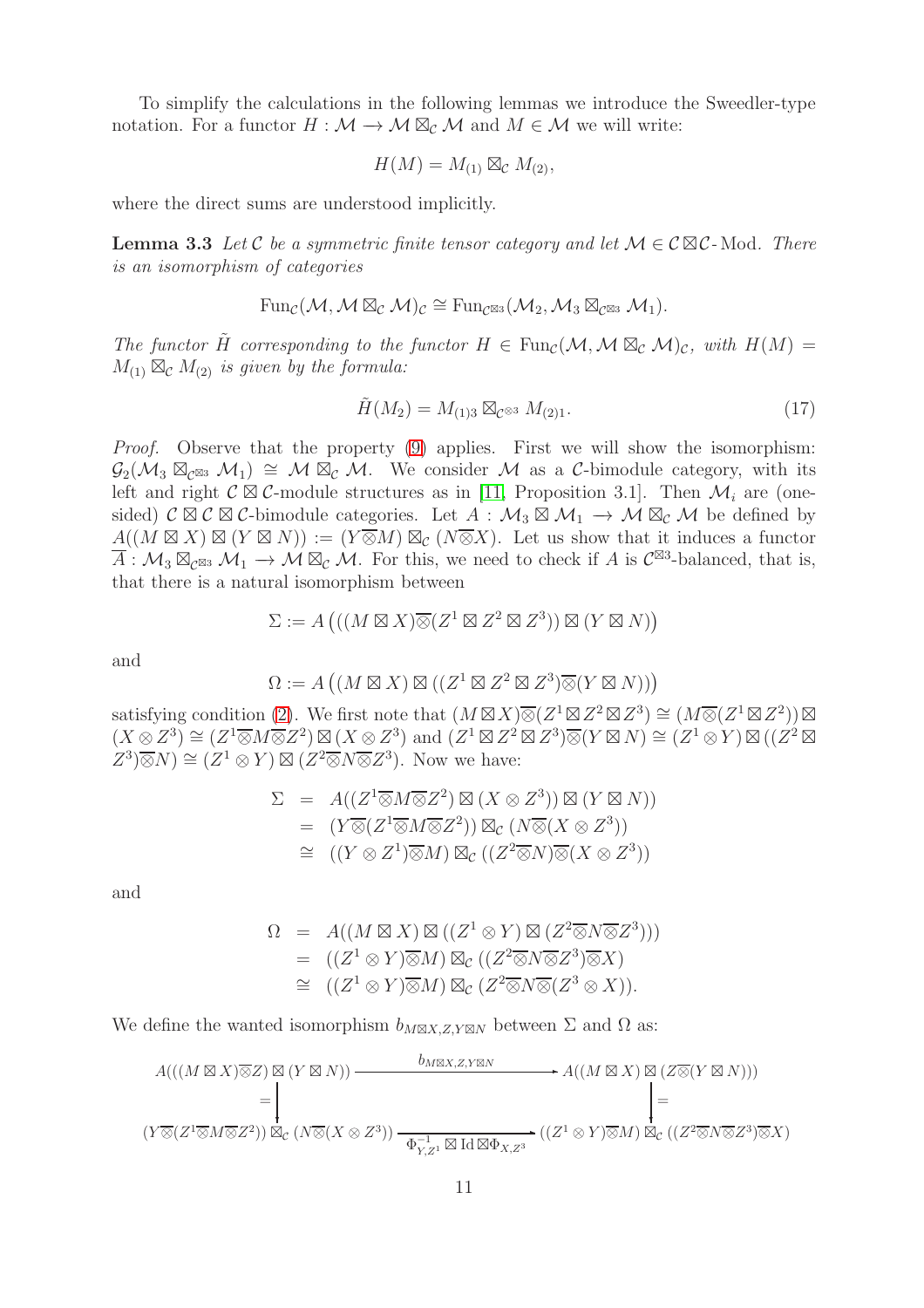To simplify the calculations in the following lemmas we introduce the Sweedler-type notation. For a functor $H : \mathcal{M} \to \mathcal{M} \boxtimes_{\mathcal{C}} \mathcal{M}$ and $M \in \mathcal{M}$ we will write:

$$H(M) = M_{(1)} \boxtimes_{\mathcal{C}} M_{(2)},$$

where the direct sums are understood implicitly.

**Lemma 3.3** *Let $\mathcal{C}$ be a symmetric finite tensor category and let $\mathcal{M} \in \mathcal{C} \boxtimes \mathcal{C}$-Mod. There is an isomorphism of categories*

$$\mathrm{Fun}_{\mathcal{C}}(\mathcal{M}, \mathcal{M} \boxtimes_{\mathcal{C}} \mathcal{M})_{\mathcal{C}} \cong \mathrm{Fun}_{\mathcal{C}^{\boxtimes 3}}(\mathcal{M}_2, \mathcal{M}_3 \boxtimes_{\mathcal{C}^{\boxtimes 3}} \mathcal{M}_1).$$

*The functor $\tilde{H}$ corresponding to the functor $H \in \mathrm{Fun}_{\mathcal{C}}(\mathcal{M}, \mathcal{M} \boxtimes_{\mathcal{C}} \mathcal{M})_{\mathcal{C}}$, with $H(M) = M_{(1)} \boxtimes_{\mathcal{C}} M_{(2)}$ is given by the formula:*

$$\tilde{H}(M_2) = M_{(1)3} \boxtimes_{\mathcal{C}^{\otimes 3}} M_{(2)1}. \tag{17}$$

*Proof.* Observe that the property (9) applies. First we will show the isomorphism: $\mathcal{G}_2(\mathcal{M}_3 \boxtimes_{\mathcal{C}^{\boxtimes 3}} \mathcal{M}_1) \cong \mathcal{M} \boxtimes_{\mathcal{C}} \mathcal{M}$. We consider $\mathcal{M}$ as a $\mathcal{C}$-bimodule category, with its left and right $\mathcal{C} \boxtimes \mathcal{C}$-module structures as in [11, Proposition 3.1]. Then $\mathcal{M}_i$ are (one-sided) $\mathcal{C} \boxtimes \mathcal{C} \boxtimes \mathcal{C}$-bimodule categories. Let $A : \mathcal{M}_3 \boxtimes \mathcal{M}_1 \to \mathcal{M} \boxtimes_{\mathcal{C}} \mathcal{M}$ be defined by $A((M \boxtimes X) \boxtimes (Y \boxtimes N)) := (Y \overline{\otimes} M) \boxtimes_{\mathcal{C}} (N \overline{\otimes} X)$. Let us show that it induces a functor $\overline{A} : \mathcal{M}_3 \boxtimes_{\mathcal{C}^{\boxtimes 3}} \mathcal{M}_1 \to \mathcal{M} \boxtimes_{\mathcal{C}} \mathcal{M}$. For this, we need to check if $A$ is $\mathcal{C}^{\boxtimes 3}$-balanced, that is, that there is a natural isomorphism between

$$\Sigma := A\left(((M \boxtimes X) \overline{\otimes} (Z^1 \boxtimes Z^2 \boxtimes Z^3)) \boxtimes (Y \boxtimes N)\right)$$

and

$$\Omega := A\left((M \boxtimes X) \boxtimes ((Z^1 \boxtimes Z^2 \boxtimes Z^3) \overline{\otimes} (Y \boxtimes N))\right)$$

satisfying condition (2). We first note that $(M \boxtimes X) \overline{\otimes} (Z^1 \boxtimes Z^2 \boxtimes Z^3) \cong (M \overline{\otimes} (Z^1 \boxtimes Z^2)) \boxtimes (X \otimes Z^3) \cong (Z^1 \overline{\otimes} M \overline{\otimes} Z^2) \boxtimes (X \otimes Z^3)$ and $(Z^1 \boxtimes Z^2 \boxtimes Z^3) \overline{\otimes} (Y \boxtimes N) \cong (Z^1 \otimes Y) \boxtimes ((Z^2 \boxtimes Z^3) \overline{\otimes} N) \cong (Z^1 \otimes Y) \boxtimes (Z^2 \overline{\otimes} N \overline{\otimes} Z^3)$. Now we have:

$$\begin{aligned}
\Sigma &= A((Z^1 \overline{\otimes} M \overline{\otimes} Z^2) \boxtimes (X \otimes Z^3)) \boxtimes (Y \boxtimes N)) \\
&= (Y \overline{\otimes} (Z^1 \overline{\otimes} M \overline{\otimes} Z^2)) \boxtimes_{\mathcal{C}} (N \overline{\otimes} (X \otimes Z^3)) \\
&\cong ((Y \otimes Z^1) \overline{\otimes} M) \boxtimes_{\mathcal{C}} ((Z^2 \overline{\otimes} N) \overline{\otimes} (X \otimes Z^3))
\end{aligned}$$

and

$$\begin{aligned}
\Omega &= A((M \boxtimes X) \boxtimes ((Z^1 \otimes Y) \boxtimes (Z^2 \overline{\otimes} N \overline{\otimes} Z^3))) \\
&= ((Z^1 \otimes Y) \overline{\otimes} M) \boxtimes_{\mathcal{C}} ((Z^2 \overline{\otimes} N \overline{\otimes} Z^3) \overline{\otimes} X) \\
&\cong ((Z^1 \otimes Y) \overline{\otimes} M) \boxtimes_{\mathcal{C}} (Z^2 \overline{\otimes} N \overline{\otimes} (Z^3 \otimes X)).
\end{aligned}$$

We define the wanted isomorphism $b_{M \boxtimes X, Z, Y \boxtimes N}$ between $\Sigma$ and $\Omega$ as:

$$\begin{array}{ccc}
A(((M \boxtimes X) \overline{\otimes} Z) \boxtimes (Y \boxtimes N)) & \xrightarrow{\quad b_{M \boxtimes X, Z, Y \boxtimes N} \quad} & A((M \boxtimes X) \boxtimes (Z \overline{\otimes} (Y \boxtimes N))) \\
\Big\| & & \Big\| \\
(Y \overline{\otimes} (Z^1 \overline{\otimes} M \overline{\otimes} Z^2)) \boxtimes_{\mathcal{C}} (N \overline{\otimes} (X \otimes Z^3)) & \xrightarrow[\Phi^{-1}_{Y, Z^1} \boxtimes \mathrm{Id} \boxtimes \Phi_{X, Z^3}]{} & ((Z^1 \otimes Y) \overline{\otimes} M) \boxtimes_{\mathcal{C}} ((Z^2 \overline{\otimes} N \overline{\otimes} Z^3) \overline{\otimes} X)
\end{array}$$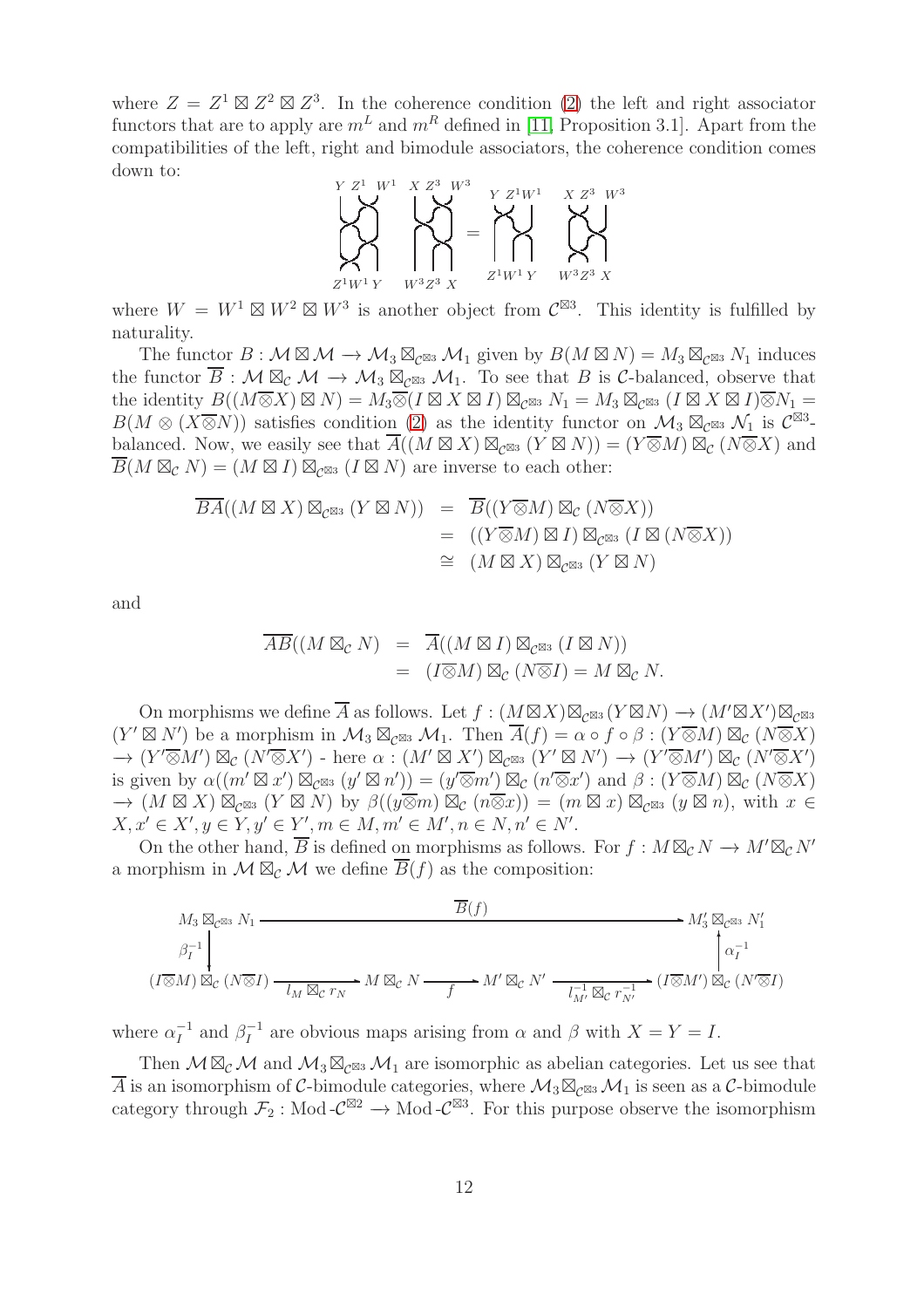where $Z = Z^1 \boxtimes Z^2 \boxtimes Z^3$. In the coherence condition (2) the left and right associator functors that are to apply are $m^L$ and $m^R$ defined in [11, Proposition 3.1]. Apart from the compatibilities of the left, right and bimodule associators, the coherence condition comes down to:

[braid diagram: $Y\, Z^1\, W^1 \;\; X\, Z^3\, W^3 \;\to\; Z^1 W^1 Y \;\; W^3 Z^3\, X$ $=$ $Y\, Z^1 W^1 \;\; X\, Z^3\, W^3 \;\to\; Z^1 W^1\, Y \;\; W^3 Z^3\, X$]

where $W = W^1 \boxtimes W^2 \boxtimes W^3$ is another object from $\mathcal{C}^{\boxtimes 3}$. This identity is fulfilled by naturality.

The functor $B : \mathcal{M} \boxtimes \mathcal{M} \to \mathcal{M}_3 \boxtimes_{\mathcal{C}^{\boxtimes 3}} \mathcal{M}_1$ given by $B(M \boxtimes N) = M_3 \boxtimes_{\mathcal{C}^{\boxtimes 3}} N_1$ induces the functor $\overline{B} : \mathcal{M} \boxtimes_{\mathcal{C}} \mathcal{M} \to \mathcal{M}_3 \boxtimes_{\mathcal{C}^{\boxtimes 3}} \mathcal{M}_1$. To see that $B$ is $\mathcal{C}$-balanced, observe that the identity $B((M \overline{\otimes} X) \boxtimes N) = M_3 \overline{\otimes} (I \boxtimes X \boxtimes I) \boxtimes_{\mathcal{C}^{\boxtimes 3}} N_1 = M_3 \boxtimes_{\mathcal{C}^{\boxtimes 3}} (I \boxtimes X \boxtimes I) \overline{\otimes} N_1 = B(M \otimes (X \overline{\otimes} N))$ satisfies condition (2) as the identity functor on $\mathcal{M}_3 \boxtimes_{\mathcal{C}^{\boxtimes 3}} \mathcal{N}_1$ is $\mathcal{C}^{\boxtimes 3}$-balanced. Now, we easily see that $\overline{A}((M \boxtimes X) \boxtimes_{\mathcal{C}^{\boxtimes 3}} (Y \boxtimes N)) = (Y \overline{\otimes} M) \boxtimes_{\mathcal{C}} (N \overline{\otimes} X)$ and $\overline{B}(M \boxtimes_{\mathcal{C}} N) = (M \boxtimes I) \boxtimes_{\mathcal{C}^{\boxtimes 3}} (I \boxtimes N)$ are inverse to each other:

$$
\begin{aligned}
\overline{BA}((M \boxtimes X) \boxtimes_{\mathcal{C}^{\boxtimes 3}} (Y \boxtimes N)) &= \overline{B}((Y \overline{\otimes} M) \boxtimes_{\mathcal{C}} (N \overline{\otimes} X)) \\
&= ((Y \overline{\otimes} M) \boxtimes I) \boxtimes_{\mathcal{C}^{\boxtimes 3}} (I \boxtimes (N \overline{\otimes} X)) \\
&\cong (M \boxtimes X) \boxtimes_{\mathcal{C}^{\boxtimes 3}} (Y \boxtimes N)
\end{aligned}
$$

and

$$
\begin{aligned}
\overline{AB}((M \boxtimes_{\mathcal{C}} N) &= \overline{A}((M \boxtimes I) \boxtimes_{\mathcal{C}^{\boxtimes 3}} (I \boxtimes N)) \\
&= (I \overline{\otimes} M) \boxtimes_{\mathcal{C}} (N \overline{\otimes} I) = M \boxtimes_{\mathcal{C}} N.
\end{aligned}
$$

On morphisms we define $\overline{A}$ as follows. Let $f : (M \boxtimes X) \boxtimes_{\mathcal{C}^{\boxtimes 3}} (Y \boxtimes N) \to (M' \boxtimes X') \boxtimes_{\mathcal{C}^{\boxtimes 3}} (Y' \boxtimes N')$ be a morphism in $\mathcal{M}_3 \boxtimes_{\mathcal{C}^{\boxtimes 3}} \mathcal{M}_1$. Then $\overline{A}(f) = \alpha \circ f \circ \beta : (Y \overline{\otimes} M) \boxtimes_{\mathcal{C}} (N \overline{\otimes} X) \to (Y' \overline{\otimes} M') \boxtimes_{\mathcal{C}} (N' \overline{\otimes} X')$ - here $\alpha : (M' \boxtimes X') \boxtimes_{\mathcal{C}^{\boxtimes 3}} (Y' \boxtimes N') \to (Y' \overline{\otimes} M') \boxtimes_{\mathcal{C}} (N' \overline{\otimes} X')$ is given by $\alpha((m' \boxtimes x') \boxtimes_{\mathcal{C}^{\boxtimes 3}} (y' \boxtimes n')) = (y' \overline{\otimes} m') \boxtimes_{\mathcal{C}} (n' \overline{\otimes} x')$ and $\beta : (Y \overline{\otimes} M) \boxtimes_{\mathcal{C}} (N \overline{\otimes} X) \to (M \boxtimes X) \boxtimes_{\mathcal{C}^{\boxtimes 3}} (Y \boxtimes N)$ by $\beta((y \overline{\otimes} m) \boxtimes_{\mathcal{C}} (n \overline{\otimes} x)) = (m \boxtimes x) \boxtimes_{\mathcal{C}^{\boxtimes 3}} (y \boxtimes n)$, with $x \in X, x' \in X', y \in Y, y' \in Y', m \in M, m' \in M', n \in N, n' \in N'$.

On the other hand, $\overline{B}$ is defined on morphisms as follows. For $f : M \boxtimes_{\mathcal{C}} N \to M' \boxtimes_{\mathcal{C}} N'$ a morphism in $\mathcal{M} \boxtimes_{\mathcal{C}} \mathcal{M}$ we define $\overline{B}(f)$ as the composition:

$$
\begin{array}{ccc}
M_3 \boxtimes_{\mathcal{C}^{\boxtimes 3}} N_1 & \xrightarrow{\quad \overline{B}(f) \quad} & M'_3 \boxtimes_{\mathcal{C}^{\boxtimes 3}} N'_1 \\
\big\downarrow \beta_I^{-1} & & \big\uparrow \alpha_I^{-1} \\
(I \overline{\otimes} M) \boxtimes_{\mathcal{C}} (N \overline{\otimes} I) \xrightarrow{l_M \boxtimes_{\mathcal{C}} r_N} M \boxtimes_{\mathcal{C}} N & \xrightarrow{\;f\;} & M' \boxtimes_{\mathcal{C}} N' \xrightarrow{l_{M'}^{-1} \boxtimes_{\mathcal{C}} r_{N'}^{-1}} (I \overline{\otimes} M') \boxtimes_{\mathcal{C}} (N' \overline{\otimes} I)
\end{array}
$$

where $\alpha_I^{-1}$ and $\beta_I^{-1}$ are obvious maps arising from $\alpha$ and $\beta$ with $X = Y = I$.

Then $\mathcal{M} \boxtimes_{\mathcal{C}} \mathcal{M}$ and $\mathcal{M}_3 \boxtimes_{\mathcal{C}^{\boxtimes 3}} \mathcal{M}_1$ are isomorphic as abelian categories. Let us see that $\overline{A}$ is an isomorphism of $\mathcal{C}$-bimodule categories, where $\mathcal{M}_3 \boxtimes_{\mathcal{C}^{\boxtimes 3}} \mathcal{M}_1$ is seen as a $\mathcal{C}$-bimodule category through $\mathcal{F}_2 : \text{Mod-}\mathcal{C}^{\boxtimes 2} \to \text{Mod-}\mathcal{C}^{\boxtimes 3}$. For this purpose observe the isomorphism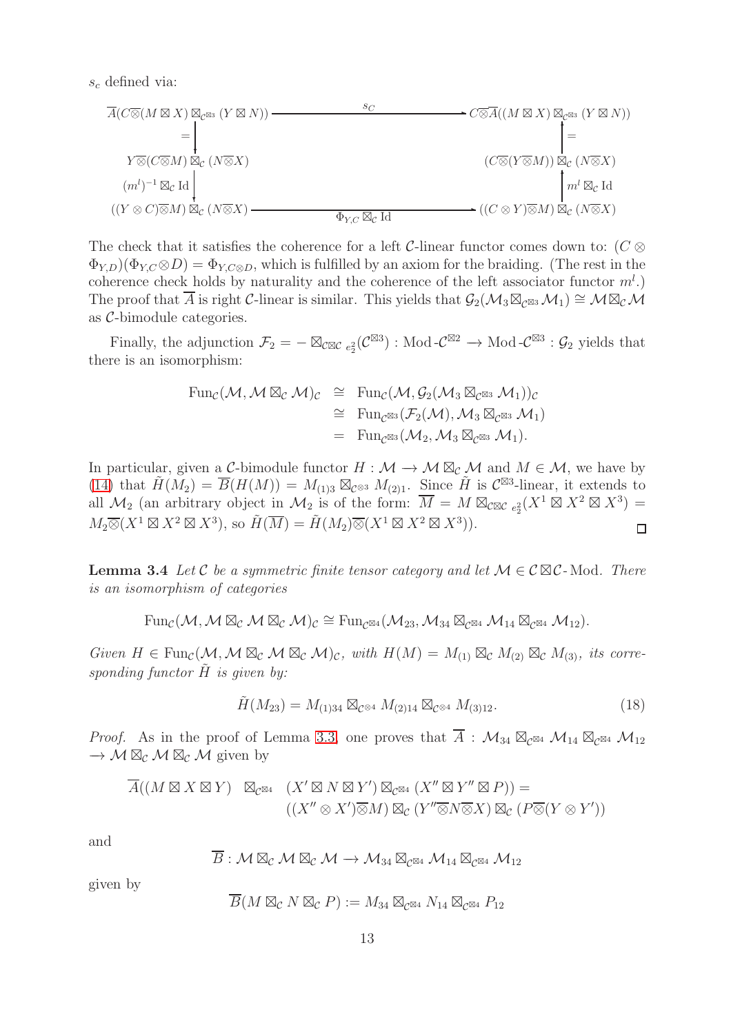$s_c$ defined via:

$$
\begin{array}{ccc}
\overline{A}(C\overline{\otimes}(M \boxtimes X) \boxtimes_{\mathcal{C}^{\boxtimes 3}} (Y \boxtimes N)) & \xrightarrow{\quad s_C \quad} & C\overline{\otimes}\overline{A}((M \boxtimes X) \boxtimes_{\mathcal{C}^{\boxtimes 3}} (Y \boxtimes N)) \\
\Big\| & & \Big\| \\
Y\overline{\otimes}(C\overline{\otimes}M) \boxtimes_{\mathcal{C}} (N\overline{\otimes}X) & & (C\overline{\otimes}(Y\overline{\otimes}M)) \boxtimes_{\mathcal{C}} (N\overline{\otimes}X) \\
\Big\downarrow {\scriptstyle (m^l)^{-1} \boxtimes_{\mathcal{C}} \mathrm{Id}} & & \Big\uparrow {\scriptstyle m^l \boxtimes_{\mathcal{C}} \mathrm{Id}} \\
((Y \otimes C)\overline{\otimes}M) \boxtimes_{\mathcal{C}} (N\overline{\otimes}X) & \xrightarrow[\Phi_{Y,C} \boxtimes_{\mathcal{C}} \mathrm{Id}]{} & ((C \otimes Y)\overline{\otimes}M) \boxtimes_{\mathcal{C}} (N\overline{\otimes}X)
\end{array}
$$

The check that it satisfies the coherence for a left $\mathcal{C}$-linear functor comes down to: $(C \otimes \Phi_{Y,D})(\Phi_{Y,C} \otimes D) = \Phi_{Y,C\otimes D}$, which is fulfilled by an axiom for the braiding. (The rest in the coherence check holds by naturality and the coherence of the left associator functor $m^l$.) The proof that $\overline{A}$ is right $\mathcal{C}$-linear is similar. This yields that $\mathcal{G}_2(\mathcal{M}_3 \boxtimes_{\mathcal{C}^{\boxtimes 3}} \mathcal{M}_1) \cong \mathcal{M} \boxtimes_{\mathcal{C}} \mathcal{M}$ as $\mathcal{C}$-bimodule categories.

Finally, the adjunction $\mathcal{F}_2 = - \boxtimes_{\mathcal{C}\boxtimes\mathcal{C}}\, {}_{e_2^2}(\mathcal{C}^{\boxtimes 3}) : \mathrm{Mod}\text{-}\mathcal{C}^{\boxtimes 2} \to \mathrm{Mod}\text{-}\mathcal{C}^{\boxtimes 3} : \mathcal{G}_2$ yields that there is an isomorphism:

$$
\begin{aligned}
\mathrm{Fun}_{\mathcal{C}}(\mathcal{M}, \mathcal{M} \boxtimes_{\mathcal{C}} \mathcal{M})_{\mathcal{C}} &\cong \mathrm{Fun}_{\mathcal{C}}(\mathcal{M}, \mathcal{G}_2(\mathcal{M}_3 \boxtimes_{\mathcal{C}^{\boxtimes 3}} \mathcal{M}_1))_{\mathcal{C}} \\
&\cong \mathrm{Fun}_{\mathcal{C}^{\boxtimes 3}}(\mathcal{F}_2(\mathcal{M}), \mathcal{M}_3 \boxtimes_{\mathcal{C}^{\boxtimes 3}} \mathcal{M}_1) \\
&= \mathrm{Fun}_{\mathcal{C}^{\boxtimes 3}}(\mathcal{M}_2, \mathcal{M}_3 \boxtimes_{\mathcal{C}^{\boxtimes 3}} \mathcal{M}_1).
\end{aligned}
$$

In particular, given a $\mathcal{C}$-bimodule functor $H : \mathcal{M} \to \mathcal{M} \boxtimes_{\mathcal{C}} \mathcal{M}$ and $M \in \mathcal{M}$, we have by (14) that $\tilde{H}(M_2) = \overline{B}(H(M)) = M_{(1)3} \boxtimes_{\mathcal{C}^{\otimes 3}} M_{(2)1}$. Since $\tilde{H}$ is $\mathcal{C}^{\boxtimes 3}$-linear, it extends to all $\mathcal{M}_2$ (an arbitrary object in $\mathcal{M}_2$ is of the form: $\overline{M} = M \boxtimes_{\mathcal{C}\boxtimes\mathcal{C}}\, {}_{e_2^2}(X^1 \boxtimes X^2 \boxtimes X^3) = M_2\overline{\otimes}(X^1 \boxtimes X^2 \boxtimes X^3)$, so $\tilde{H}(\overline{M}) = \tilde{H}(M_2)\overline{\otimes}(X^1 \boxtimes X^2 \boxtimes X^3)$). ◻

**Lemma 3.4** *Let $\mathcal{C}$ be a symmetric finite tensor category and let $\mathcal{M} \in \mathcal{C} \boxtimes \mathcal{C}\text{-}\mathrm{Mod}$. There is an isomorphism of categories*

$$
\mathrm{Fun}_{\mathcal{C}}(\mathcal{M}, \mathcal{M} \boxtimes_{\mathcal{C}} \mathcal{M} \boxtimes_{\mathcal{C}} \mathcal{M})_{\mathcal{C}} \cong \mathrm{Fun}_{\mathcal{C}^{\boxtimes 4}}(\mathcal{M}_{23}, \mathcal{M}_{34} \boxtimes_{\mathcal{C}^{\boxtimes 4}} \mathcal{M}_{14} \boxtimes_{\mathcal{C}^{\boxtimes 4}} \mathcal{M}_{12}).
$$

*Given $H \in \mathrm{Fun}_{\mathcal{C}}(\mathcal{M}, \mathcal{M} \boxtimes_{\mathcal{C}} \mathcal{M} \boxtimes_{\mathcal{C}} \mathcal{M})_{\mathcal{C}}$, with $H(M) = M_{(1)} \boxtimes_{\mathcal{C}} M_{(2)} \boxtimes_{\mathcal{C}} M_{(3)}$, its corresponding functor $\tilde{H}$ is given by:*

$$
\tilde{H}(M_{23}) = M_{(1)34} \boxtimes_{\mathcal{C}^{\otimes 4}} M_{(2)14} \boxtimes_{\mathcal{C}^{\otimes 4}} M_{(3)12}. \tag{18}
$$

*Proof.* As in the proof of Lemma 3.3, one proves that $\overline{A} : \mathcal{M}_{34} \boxtimes_{\mathcal{C}^{\boxtimes 4}} \mathcal{M}_{14} \boxtimes_{\mathcal{C}^{\boxtimes 4}} \mathcal{M}_{12} \to \mathcal{M} \boxtimes_{\mathcal{C}} \mathcal{M} \boxtimes_{\mathcal{C}} \mathcal{M}$ given by

$$
\begin{aligned}
\overline{A}((M \boxtimes X \boxtimes Y) \;\; \boxtimes_{\mathcal{C}^{\boxtimes 4}} \;\; & (X' \boxtimes N \boxtimes Y') \boxtimes_{\mathcal{C}^{\boxtimes 4}} (X'' \boxtimes Y'' \boxtimes P)) = \\
& ((X'' \otimes X')\overline{\otimes}M) \boxtimes_{\mathcal{C}} (Y''\overline{\otimes}N\overline{\otimes}X) \boxtimes_{\mathcal{C}} (P\overline{\otimes}(Y \otimes Y'))
\end{aligned}
$$

and

$$
\overline{B} : \mathcal{M} \boxtimes_{\mathcal{C}} \mathcal{M} \boxtimes_{\mathcal{C}} \mathcal{M} \to \mathcal{M}_{34} \boxtimes_{\mathcal{C}^{\boxtimes 4}} \mathcal{M}_{14} \boxtimes_{\mathcal{C}^{\boxtimes 4}} \mathcal{M}_{12}
$$

given by

$$
\overline{B}(M \boxtimes_{\mathcal{C}} N \boxtimes_{\mathcal{C}} P) := M_{34} \boxtimes_{\mathcal{C}^{\boxtimes 4}} N_{14} \boxtimes_{\mathcal{C}^{\boxtimes 4}} P_{12}
$$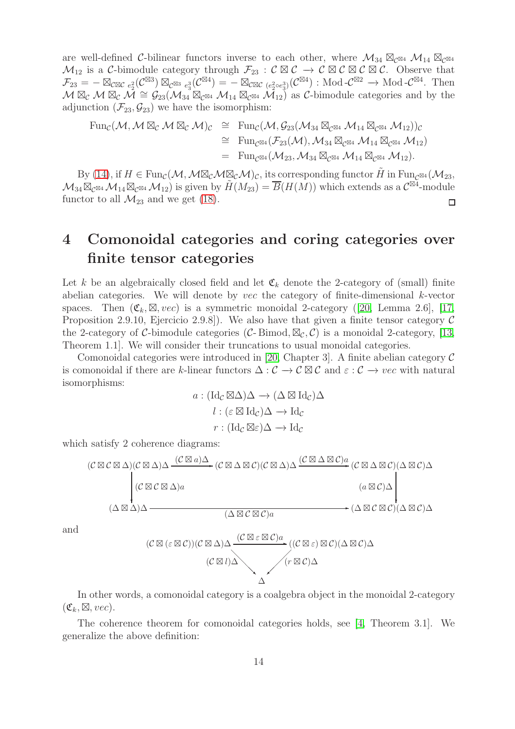are well-defined $\mathcal{C}$-bilinear functors inverse to each other, where $\mathcal{M}_{34} \boxtimes_{\mathcal{C}^{\boxtimes 4}} \mathcal{M}_{14} \boxtimes_{\mathcal{C}^{\boxtimes 4}} \mathcal{M}_{12}$ is a $\mathcal{C}$-bimodule category through $\mathcal{F}_{23} : \mathcal{C} \boxtimes \mathcal{C} \to \mathcal{C} \boxtimes \mathcal{C} \boxtimes \mathcal{C} \boxtimes \mathcal{C}$. Observe that $\mathcal{F}_{23} = - \boxtimes_{\mathcal{C}\boxtimes\mathcal{C}} {}_{e_2^2}(\mathcal{C}^{\boxtimes 3}) \boxtimes_{\mathcal{C}^{\boxtimes 3}} {}_{e_3^3}(\mathcal{C}^{\boxtimes 4}) = - \boxtimes_{\mathcal{C}\boxtimes\mathcal{C}} {}_{(e_2^2 \circ e_3^3)}(\mathcal{C}^{\boxtimes 4}) : \text{Mod-}\mathcal{C}^{\boxtimes 2} \to \text{Mod-}\mathcal{C}^{\boxtimes 4}$. Then $\mathcal{M} \boxtimes_{\mathcal{C}} \mathcal{M} \boxtimes_{\mathcal{C}} \mathcal{M} \cong \mathcal{G}_{23}(\mathcal{M}_{34} \boxtimes_{\mathcal{C}^{\boxtimes 4}} \mathcal{M}_{14} \boxtimes_{\mathcal{C}^{\boxtimes 4}} \mathcal{M}_{12})$ as $\mathcal{C}$-bimodule categories and by the adjunction $(\mathcal{F}_{23}, \mathcal{G}_{23})$ we have the isomorphism:

$$
\begin{aligned}
\text{Fun}_{\mathcal{C}}(\mathcal{M}, \mathcal{M} \boxtimes_{\mathcal{C}} \mathcal{M} \boxtimes_{\mathcal{C}} \mathcal{M})_{\mathcal{C}} &\cong \text{Fun}_{\mathcal{C}}(\mathcal{M}, \mathcal{G}_{23}(\mathcal{M}_{34} \boxtimes_{\mathcal{C}^{\boxtimes 4}} \mathcal{M}_{14} \boxtimes_{\mathcal{C}^{\boxtimes 4}} \mathcal{M}_{12}))_{\mathcal{C}} \\
&\cong \text{Fun}_{\mathcal{C}^{\boxtimes 4}}(\mathcal{F}_{23}(\mathcal{M}), \mathcal{M}_{34} \boxtimes_{\mathcal{C}^{\boxtimes 4}} \mathcal{M}_{14} \boxtimes_{\mathcal{C}^{\boxtimes 4}} \mathcal{M}_{12}) \\
&= \text{Fun}_{\mathcal{C}^{\boxtimes 4}}(\mathcal{M}_{23}, \mathcal{M}_{34} \boxtimes_{\mathcal{C}^{\boxtimes 4}} \mathcal{M}_{14} \boxtimes_{\mathcal{C}^{\boxtimes 4}} \mathcal{M}_{12}).
\end{aligned}
$$

By (14), if $H \in \text{Fun}_{\mathcal{C}}(\mathcal{M}, \mathcal{M} \boxtimes_{\mathcal{C}} \mathcal{M} \boxtimes_{\mathcal{C}} \mathcal{M})_{\mathcal{C}}$, its corresponding functor $\tilde{H}$ in $\text{Fun}_{\mathcal{C}^{\boxtimes 4}}(\mathcal{M}_{23}, \mathcal{M}_{34} \boxtimes_{\mathcal{C}^{\boxtimes 4}} \mathcal{M}_{14} \boxtimes_{\mathcal{C}^{\boxtimes 4}} \mathcal{M}_{12})$ is given by $\tilde{H}(M_{23}) = \overline{B}(H(M))$ which extends as a $\mathcal{C}^{\boxtimes 4}$-module functor to all $\mathcal{M}_{23}$ and we get (18). □

# 4 Comonoidal categories and coring categories over finite tensor categories

Let $k$ be an algebraically closed field and let $\mathfrak{C}_k$ denote the 2-category of (small) finite abelian categories. We will denote by $vec$ the category of finite-dimensional $k$-vector spaces. Then $(\mathfrak{C}_k, \boxtimes, vec)$ is a symmetric monoidal 2-category ([20, Lemma 2.6], [17, Proposition 2.9.10, Ejercicio 2.9.8]). We also have that given a finite tensor category $\mathcal{C}$ the 2-category of $\mathcal{C}$-bimodule categories $(\mathcal{C}\text{-Bimod}, \boxtimes_{\mathcal{C}}, \mathcal{C})$ is a monoidal 2-category, [13, Theorem 1.1]. We will consider their truncations to usual monoidal categories.

Comonoidal categories were introduced in [20, Chapter 3]. A finite abelian category $\mathcal{C}$ is comonoidal if there are $k$-linear functors $\Delta : \mathcal{C} \to \mathcal{C} \boxtimes \mathcal{C}$ and $\varepsilon : \mathcal{C} \to vec$ with natural isomorphisms:

$$
\begin{aligned}
a &: (\text{Id}_{\mathcal{C}} \boxtimes \Delta)\Delta \to (\Delta \boxtimes \text{Id}_{\mathcal{C}})\Delta \\
l &: (\varepsilon \boxtimes \text{Id}_{\mathcal{C}})\Delta \to \text{Id}_{\mathcal{C}} \\
r &: (\text{Id}_{\mathcal{C}} \boxtimes \varepsilon)\Delta \to \text{Id}_{\mathcal{C}}
\end{aligned}
$$

which satisfy 2 coherence diagrams:

$$
\begin{array}{ccccc}
(\mathcal{C} \boxtimes \mathcal{C} \boxtimes \Delta)(\mathcal{C} \boxtimes \Delta)\Delta & \xrightarrow{(\mathcal{C} \boxtimes a)\Delta} & (\mathcal{C} \boxtimes \Delta \boxtimes \mathcal{C})(\mathcal{C} \boxtimes \Delta)\Delta & \xrightarrow{(\mathcal{C} \boxtimes \Delta \boxtimes \mathcal{C})a} & (\mathcal{C} \boxtimes \Delta \boxtimes \mathcal{C})(\Delta \boxtimes \mathcal{C})\Delta \\
\downarrow {\scriptstyle (\mathcal{C} \boxtimes \mathcal{C} \boxtimes \Delta)a} & & & & \downarrow {\scriptstyle (a \boxtimes \mathcal{C})\Delta} \\
(\Delta \boxtimes \Delta)\Delta & & \xrightarrow{\quad (\Delta \boxtimes \mathcal{C} \boxtimes \mathcal{C})a \quad} & & (\Delta \boxtimes \mathcal{C} \boxtimes \mathcal{C})(\Delta \boxtimes \mathcal{C})\Delta
\end{array}
$$

and

$$
\begin{array}{ccc}
(\mathcal{C} \boxtimes (\varepsilon \boxtimes \mathcal{C}))(\mathcal{C} \boxtimes \Delta)\Delta & \xrightarrow{(\mathcal{C} \boxtimes \varepsilon \boxtimes \mathcal{C})a} & ((\mathcal{C} \boxtimes \varepsilon) \boxtimes \mathcal{C})(\Delta \boxtimes \mathcal{C})\Delta \\
& {\scriptstyle (\mathcal{C} \boxtimes l)\Delta} \searrow \quad \swarrow {\scriptstyle (r \boxtimes \mathcal{C})\Delta} & \\
& \Delta &
\end{array}
$$

In other words, a comonoidal category is a coalgebra object in the monoidal 2-category $(\mathfrak{C}_k, \boxtimes, vec)$.

The coherence theorem for comonoidal categories holds, see [4, Theorem 3.1]. We generalize the above definition: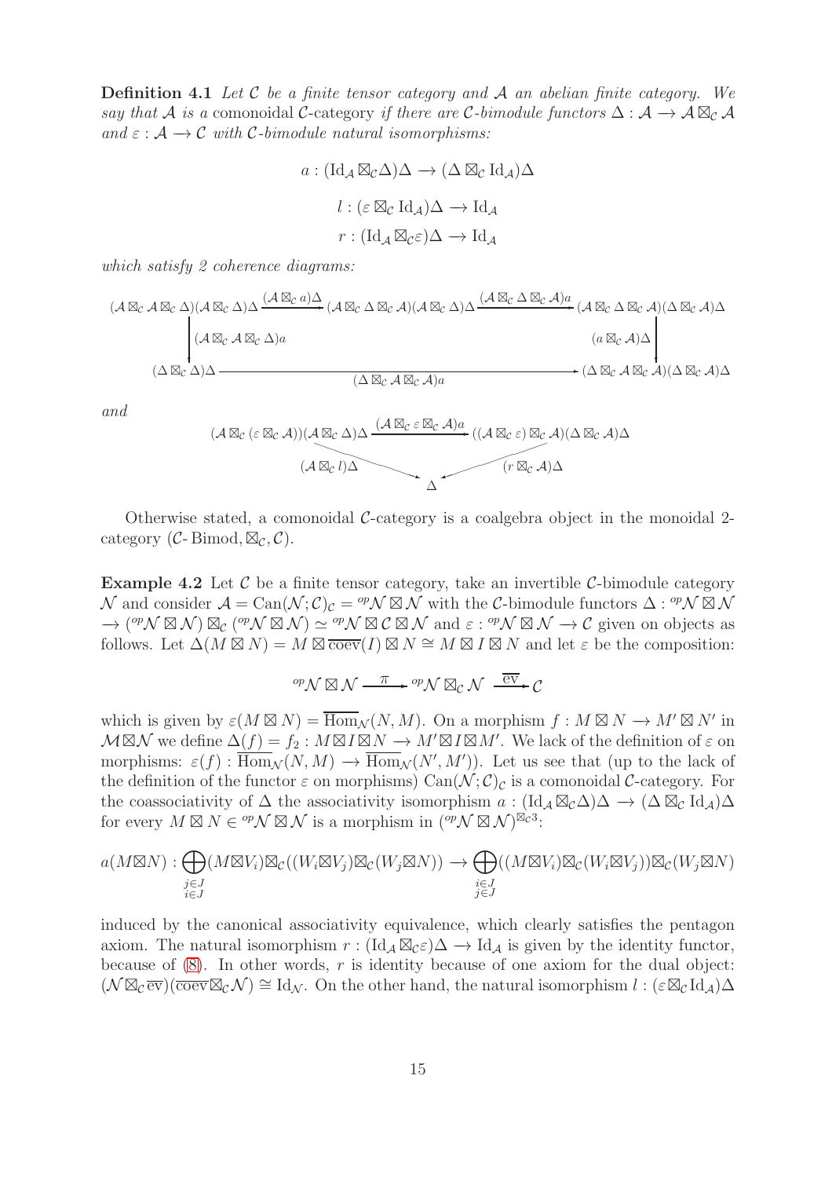**Definition 4.1** *Let $\mathcal{C}$ be a finite tensor category and $\mathcal{A}$ an abelian finite category. We say that $\mathcal{A}$ is a* comonoidal $\mathcal{C}$-category *if there are $\mathcal{C}$-bimodule functors $\Delta : \mathcal{A} \longrightarrow \mathcal{A} \boxtimes_{\mathcal{C}} \mathcal{A}$ and $\varepsilon : \mathcal{A} \longrightarrow \mathcal{C}$ with $\mathcal{C}$-bimodule natural isomorphisms:*

$$a : (\mathrm{Id}_{\mathcal{A}} \boxtimes_{\mathcal{C}} \Delta)\Delta \longrightarrow (\Delta \boxtimes_{\mathcal{C}} \mathrm{Id}_{\mathcal{A}})\Delta$$

$$l : (\varepsilon \boxtimes_{\mathcal{C}} \mathrm{Id}_{\mathcal{A}})\Delta \longrightarrow \mathrm{Id}_{\mathcal{A}}$$

$$r : (\mathrm{Id}_{\mathcal{A}} \boxtimes_{\mathcal{C}} \varepsilon)\Delta \longrightarrow \mathrm{Id}_{\mathcal{A}}$$

*which satisfy 2 coherence diagrams:*

$$\begin{array}{ccccc}
(\mathcal{A} \boxtimes_{\mathcal{C}} \mathcal{A} \boxtimes_{\mathcal{C}} \Delta)(\mathcal{A} \boxtimes_{\mathcal{C}} \Delta)\Delta & \xrightarrow{(\mathcal{A} \boxtimes_{\mathcal{C}} a)\Delta} & (\mathcal{A} \boxtimes_{\mathcal{C}} \Delta \boxtimes_{\mathcal{C}} \mathcal{A})(\mathcal{A} \boxtimes_{\mathcal{C}} \Delta)\Delta & \xrightarrow{(\mathcal{A} \boxtimes_{\mathcal{C}} \Delta \boxtimes_{\mathcal{C}} \mathcal{A})a} & (\mathcal{A} \boxtimes_{\mathcal{C}} \Delta \boxtimes_{\mathcal{C}} \mathcal{A})(\Delta \boxtimes_{\mathcal{C}} \mathcal{A})\Delta \\
\Big\downarrow{\scriptstyle (\mathcal{A} \boxtimes_{\mathcal{C}} \mathcal{A} \boxtimes_{\mathcal{C}} \Delta)a} & & & & \Big\downarrow{\scriptstyle (a \boxtimes_{\mathcal{C}} \mathcal{A})\Delta} \\
(\Delta \boxtimes_{\mathcal{C}} \Delta)\Delta & & \xrightarrow{(\Delta \boxtimes_{\mathcal{C}} \mathcal{A} \boxtimes_{\mathcal{C}} \mathcal{A})a} & & (\Delta \boxtimes_{\mathcal{C}} \mathcal{A} \boxtimes_{\mathcal{C}} \mathcal{A})(\Delta \boxtimes_{\mathcal{C}} \mathcal{A})\Delta
\end{array}$$

*and*

$$\begin{array}{ccc}
(\mathcal{A} \boxtimes_{\mathcal{C}} (\varepsilon \boxtimes_{\mathcal{C}} \mathcal{A}))(\mathcal{A} \boxtimes_{\mathcal{C}} \Delta)\Delta & \xrightarrow{(\mathcal{A} \boxtimes_{\mathcal{C}} \varepsilon \boxtimes_{\mathcal{C}} \mathcal{A})a} & ((\mathcal{A} \boxtimes_{\mathcal{C}} \varepsilon) \boxtimes_{\mathcal{C}} \mathcal{A})(\Delta \boxtimes_{\mathcal{C}} \mathcal{A})\Delta \\
{\scriptstyle (\mathcal{A} \boxtimes_{\mathcal{C}} l)\Delta} \searrow & & \swarrow {\scriptstyle (r \boxtimes_{\mathcal{C}} \mathcal{A})\Delta} \\
& \Delta &
\end{array}$$

Otherwise stated, a comonoidal $\mathcal{C}$-category is a coalgebra object in the monoidal 2-category $(\mathcal{C}\text{-}\mathrm{Bimod}, \boxtimes_{\mathcal{C}}, \mathcal{C})$.

**Example 4.2** Let $\mathcal{C}$ be a finite tensor category, take an invertible $\mathcal{C}$-bimodule category $\mathcal{N}$ and consider $\mathcal{A} = \mathrm{Can}(\mathcal{N};\mathcal{C})_{\mathcal{C}} = {}^{op}\mathcal{N} \boxtimes \mathcal{N}$ with the $\mathcal{C}$-bimodule functors $\Delta : {}^{op}\mathcal{N} \boxtimes \mathcal{N} \rightarrow ({}^{op}\mathcal{N} \boxtimes \mathcal{N}) \boxtimes_{\mathcal{C}} ({}^{op}\mathcal{N} \boxtimes \mathcal{N}) \simeq {}^{op}\mathcal{N} \boxtimes \mathcal{C} \boxtimes \mathcal{N}$ and $\varepsilon : {}^{op}\mathcal{N} \boxtimes \mathcal{N} \rightarrow \mathcal{C}$ given on objects as follows. Let $\Delta(M \boxtimes N) = M \boxtimes \overline{\mathrm{coev}}(I) \boxtimes N \cong M \boxtimes I \boxtimes N$ and let $\varepsilon$ be the composition:

$${}^{op}\mathcal{N} \boxtimes \mathcal{N} \xrightarrow{\ \pi\ } {}^{op}\mathcal{N} \boxtimes_{\mathcal{C}} \mathcal{N} \xrightarrow{\ \overline{\mathrm{ev}}\ } \mathcal{C}$$

which is given by $\varepsilon(M \boxtimes N) = \overline{\mathrm{Hom}}_{\mathcal{N}}(N, M)$. On a morphism $f : M \boxtimes N \rightarrow M' \boxtimes N'$ in $\mathcal{M} \boxtimes \mathcal{N}$ we define $\Delta(f) = f_2 : M \boxtimes I \boxtimes N \rightarrow M' \boxtimes I \boxtimes M'$. We lack of the definition of $\varepsilon$ on morphisms: $\varepsilon(f) : \overline{\mathrm{Hom}}_{\mathcal{N}}(N, M) \rightarrow \overline{\mathrm{Hom}}_{\mathcal{N}}(N', M')$). Let us see that (up to the lack of the definition of the functor $\varepsilon$ on morphisms) $\mathrm{Can}(\mathcal{N};\mathcal{C})_{\mathcal{C}}$ is a comonoidal $\mathcal{C}$-category. For the coassociativity of $\Delta$ the associativity isomorphism $a : (\mathrm{Id}_{\mathcal{A}} \boxtimes_{\mathcal{C}} \Delta)\Delta \rightarrow (\Delta \boxtimes_{\mathcal{C}} \mathrm{Id}_{\mathcal{A}})\Delta$ for every $M \boxtimes N \in {}^{op}\mathcal{N} \boxtimes \mathcal{N}$ is a morphism in $({}^{op}\mathcal{N} \boxtimes \mathcal{N})^{\boxtimes_{\mathcal{C}} 3}$:

$$a(M \boxtimes N) : \bigoplus_{\substack{j \in J \\ i \in J}} (M \boxtimes V_i) \boxtimes_{\mathcal{C}} ((W_i \boxtimes V_j) \boxtimes_{\mathcal{C}} (W_j \boxtimes N)) \rightarrow \bigoplus_{\substack{i \in J \\ j \in J}} ((M \boxtimes V_i) \boxtimes_{\mathcal{C}} (W_i \boxtimes V_j)) \boxtimes_{\mathcal{C}} (W_j \boxtimes N)$$

induced by the canonical associativity equivalence, which clearly satisfies the pentagon axiom. The natural isomorphism $r : (\mathrm{Id}_{\mathcal{A}} \boxtimes_{\mathcal{C}} \varepsilon)\Delta \rightarrow \mathrm{Id}_{\mathcal{A}}$ is given by the identity functor, because of (8). In other words, $r$ is identity because of one axiom for the dual object: $(\mathcal{N} \boxtimes_{\mathcal{C}} \overline{\mathrm{ev}})(\overline{\mathrm{coev}} \boxtimes_{\mathcal{C}} \mathcal{N}) \cong \mathrm{Id}_{\mathcal{N}}$. On the other hand, the natural isomorphism $l : (\varepsilon \boxtimes_{\mathcal{C}} \mathrm{Id}_{\mathcal{A}})\Delta$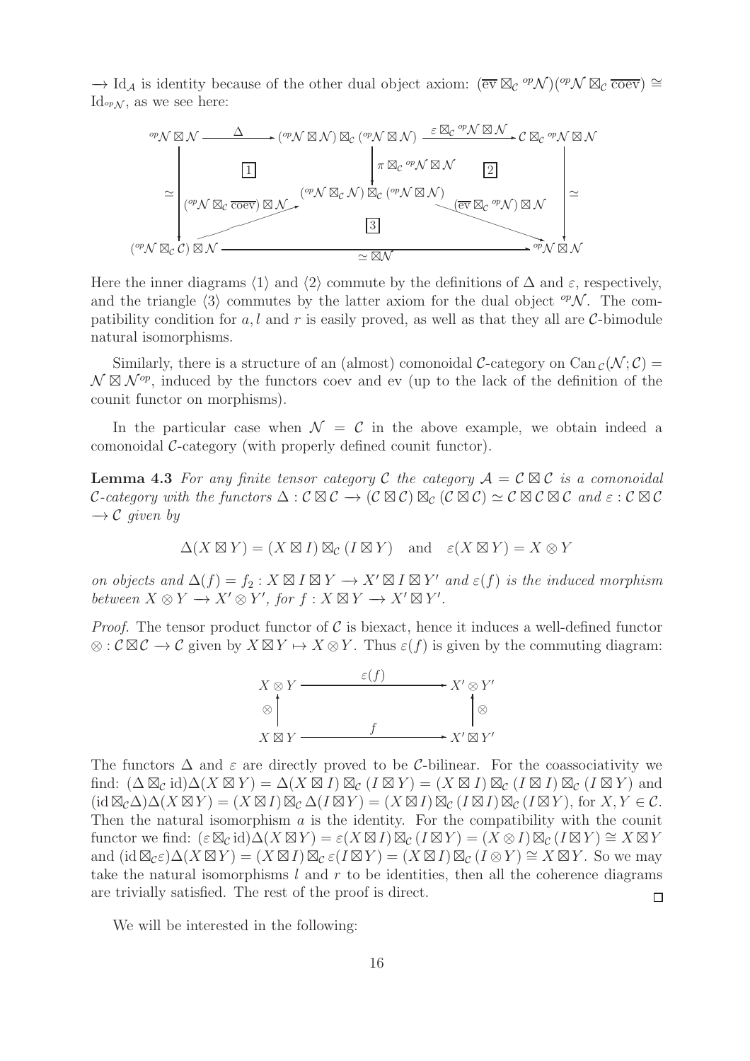$\to \mathrm{Id}_{\mathcal{A}}$ is identity because of the other dual object axiom: $(\overline{\mathrm{ev}} \boxtimes_{\mathcal{C}} {}^{op}\mathcal{N})({}^{op}\mathcal{N} \boxtimes_{\mathcal{C}} \overline{\mathrm{coev}}) \cong \mathrm{Id}_{{}^{op}\mathcal{N}}$, as we see here:

$$
\begin{array}{ccccc}
{}^{op}\mathcal{N} \boxtimes \mathcal{N} & \xrightarrow{\Delta} & ({}^{op}\mathcal{N} \boxtimes \mathcal{N}) \boxtimes_{\mathcal{C}} ({}^{op}\mathcal{N} \boxtimes \mathcal{N}) & \xrightarrow{\varepsilon \boxtimes_{\mathcal{C}} {}^{op}\mathcal{N} \boxtimes \mathcal{N}} & \mathcal{C} \boxtimes_{\mathcal{C}} {}^{op}\mathcal{N} \boxtimes \mathcal{N} \\
 & \boxed{1} & \downarrow \pi \boxtimes_{\mathcal{C}} {}^{op}\mathcal{N} \boxtimes \mathcal{N} & \boxed{2} & \\
\simeq \downarrow & ({}^{op}\mathcal{N} \boxtimes_{\mathcal{C}} \overline{\mathrm{coev}}) \boxtimes \mathcal{N} \nearrow & ({}^{op}\mathcal{N} \boxtimes_{\mathcal{C}} \mathcal{N}) \boxtimes_{\mathcal{C}} ({}^{op}\mathcal{N} \boxtimes \mathcal{N}) & \searrow (\overline{\mathrm{ev}} \boxtimes_{\mathcal{C}} {}^{op}\mathcal{N}) \boxtimes \mathcal{N} & \downarrow \simeq \\
 & & \boxed{3} & & \\
({}^{op}\mathcal{N} \boxtimes_{\mathcal{C}} \mathcal{C}) \boxtimes \mathcal{N} & & \xrightarrow{\simeq \boxtimes \mathcal{N}} & & {}^{op}\mathcal{N} \boxtimes \mathcal{N}
\end{array}
$$

Here the inner diagrams $\langle 1 \rangle$ and $\langle 2 \rangle$ commute by the definitions of $\Delta$ and $\varepsilon$, respectively, and the triangle $\langle 3 \rangle$ commutes by the latter axiom for the dual object ${}^{op}\mathcal{N}$. The compatibility condition for $a, l$ and $r$ is easily proved, as well as that they all are $\mathcal{C}$-bimodule natural isomorphisms.

Similarly, there is a structure of an (almost) comonoidal $\mathcal{C}$-category on $\mathrm{Can}_{\mathcal{C}}(\mathcal{N}; \mathcal{C}) = \mathcal{N} \boxtimes \mathcal{N}^{op}$, induced by the functors coev and ev (up to the lack of the definition of the counit functor on morphisms).

In the particular case when $\mathcal{N} = \mathcal{C}$ in the above example, we obtain indeed a comonoidal $\mathcal{C}$-category (with properly defined counit functor).

**Lemma 4.3** *For any finite tensor category $\mathcal{C}$ the category $\mathcal{A} = \mathcal{C} \boxtimes \mathcal{C}$ is a comonoidal $\mathcal{C}$-category with the functors $\Delta : \mathcal{C} \boxtimes \mathcal{C} \to (\mathcal{C} \boxtimes \mathcal{C}) \boxtimes_{\mathcal{C}} (\mathcal{C} \boxtimes \mathcal{C}) \simeq \mathcal{C} \boxtimes \mathcal{C} \boxtimes \mathcal{C}$ and $\varepsilon : \mathcal{C} \boxtimes \mathcal{C} \to \mathcal{C}$ given by*

$$\Delta(X \boxtimes Y) = (X \boxtimes I) \boxtimes_{\mathcal{C}} (I \boxtimes Y) \quad \text{and} \quad \varepsilon(X \boxtimes Y) = X \otimes Y$$

*on objects and $\Delta(f) = f_2 : X \boxtimes I \boxtimes Y \to X' \boxtimes I \boxtimes Y'$ and $\varepsilon(f)$ is the induced morphism between $X \otimes Y \to X' \otimes Y'$, for $f : X \boxtimes Y \to X' \boxtimes Y'$.*

*Proof.* The tensor product functor of $\mathcal{C}$ is biexact, hence it induces a well-defined functor $\otimes : \mathcal{C} \boxtimes \mathcal{C} \to \mathcal{C}$ given by $X \boxtimes Y \mapsto X \otimes Y$. Thus $\varepsilon(f)$ is given by the commuting diagram:

$$
\begin{array}{ccc}
X \otimes Y & \xrightarrow{\varepsilon(f)} & X' \otimes Y' \\
\otimes \uparrow & & \uparrow \otimes \\
X \boxtimes Y & \xrightarrow{f} & X' \boxtimes Y'
\end{array}
$$

The functors $\Delta$ and $\varepsilon$ are directly proved to be $\mathcal{C}$-bilinear. For the coassociativity we find: $(\Delta \boxtimes_{\mathcal{C}} \mathrm{id})\Delta(X \boxtimes Y) = \Delta(X \boxtimes I) \boxtimes_{\mathcal{C}} (I \boxtimes Y) = (X \boxtimes I) \boxtimes_{\mathcal{C}} (I \boxtimes I) \boxtimes_{\mathcal{C}} (I \boxtimes Y)$ and $(\mathrm{id} \boxtimes_{\mathcal{C}} \Delta)\Delta(X \boxtimes Y) = (X \boxtimes I) \boxtimes_{\mathcal{C}} \Delta(I \boxtimes Y) = (X \boxtimes I) \boxtimes_{\mathcal{C}} (I \boxtimes I) \boxtimes_{\mathcal{C}} (I \boxtimes Y)$, for $X, Y \in \mathcal{C}$. Then the natural isomorphism $a$ is the identity. For the compatibility with the counit functor we find: $(\varepsilon \boxtimes_{\mathcal{C}} \mathrm{id})\Delta(X \boxtimes Y) = \varepsilon(X \boxtimes I) \boxtimes_{\mathcal{C}} (I \boxtimes Y) = (X \otimes I) \boxtimes_{\mathcal{C}} (I \boxtimes Y) \cong X \boxtimes Y$ and $(\mathrm{id} \boxtimes_{\mathcal{C}} \varepsilon)\Delta(X \boxtimes Y) = (X \boxtimes I) \boxtimes_{\mathcal{C}} \varepsilon(I \boxtimes Y) = (X \boxtimes I) \boxtimes_{\mathcal{C}} (I \otimes Y) \cong X \boxtimes Y$. So we may take the natural isomorphisms $l$ and $r$ to be identities, then all the coherence diagrams are trivially satisfied. The rest of the proof is direct. $\square$

We will be interested in the following: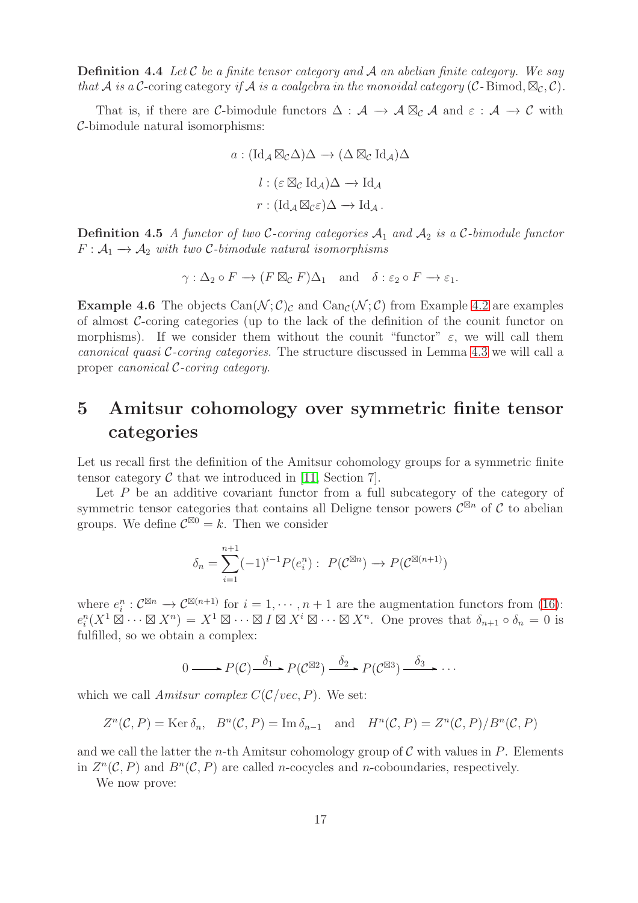**Definition 4.4** *Let $\mathcal{C}$ be a finite tensor category and $\mathcal{A}$ an abelian finite category. We say that $\mathcal{A}$ is a $\mathcal{C}$-*coring category *if $\mathcal{A}$ is a coalgebra in the monoidal category $(\mathcal{C}\text{-}\operatorname{Bimod}, \boxtimes_{\mathcal{C}}, \mathcal{C})$.*

That is, if there are $\mathcal{C}$-bimodule functors $\Delta : \mathcal{A} \to \mathcal{A} \boxtimes_{\mathcal{C}} \mathcal{A}$ and $\varepsilon : \mathcal{A} \to \mathcal{C}$ with $\mathcal{C}$-bimodule natural isomorphisms:

$$a : (\operatorname{Id}_{\mathcal{A}} \boxtimes_{\mathcal{C}} \Delta)\Delta \to (\Delta \boxtimes_{\mathcal{C}} \operatorname{Id}_{\mathcal{A}})\Delta$$

$$l : (\varepsilon \boxtimes_{\mathcal{C}} \operatorname{Id}_{\mathcal{A}})\Delta \to \operatorname{Id}_{\mathcal{A}}$$

$$r : (\operatorname{Id}_{\mathcal{A}} \boxtimes_{\mathcal{C}} \varepsilon)\Delta \to \operatorname{Id}_{\mathcal{A}}.$$

**Definition 4.5** *A functor of two $\mathcal{C}$-coring categories $\mathcal{A}_1$ and $\mathcal{A}_2$ is a $\mathcal{C}$-bimodule functor $F : \mathcal{A}_1 \to \mathcal{A}_2$ with two $\mathcal{C}$-bimodule natural isomorphisms*

$$\gamma : \Delta_2 \circ F \to (F \boxtimes_{\mathcal{C}} F)\Delta_1 \quad \text{and} \quad \delta : \varepsilon_2 \circ F \to \varepsilon_1.$$

**Example 4.6** The objects $\operatorname{Can}(\mathcal{N}; \mathcal{C})_{\mathcal{C}}$ and $\operatorname{Can}_{\mathcal{C}}(\mathcal{N}; \mathcal{C})$ from Example 4.2 are examples of almost $\mathcal{C}$-coring categories (up to the lack of the definition of the counit functor on morphisms). If we consider them without the counit "functor" $\varepsilon$, we will call them *canonical quasi $\mathcal{C}$-coring categories*. The structure discussed in Lemma 4.3 we will call a proper *canonical $\mathcal{C}$-coring category*.

# 5 Amitsur cohomology over symmetric finite tensor categories

Let us recall first the definition of the Amitsur cohomology groups for a symmetric finite tensor category $\mathcal{C}$ that we introduced in [11, Section 7].

Let $P$ be an additive covariant functor from a full subcategory of the category of symmetric tensor categories that contains all Deligne tensor powers $\mathcal{C}^{\boxtimes n}$ of $\mathcal{C}$ to abelian groups. We define $\mathcal{C}^{\boxtimes 0} = k$. Then we consider

$$\delta_n = \sum_{i=1}^{n+1} (-1)^{i-1} P(e_i^n) : \; P(\mathcal{C}^{\boxtimes n}) \to P(\mathcal{C}^{\boxtimes (n+1)})$$

where $e_i^n : \mathcal{C}^{\boxtimes n} \to \mathcal{C}^{\boxtimes (n+1)}$ for $i = 1, \cdots, n+1$ are the augmentation functors from (16): $e_i^n(X^1 \boxtimes \cdots \boxtimes X^n) = X^1 \boxtimes \cdots \boxtimes I \boxtimes X^i \boxtimes \cdots \boxtimes X^n$. One proves that $\delta_{n+1} \circ \delta_n = 0$ is fulfilled, so we obtain a complex:

$$0 \longrightarrow P(\mathcal{C}) \xrightarrow{\delta_1} P(\mathcal{C}^{\boxtimes 2}) \xrightarrow{\delta_2} P(\mathcal{C}^{\boxtimes 3}) \xrightarrow{\delta_3} \cdots$$

which we call *Amitsur complex* $C(\mathcal{C}/vec, P)$. We set:

$$Z^n(\mathcal{C}, P) = \operatorname{Ker} \delta_n, \quad B^n(\mathcal{C}, P) = \operatorname{Im} \delta_{n-1} \quad \text{and} \quad H^n(\mathcal{C}, P) = Z^n(\mathcal{C}, P)/B^n(\mathcal{C}, P)$$

and we call the latter the $n$-th Amitsur cohomology group of $\mathcal{C}$ with values in $P$. Elements in $Z^n(\mathcal{C}, P)$ and $B^n(\mathcal{C}, P)$ are called $n$-cocycles and $n$-coboundaries, respectively.

We now prove: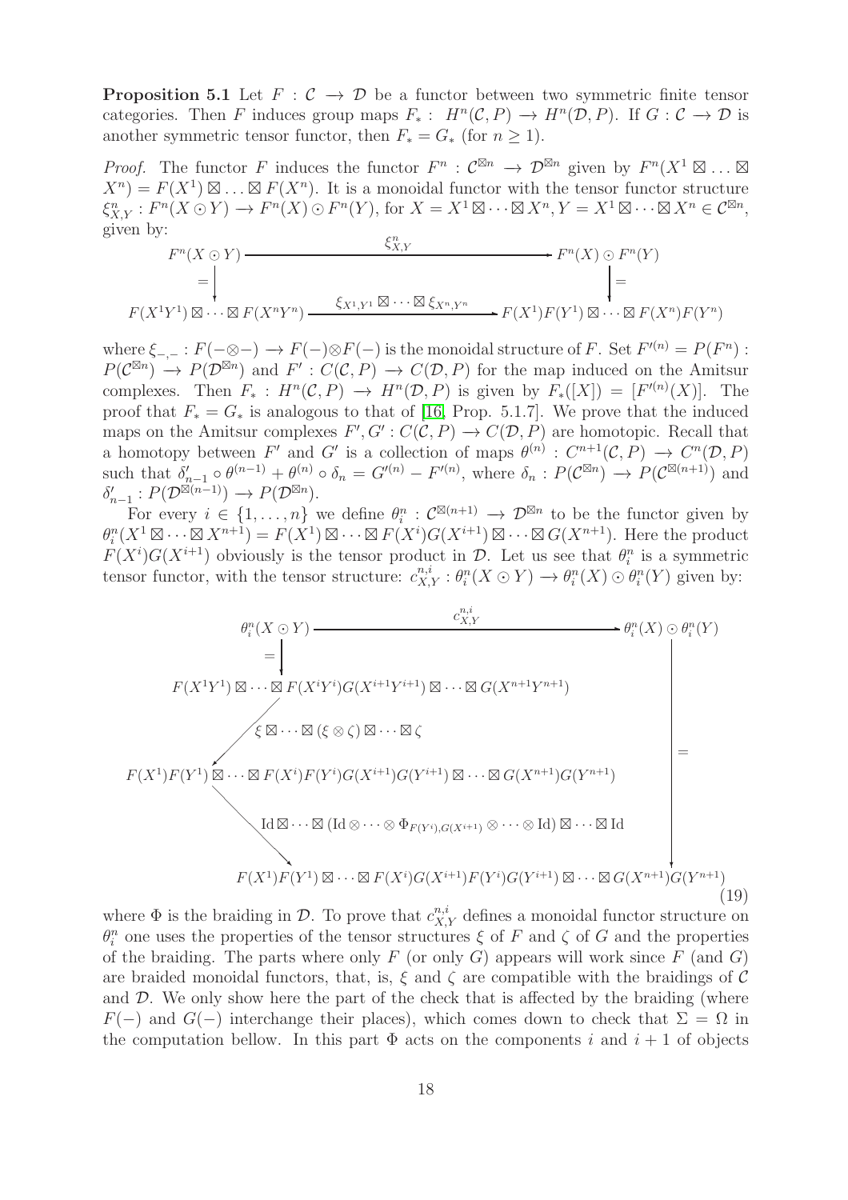**Proposition 5.1** Let $F : \mathcal{C} \to \mathcal{D}$ be a functor between two symmetric finite tensor categories. Then $F$ induces group maps $F_* : H^n(\mathcal{C}, P) \to H^n(\mathcal{D}, P)$. If $G : \mathcal{C} \to \mathcal{D}$ is another symmetric tensor functor, then $F_* = G_*$ (for $n \geq 1$).

*Proof.* The functor $F$ induces the functor $F^n : \mathcal{C}^{\boxtimes n} \to \mathcal{D}^{\boxtimes n}$ given by $F^n(X^1 \boxtimes \ldots \boxtimes X^n) = F(X^1) \boxtimes \ldots \boxtimes F(X^n)$. It is a monoidal functor with the tensor functor structure $\xi^n_{X,Y} : F^n(X \odot Y) \to F^n(X) \odot F^n(Y)$, for $X = X^1 \boxtimes \cdots \boxtimes X^n, Y = X^1 \boxtimes \cdots \boxtimes X^n \in \mathcal{C}^{\boxtimes n}$, given by:

$$\begin{array}{ccc}
F^n(X \odot Y) & \xrightarrow{\quad \xi^n_{X,Y} \quad} & F^n(X) \odot F^n(Y) \\
\Big\downarrow = & & \Big\downarrow = \\
F(X^1Y^1) \boxtimes \cdots \boxtimes F(X^nY^n) & \xrightarrow{\xi_{X^1,Y^1} \boxtimes \cdots \boxtimes \xi_{X^n,Y^n}} & F(X^1)F(Y^1) \boxtimes \cdots \boxtimes F(X^n)F(Y^n)
\end{array}$$

where $\xi_{-,-} : F(-\otimes-) \to F(-)\otimes F(-)$ is the monoidal structure of $F$. Set $F'^{(n)} = P(F^n) : P(\mathcal{C}^{\boxtimes n}) \to P(\mathcal{D}^{\boxtimes n})$ and $F' : C(\mathcal{C}, P) \to C(\mathcal{D}, P)$ for the map induced on the Amitsur complexes. Then $F_* : H^n(\mathcal{C}, P) \to H^n(\mathcal{D}, P)$ is given by $F_*([X]) = [F'^{(n)}(X)]$. The proof that $F_* = G_*$ is analogous to that of [16, Prop. 5.1.7]. We prove that the induced maps on the Amitsur complexes $F', G' : C(\mathcal{C}, P) \to C(\mathcal{D}, P)$ are homotopic. Recall that a homotopy between $F'$ and $G'$ is a collection of maps $\theta^{(n)} : C^{n+1}(\mathcal{C}, P) \to C^n(\mathcal{D}, P)$ such that $\delta'_{n-1} \circ \theta^{(n-1)} + \theta^{(n)} \circ \delta_n = G'^{(n)} - F'^{(n)}$, where $\delta_n : P(\mathcal{C}^{\boxtimes n}) \to P(\mathcal{C}^{\boxtimes(n+1)})$ and $\delta'_{n-1} : P(\mathcal{D}^{\boxtimes(n-1)}) \to P(\mathcal{D}^{\boxtimes n})$.

For every $i \in \{1, \ldots, n\}$ we define $\theta^n_i : \mathcal{C}^{\boxtimes(n+1)} \to \mathcal{D}^{\boxtimes n}$ to be the functor given by $\theta^n_i(X^1 \boxtimes \cdots \boxtimes X^{n+1}) = F(X^1) \boxtimes \cdots \boxtimes F(X^i)G(X^{i+1}) \boxtimes \cdots \boxtimes G(X^{n+1})$. Here the product $F(X^i)G(X^{i+1})$ obviously is the tensor product in $\mathcal{D}$. Let us see that $\theta^n_i$ is a symmetric tensor functor, with the tensor structure: $c^{n,i}_{X,Y} : \theta^n_i(X \odot Y) \to \theta^n_i(X) \odot \theta^n_i(Y)$ given by:

$$\begin{array}{l}
\theta^n_i(X \odot Y) \xrightarrow{\qquad\qquad c^{n,i}_{X,Y} \qquad\qquad} \theta^n_i(X) \odot \theta^n_i(Y) \\
\quad \Big\downarrow = \\
F(X^1Y^1) \boxtimes \cdots \boxtimes F(X^iY^i)G(X^{i+1}Y^{i+1}) \boxtimes \cdots \boxtimes G(X^{n+1}Y^{n+1}) \\
\quad \Big\downarrow \xi \boxtimes \cdots \boxtimes (\xi \otimes \zeta) \boxtimes \cdots \boxtimes \zeta \\
F(X^1)F(Y^1) \boxtimes \cdots \boxtimes F(X^i)F(Y^i)G(X^{i+1})G(Y^{i+1}) \boxtimes \cdots \boxtimes G(X^{n+1})G(Y^{n+1}) \\
\quad \Big\downarrow \mathrm{Id} \boxtimes \cdots \boxtimes (\mathrm{Id} \otimes \cdots \otimes \Phi_{F(Y^i),G(X^{i+1})} \otimes \cdots \otimes \mathrm{Id}) \boxtimes \cdots \boxtimes \mathrm{Id} \\
F(X^1)F(Y^1) \boxtimes \cdots \boxtimes F(X^i)G(X^{i+1})F(Y^i)G(Y^{i+1}) \boxtimes \cdots \boxtimes G(X^{n+1})G(Y^{n+1})
\end{array} \tag{19}$$

(where the right vertical arrow from $\theta^n_i(X) \odot \theta^n_i(Y)$ to the last line is an equality)

where $\Phi$ is the braiding in $\mathcal{D}$. To prove that $c^{n,i}_{X,Y}$ defines a monoidal functor structure on $\theta^n_i$ one uses the properties of the tensor structures $\xi$ of $F$ and $\zeta$ of $G$ and the properties of the braiding. The parts where only $F$ (or only $G$) appears will work since $F$ (and $G$) are braided monoidal functors, that is, $\xi$ and $\zeta$ are compatible with the braidings of $\mathcal{C}$ and $\mathcal{D}$. We only show here the part of the check that is affected by the braiding (where $F(-)$ and $G(-)$ interchange their places), which comes down to check that $\Sigma = \Omega$ in the computation bellow. In this part $\Phi$ acts on the components $i$ and $i+1$ of objects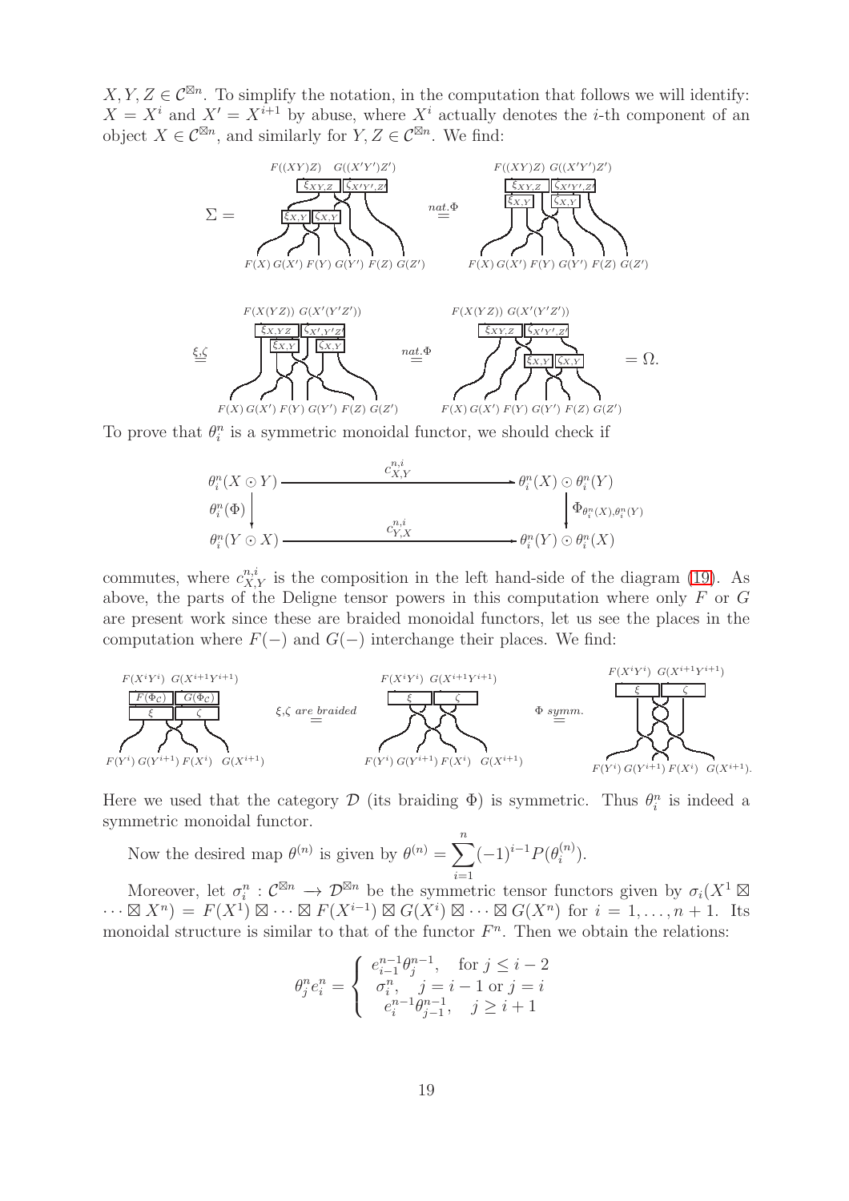$X, Y, Z \in \mathcal{C}^{\boxtimes n}$. To simplify the notation, in the computation that follows we will identify: $X = X^i$ and $X' = X^{i+1}$ by abuse, where $X^i$ actually denotes the $i$-th component of an object $X \in \mathcal{C}^{\boxtimes n}$, and similarly for $Y, Z \in \mathcal{C}^{\boxtimes n}$. We find:

$$\Sigma = \ \ldots \ \stackrel{nat.\Phi}{=} \ \ldots \ \stackrel{\xi,\zeta}{=} \ \ldots \ \stackrel{nat.\Phi}{=} \ \ldots \ = \Omega.$$

To prove that $\theta_i^n$ is a symmetric monoidal functor, we should check if

$$\begin{array}{ccc} \theta_i^n(X \odot Y) & \xrightarrow{\quad c^{n,i}_{X,Y} \quad} & \theta_i^n(X) \odot \theta_i^n(Y) \\ \downarrow{\scriptstyle \theta_i^n(\Phi)} & & \downarrow{\scriptstyle \Phi_{\theta_i^n(X),\theta_i^n(Y)}} \\ \theta_i^n(Y \odot X) & \xrightarrow{\quad c^{n,i}_{Y,X} \quad} & \theta_i^n(Y) \odot \theta_i^n(X) \end{array}$$

commutes, where $c^{n,i}_{X,Y}$ is the composition in the left hand-side of the diagram (19). As above, the parts of the Deligne tensor powers in this computation where only $F$ or $G$ are present work since these are braided monoidal functors, let us see the places in the computation where $F(-)$ and $G(-)$ interchange their places. We find:

$$\ldots \ \stackrel{\xi,\zeta \ are \ braided}{=} \ \ldots \ \stackrel{\Phi \ symm.}{=} \ \ldots$$

Here we used that the category $\mathcal{D}$ (its braiding $\Phi$) is symmetric. Thus $\theta_i^n$ is indeed a symmetric monoidal functor.

Now the desired map $\theta^{(n)}$ is given by $\theta^{(n)} = \sum_{i=1}^{n} (-1)^{i-1} P(\theta_i^{(n)})$.

Moreover, let $\sigma_i^n : \mathcal{C}^{\boxtimes n} \to \mathcal{D}^{\boxtimes n}$ be the symmetric tensor functors given by $\sigma_i(X^1 \boxtimes \cdots \boxtimes X^n) = F(X^1) \boxtimes \cdots \boxtimes F(X^{i-1}) \boxtimes G(X^i) \boxtimes \cdots \boxtimes G(X^n)$ for $i = 1, \ldots, n+1$. Its monoidal structure is similar to that of the functor $F^n$. Then we obtain the relations:

$$\theta_j^n e_i^n = \begin{cases} e_{i-1}^{n-1} \theta_j^{n-1}, & \text{for } j \leq i-2 \\ \sigma_i^n, & j = i-1 \text{ or } j = i \\ e_i^{n-1} \theta_{j-1}^{n-1}, & j \geq i+1 \end{cases}$$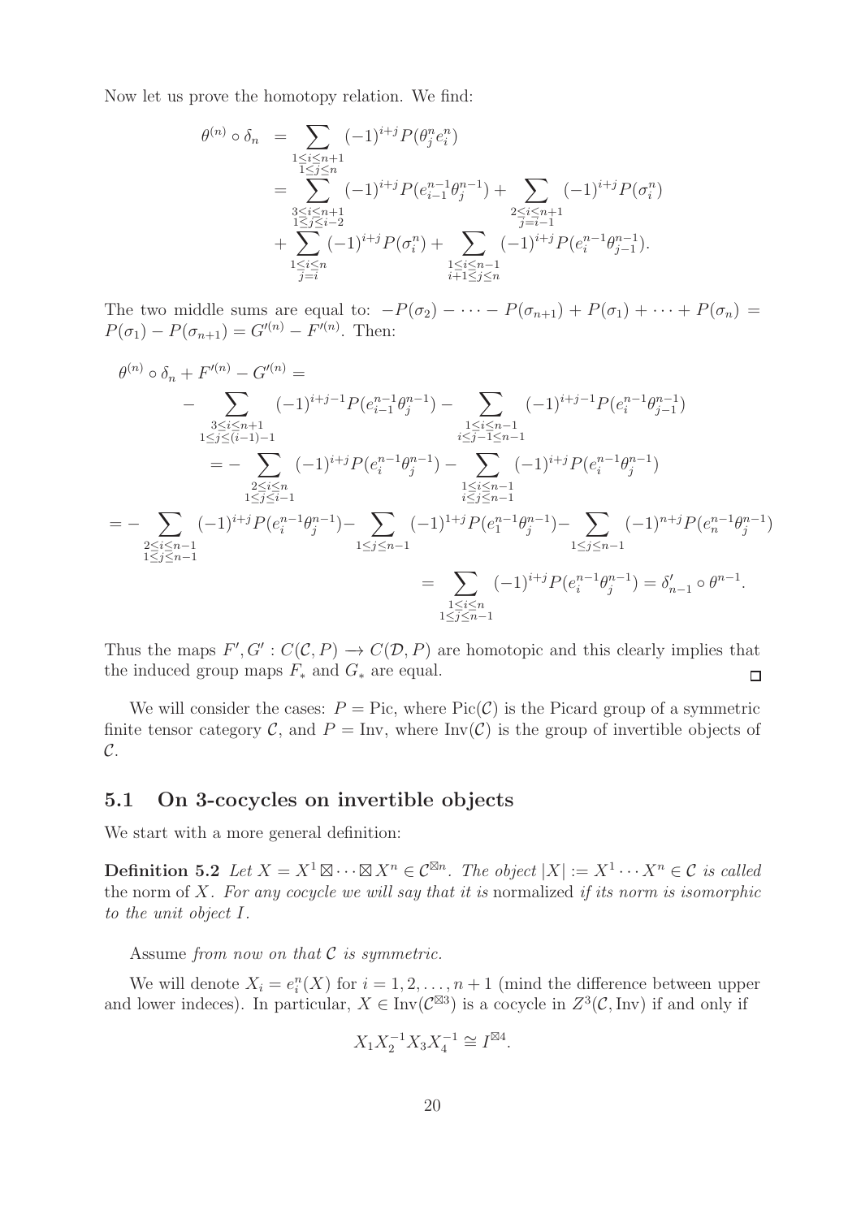Now let us prove the homotopy relation. We find:

$$
\begin{aligned}
\theta^{(n)} \circ \delta_n &= \sum_{\substack{1 \le i \le n+1 \\ 1 \le j \le n}} (-1)^{i+j} P(\theta_j^n e_i^n) \\
&= \sum_{\substack{3 \le i \le n+1 \\ 1 \le j \le i-2}} (-1)^{i+j} P(e_{i-1}^{n-1} \theta_j^{n-1}) + \sum_{\substack{2 \le i \le n+1 \\ j = i-1}} (-1)^{i+j} P(\sigma_i^n) \\
&+ \sum_{\substack{1 \le i \le n \\ j = i}} (-1)^{i+j} P(\sigma_i^n) + \sum_{\substack{1 \le i \le n-1 \\ i+1 \le j \le n}} (-1)^{i+j} P(e_i^{n-1} \theta_{j-1}^{n-1}).
\end{aligned}
$$

The two middle sums are equal to: $-P(\sigma_2) - \cdots - P(\sigma_{n+1}) + P(\sigma_1) + \cdots + P(\sigma_n) = P(\sigma_1) - P(\sigma_{n+1}) = G'^{(n)} - F'^{(n)}$. Then:

$$
\begin{aligned}
&\theta^{(n)} \circ \delta_n + F'^{(n)} - G'^{(n)} = \\
&\quad - \sum_{\substack{3 \le i \le n+1 \\ 1 \le j \le (i-1)-1}} (-1)^{i+j-1} P(e_{i-1}^{n-1} \theta_j^{n-1}) - \sum_{\substack{1 \le i \le n-1 \\ i \le j-1 \le n-1}} (-1)^{i+j-1} P(e_i^{n-1} \theta_{j-1}^{n-1}) \\
&\quad = - \sum_{\substack{2 \le i \le n \\ 1 \le j \le i-1}} (-1)^{i+j} P(e_i^{n-1} \theta_j^{n-1}) - \sum_{\substack{1 \le i \le n-1 \\ i \le j \le n-1}} (-1)^{i+j} P(e_i^{n-1} \theta_j^{n-1}) \\
&= - \sum_{\substack{2 \le i \le n-1 \\ 1 \le j \le n-1}} (-1)^{i+j} P(e_i^{n-1} \theta_j^{n-1}) - \sum_{1 \le j \le n-1} (-1)^{1+j} P(e_1^{n-1} \theta_j^{n-1}) - \sum_{1 \le j \le n-1} (-1)^{n+j} P(e_n^{n-1} \theta_j^{n-1}) \\
&\quad = \sum_{\substack{1 \le i \le n \\ 1 \le j \le n-1}} (-1)^{i+j} P(e_i^{n-1} \theta_j^{n-1}) = \delta'_{n-1} \circ \theta^{n-1}.
\end{aligned}
$$

Thus the maps $F', G' : C(\mathcal{C}, P) \to C(\mathcal{D}, P)$ are homotopic and this clearly implies that the induced group maps $F_*$ and $G_*$ are equal. $\square$

We will consider the cases: $P = \mathrm{Pic}$, where $\mathrm{Pic}(\mathcal{C})$ is the Picard group of a symmetric finite tensor category $\mathcal{C}$, and $P = \mathrm{Inv}$, where $\mathrm{Inv}(\mathcal{C})$ is the group of invertible objects of $\mathcal{C}$.

## 5.1 On 3-cocycles on invertible objects

We start with a more general definition:

**Definition 5.2** *Let $X = X^1 \boxtimes \cdots \boxtimes X^n \in \mathcal{C}^{\boxtimes n}$. The object $|X| := X^1 \cdots X^n \in \mathcal{C}$ is called* the norm of $X$. *For any cocycle we will say that it is* normalized *if its norm is isomorphic to the unit object $I$.*

Assume *from now on that $\mathcal{C}$ is symmetric.*

We will denote $X_i = e_i^n(X)$ for $i = 1, 2, \ldots, n+1$ (mind the difference between upper and lower indeces). In particular, $X \in \mathrm{Inv}(\mathcal{C}^{\boxtimes 3})$ is a cocycle in $Z^3(\mathcal{C}, \mathrm{Inv})$ if and only if

$$X_1 X_2^{-1} X_3 X_4^{-1} \cong I^{\boxtimes 4}.$$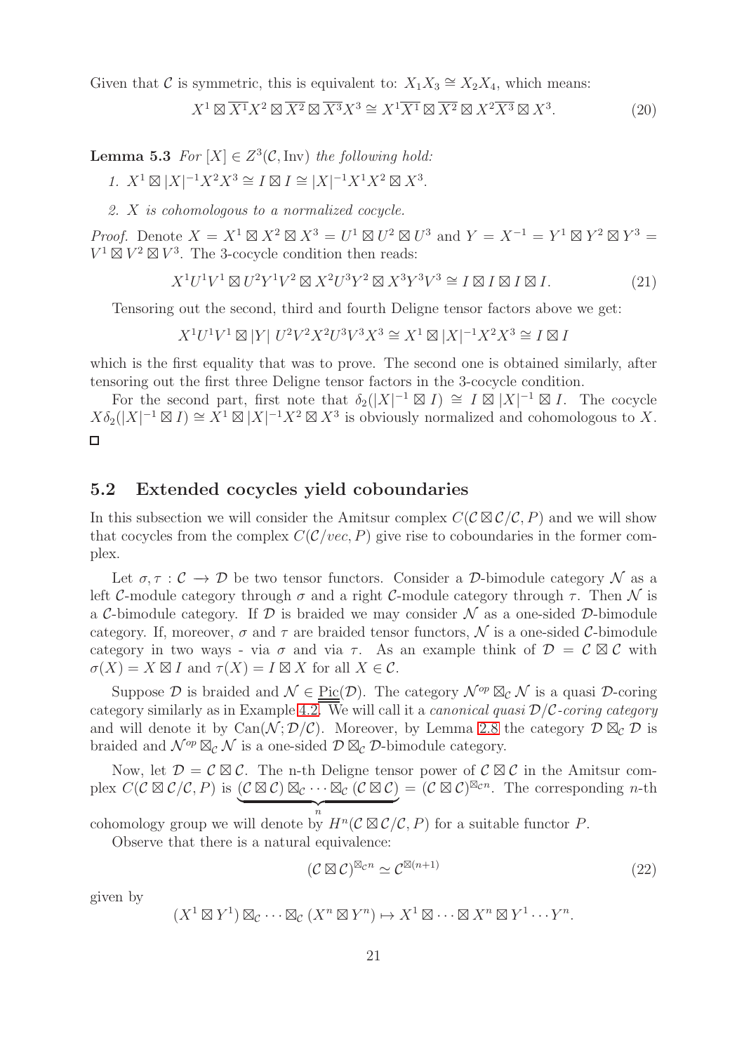Given that $\mathcal{C}$ is symmetric, this is equivalent to: $X_1X_3 \cong X_2X_4$, which means:

$$X^1 \boxtimes \overline{X^1}X^2 \boxtimes \overline{X^2} \boxtimes \overline{X^3}X^3 \cong X^1\overline{X^1} \boxtimes \overline{X^2} \boxtimes X^2\overline{X^3} \boxtimes X^3. \tag{20}$$

**Lemma 5.3** *For $[X] \in Z^3(\mathcal{C}, \mathrm{Inv})$ the following hold:*

1. $X^1 \boxtimes |X|^{-1}X^2X^3 \cong I \boxtimes I \cong |X|^{-1}X^1X^2 \boxtimes X^3$.
2. *$X$ is cohomologous to a normalized cocycle.*

*Proof.* Denote $X = X^1 \boxtimes X^2 \boxtimes X^3 = U^1 \boxtimes U^2 \boxtimes U^3$ and $Y = X^{-1} = Y^1 \boxtimes Y^2 \boxtimes Y^3 = V^1 \boxtimes V^2 \boxtimes V^3$. The 3-cocycle condition then reads:

$$X^1U^1V^1 \boxtimes U^2Y^1V^2 \boxtimes X^2U^3Y^2 \boxtimes X^3Y^3V^3 \cong I \boxtimes I \boxtimes I \boxtimes I. \tag{21}$$

Tensoring out the second, third and fourth Deligne tensor factors above we get:

$$X^1U^1V^1 \boxtimes |Y|\; U^2V^2X^2U^3V^3X^3 \cong X^1 \boxtimes |X|^{-1}X^2X^3 \cong I \boxtimes I$$

which is the first equality that was to prove. The second one is obtained similarly, after tensoring out the first three Deligne tensor factors in the 3-cocycle condition.

For the second part, first note that $\delta_2(|X|^{-1} \boxtimes I) \cong I \boxtimes |X|^{-1} \boxtimes I$. The cocycle $X\delta_2(|X|^{-1} \boxtimes I) \cong X^1 \boxtimes |X|^{-1}X^2 \boxtimes X^3$ is obviously normalized and cohomologous to $X$. $\square$

## 5.2 Extended cocycles yield coboundaries

In this subsection we will consider the Amitsur complex $C(\mathcal{C} \boxtimes \mathcal{C}/\mathcal{C}, P)$ and we will show that cocycles from the complex $C(\mathcal{C}/vec, P)$ give rise to coboundaries in the former complex.

Let $\sigma, \tau : \mathcal{C} \to \mathcal{D}$ be two tensor functors. Consider a $\mathcal{D}$-bimodule category $\mathcal{N}$ as a left $\mathcal{C}$-module category through $\sigma$ and a right $\mathcal{C}$-module category through $\tau$. Then $\mathcal{N}$ is a $\mathcal{C}$-bimodule category. If $\mathcal{D}$ is braided we may consider $\mathcal{N}$ as a one-sided $\mathcal{D}$-bimodule category. If, moreover, $\sigma$ and $\tau$ are braided tensor functors, $\mathcal{N}$ is a one-sided $\mathcal{C}$-bimodule category in two ways - via $\sigma$ and via $\tau$. As an example think of $\mathcal{D} = \mathcal{C} \boxtimes \mathcal{C}$ with $\sigma(X) = X \boxtimes I$ and $\tau(X) = I \boxtimes X$ for all $X \in \mathcal{C}$.

Suppose $\mathcal{D}$ is braided and $\mathcal{N} \in \underline{\underline{\mathrm{Pic}}}(\mathcal{D})$. The category $\mathcal{N}^{op} \boxtimes_{\mathcal{C}} \mathcal{N}$ is a quasi $\mathcal{D}$-coring category similarly as in Example 4.2. We will call it a *canonical quasi $\mathcal{D}/\mathcal{C}$-coring category* and will denote it by $\mathrm{Can}(\mathcal{N}; \mathcal{D}/\mathcal{C})$. Moreover, by Lemma 2.8 the category $\mathcal{D} \boxtimes_{\mathcal{C}} \mathcal{D}$ is braided and $\mathcal{N}^{op} \boxtimes_{\mathcal{C}} \mathcal{N}$ is a one-sided $\mathcal{D} \boxtimes_{\mathcal{C}} \mathcal{D}$-bimodule category.

Now, let $\mathcal{D} = \mathcal{C} \boxtimes \mathcal{C}$. The n-th Deligne tensor power of $\mathcal{C} \boxtimes \mathcal{C}$ in the Amitsur complex $C(\mathcal{C} \boxtimes \mathcal{C}/\mathcal{C}, P)$ is $\underbrace{(\mathcal{C} \boxtimes \mathcal{C}) \boxtimes_{\mathcal{C}} \cdots \boxtimes_{\mathcal{C}} (\mathcal{C} \boxtimes \mathcal{C})}_{n} = (\mathcal{C} \boxtimes \mathcal{C})^{\boxtimes_{\mathcal{C}} n}$. The corresponding $n$-th cohomology group we will denote by $H^n(\mathcal{C} \boxtimes \mathcal{C}/\mathcal{C}, P)$ for a suitable functor $P$.

Observe that there is a natural equivalence:

$$(\mathcal{C} \boxtimes \mathcal{C})^{\boxtimes_{\mathcal{C}} n} \simeq \mathcal{C}^{\boxtimes(n+1)} \tag{22}$$

given by

$$(X^1 \boxtimes Y^1) \boxtimes_{\mathcal{C}} \cdots \boxtimes_{\mathcal{C}} (X^n \boxtimes Y^n) \mapsto X^1 \boxtimes \cdots \boxtimes X^n \boxtimes Y^1 \cdots Y^n.$$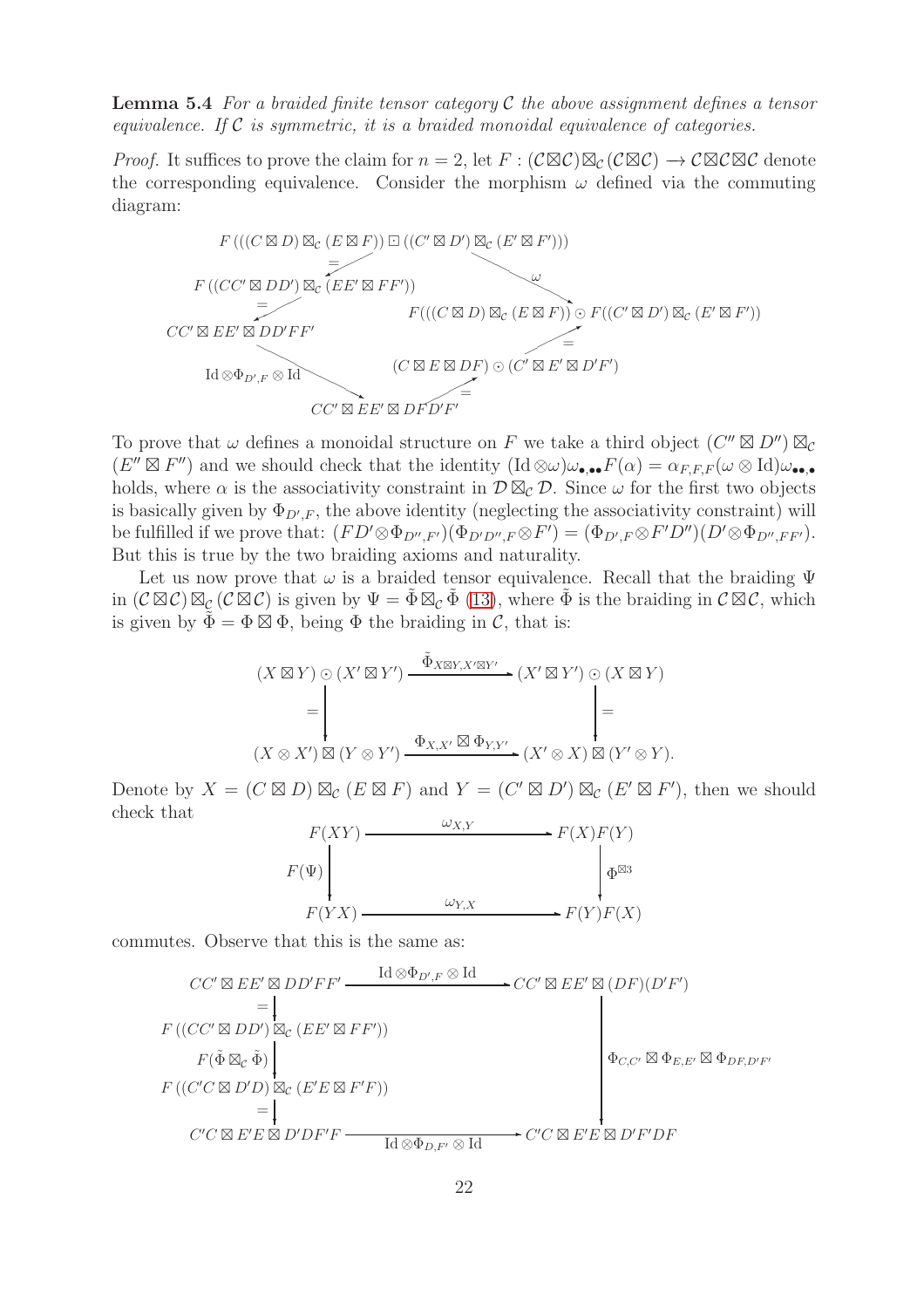**Lemma 5.4** *For a braided finite tensor category $\mathcal{C}$ the above assignment defines a tensor equivalence. If $\mathcal{C}$ is symmetric, it is a braided monoidal equivalence of categories.*

*Proof.* It suffices to prove the claim for $n = 2$, let $F : (\mathcal{C}\boxtimes\mathcal{C})\boxtimes_{\mathcal{C}}(\mathcal{C}\boxtimes\mathcal{C}) \to \mathcal{C}\boxtimes\mathcal{C}\boxtimes\mathcal{C}$ denote the corresponding equivalence. Consider the morphism $\omega$ defined via the commuting diagram:

$$
\begin{array}{c}
F\left(((C\boxtimes D)\boxtimes_{\mathcal{C}}(E\boxtimes F))\boxdot((C'\boxtimes D')\boxtimes_{\mathcal{C}}(E'\boxtimes F'))\right) \xrightarrow{\ \omega\ } F(((C\boxtimes D)\boxtimes_{\mathcal{C}}(E\boxtimes F))\odot F((C'\boxtimes D')\boxtimes_{\mathcal{C}}(E'\boxtimes F')) \\
\| \qquad\qquad\qquad\qquad\qquad\qquad\qquad\qquad \| \\
F\left((CC'\boxtimes DD')\boxtimes_{\mathcal{C}}(EE'\boxtimes FF')\right) \qquad\qquad (C\boxtimes E\boxtimes DF)\odot(C'\boxtimes E'\boxtimes D'F') \\
\| \qquad\qquad\qquad\qquad\qquad\qquad\qquad\qquad \| \\
CC'\boxtimes EE'\boxtimes DD'FF' \xrightarrow{\mathrm{Id}\otimes\Phi_{D',F}\otimes\mathrm{Id}} CC'\boxtimes EE'\boxtimes DFD'F'
\end{array}
$$

To prove that $\omega$ defines a monoidal structure on $F$ we take a third object $(C''\boxtimes D'')\boxtimes_{\mathcal{C}}(E''\boxtimes F'')$ and we should check that the identity $(\mathrm{Id}\otimes\omega)\omega_{\bullet,\bullet\bullet}F(\alpha) = \alpha_{F,F,F}(\omega\otimes\mathrm{Id})\omega_{\bullet\bullet,\bullet}$ holds, where $\alpha$ is the associativity constraint in $\mathcal{D}\boxtimes_{\mathcal{C}}\mathcal{D}$. Since $\omega$ for the first two objects is basically given by $\Phi_{D',F}$, the above identity (neglecting the associativity constraint) will be fulfilled if we prove that: $(FD'\otimes\Phi_{D'',F'})(\Phi_{D'D'',F}\otimes F') = (\Phi_{D',F}\otimes F'D'')(D'\otimes\Phi_{D'',FF'})$. But this is true by the two braiding axioms and naturality.

Let us now prove that $\omega$ is a braided tensor equivalence. Recall that the braiding $\Psi$ in $(\mathcal{C}\boxtimes\mathcal{C})\boxtimes_{\mathcal{C}}(\mathcal{C}\boxtimes\mathcal{C})$ is given by $\Psi = \tilde{\Phi}\boxtimes_{\mathcal{C}}\tilde{\Phi}$ (13), where $\tilde{\Phi}$ is the braiding in $\mathcal{C}\boxtimes\mathcal{C}$, which is given by $\tilde{\Phi} = \Phi\boxtimes\Phi$, being $\Phi$ the braiding in $\mathcal{C}$, that is:

$$
\begin{array}{ccc}
(X\boxtimes Y)\odot(X'\boxtimes Y') & \xrightarrow{\tilde{\Phi}_{X\boxtimes Y,X'\boxtimes Y'}} & (X'\boxtimes Y')\odot(X\boxtimes Y) \\
\| & & \| \\
(X\otimes X')\boxtimes(Y\otimes Y') & \xrightarrow{\Phi_{X,X'}\boxtimes\Phi_{Y,Y'}} & (X'\otimes X)\boxtimes(Y'\otimes Y).
\end{array}
$$

Denote by $X = (C\boxtimes D)\boxtimes_{\mathcal{C}}(E\boxtimes F)$ and $Y = (C'\boxtimes D')\boxtimes_{\mathcal{C}}(E'\boxtimes F')$, then we should check that

$$
\begin{array}{ccc}
F(XY) & \xrightarrow{\omega_{X,Y}} & F(X)F(Y) \\
{\scriptstyle F(\Psi)}\downarrow & & \downarrow{\scriptstyle \Phi^{\boxtimes 3}} \\
F(YX) & \xrightarrow{\omega_{Y,X}} & F(Y)F(X)
\end{array}
$$

commutes. Observe that this is the same as:

$$
\begin{array}{ccc}
CC'\boxtimes EE'\boxtimes DD'FF' & \xrightarrow{\mathrm{Id}\otimes\Phi_{D',F}\otimes\mathrm{Id}} & CC'\boxtimes EE'\boxtimes(DF)(D'F') \\
\| & & \\
F\left((CC'\boxtimes DD')\boxtimes_{\mathcal{C}}(EE'\boxtimes FF')\right) & & \\
{\scriptstyle F(\tilde{\Phi}\boxtimes_{\mathcal{C}}\tilde{\Phi})}\downarrow & & \downarrow{\scriptstyle \Phi_{C,C'}\boxtimes\Phi_{E,E'}\boxtimes\Phi_{DF,D'F'}} \\
F\left((C'C\boxtimes D'D)\boxtimes_{\mathcal{C}}(E'E\boxtimes F'F)\right) & & \\
\| & & \\
C'C\boxtimes E'E\boxtimes D'DF'F & \xrightarrow{\mathrm{Id}\otimes\Phi_{D,F'}\otimes\mathrm{Id}} & C'C\boxtimes E'E\boxtimes D'F'DF
\end{array}
$$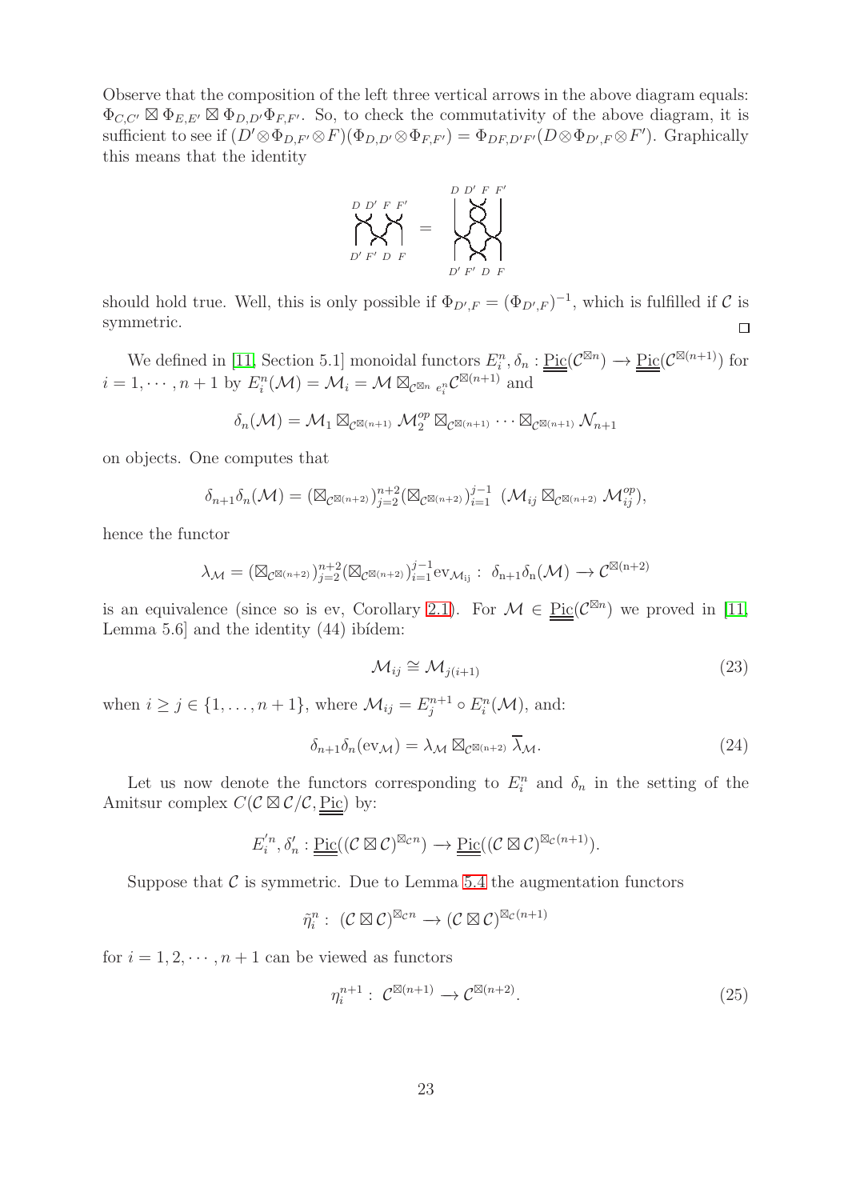Observe that the composition of the left three vertical arrows in the above diagram equals: $\Phi_{C,C'} \boxtimes \Phi_{E,E'} \boxtimes \Phi_{D,D'}\Phi_{F,F'}$. So, to check the commutativity of the above diagram, it is sufficient to see if $(D' \otimes \Phi_{D,F'} \otimes F)(\Phi_{D,D'} \otimes \Phi_{F,F'}) = \Phi_{DF,D'F'}(D \otimes \Phi_{D',F} \otimes F')$. Graphically this means that the identity

should hold true. Well, this is only possible if $\Phi_{D',F} = (\Phi_{D',F})^{-1}$, which is fulfilled if $\mathcal{C}$ is symmetric. □

We defined in [11, Section 5.1] monoidal functors $E_i^n, \delta_n : \underline{\underline{\text{Pic}}}(\mathcal{C}^{\boxtimes n}) \longrightarrow \underline{\underline{\text{Pic}}}(\mathcal{C}^{\boxtimes(n+1)})$ for $i = 1, \cdots, n+1$ by $E_i^n(\mathcal{M}) = \mathcal{M}_i = \mathcal{M} \boxtimes_{\mathcal{C}^{\boxtimes n}\ e_i^n} \mathcal{C}^{\boxtimes(n+1)}$ and

$$\delta_n(\mathcal{M}) = \mathcal{M}_1 \boxtimes_{\mathcal{C}^{\boxtimes(n+1)}} \mathcal{M}_2^{op} \boxtimes_{\mathcal{C}^{\boxtimes(n+1)}} \cdots \boxtimes_{\mathcal{C}^{\boxtimes(n+1)}} \mathcal{N}_{n+1}$$

on objects. One computes that

$$\delta_{n+1}\delta_n(\mathcal{M}) = (\boxtimes_{\mathcal{C}^{\boxtimes(n+2)}})_{j=2}^{n+2}(\boxtimes_{\mathcal{C}^{\boxtimes(n+2)}})_{i=1}^{j-1}\ (\mathcal{M}_{ij} \boxtimes_{\mathcal{C}^{\boxtimes(n+2)}} \mathcal{M}_{ij}^{op}),$$

hence the functor

$$\lambda_{\mathcal{M}} = (\boxtimes_{\mathcal{C}^{\boxtimes(n+2)}})_{j=2}^{n+2}(\boxtimes_{\mathcal{C}^{\boxtimes(n+2)}})_{i=1}^{j-1}\text{ev}_{\mathcal{M}_{ij}} :\ \delta_{n+1}\delta_n(\mathcal{M}) \longrightarrow \mathcal{C}^{\boxtimes(n+2)}$$

is an equivalence (since so is ev, Corollary 2.1). For $\mathcal{M} \in \underline{\underline{\text{Pic}}}(\mathcal{C}^{\boxtimes n})$ we proved in [11, Lemma 5.6] and the identity (44) ibídem:

$$\mathcal{M}_{ij} \cong \mathcal{M}_{j(i+1)} \tag{23}$$

when $i \geq j \in \{1, \ldots, n+1\}$, where $\mathcal{M}_{ij} = E_j^{n+1} \circ E_i^n(\mathcal{M})$, and:

$$\delta_{n+1}\delta_n(\text{ev}_{\mathcal{M}}) = \lambda_{\mathcal{M}} \boxtimes_{\mathcal{C}^{\boxtimes(n+2)}} \overline{\lambda}_{\mathcal{M}}. \tag{24}$$

Let us now denote the functors corresponding to $E_i^n$ and $\delta_n$ in the setting of the Amitsur complex $C(\mathcal{C} \boxtimes \mathcal{C}/\mathcal{C}, \underline{\underline{\text{Pic}}})$ by:

$$E_i^{'n}, \delta_n' : \underline{\underline{\text{Pic}}}((\mathcal{C} \boxtimes \mathcal{C})^{\boxtimes_{\mathcal{C}} n}) \longrightarrow \underline{\underline{\text{Pic}}}((\mathcal{C} \boxtimes \mathcal{C})^{\boxtimes_{\mathcal{C}}(n+1)}).$$

Suppose that $\mathcal{C}$ is symmetric. Due to Lemma 5.4 the augmentation functors

$$\tilde{\eta}_i^n :\ (\mathcal{C} \boxtimes \mathcal{C})^{\boxtimes_{\mathcal{C}} n} \rightarrow (\mathcal{C} \boxtimes \mathcal{C})^{\boxtimes_{\mathcal{C}}(n+1)}$$

for $i = 1, 2, \cdots, n+1$ can be viewed as functors

$$\eta_i^{n+1} :\ \mathcal{C}^{\boxtimes(n+1)} \longrightarrow \mathcal{C}^{\boxtimes(n+2)}. \tag{25}$$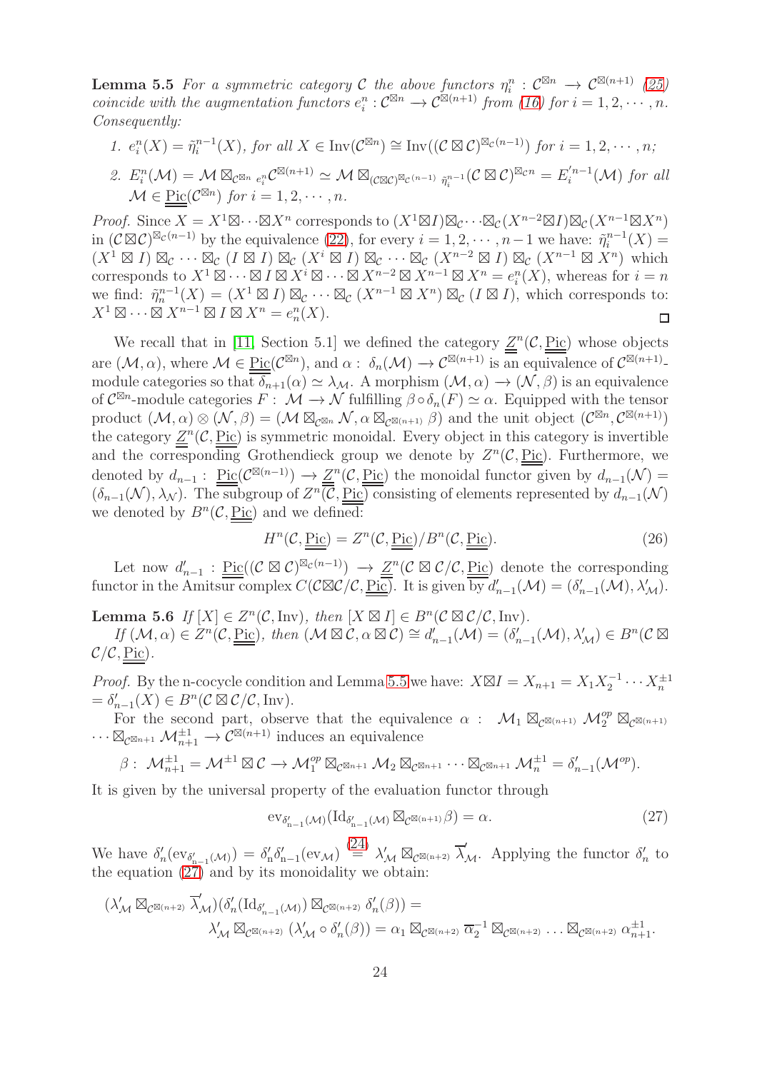**Lemma 5.5** *For a symmetric category $\mathcal{C}$ the above functors $\eta_i^n : \mathcal{C}^{\boxtimes n} \to \mathcal{C}^{\boxtimes(n+1)}$ (25) coincide with the augmentation functors $e_i^n : \mathcal{C}^{\boxtimes n} \to \mathcal{C}^{\boxtimes(n+1)}$ from (16) for $i = 1, 2, \cdots, n$. Consequently:*

1. *$e_i^n(X) = \tilde{\eta}_i^{n-1}(X)$, for all $X \in \operatorname{Inv}(\mathcal{C}^{\boxtimes n}) \cong \operatorname{Inv}((\mathcal{C} \boxtimes \mathcal{C})^{\boxtimes_{\mathcal{C}}(n-1)})$ for $i = 1, 2, \cdots, n$;*
2. *$E_i^n(\mathcal{M}) = \mathcal{M} \boxtimes_{\mathcal{C}^{\boxtimes n}} {}_{e_i^n}\mathcal{C}^{\boxtimes(n+1)} \simeq \mathcal{M} \boxtimes_{(\mathcal{C}\boxtimes\mathcal{C})^{\boxtimes_{\mathcal{C}}(n-1)}} {}_{\tilde{\eta}_i^{n-1}}(\mathcal{C} \boxtimes \mathcal{C})^{\boxtimes_{\mathcal{C}} n} = E_i'^{n-1}(\mathcal{M})$ for all $\mathcal{M} \in \underline{\underline{\operatorname{Pic}}}(\mathcal{C}^{\boxtimes n})$ for $i = 1, 2, \cdots, n$.*

*Proof.* Since $X = X^1 \boxtimes \cdots \boxtimes X^n$ corresponds to $(X^1 \boxtimes I) \boxtimes_{\mathcal{C}} \cdots \boxtimes_{\mathcal{C}} (X^{n-2} \boxtimes I) \boxtimes_{\mathcal{C}} (X^{n-1} \boxtimes X^n)$ in $(\mathcal{C} \boxtimes \mathcal{C})^{\boxtimes_{\mathcal{C}}(n-1)}$ by the equivalence (22), for every $i = 1, 2, \cdots, n-1$ we have: $\tilde{\eta}_i^{n-1}(X) = (X^1 \boxtimes I) \boxtimes_{\mathcal{C}} \cdots \boxtimes_{\mathcal{C}} (I \boxtimes I) \boxtimes_{\mathcal{C}} (X^i \boxtimes I) \boxtimes_{\mathcal{C}} \cdots \boxtimes_{\mathcal{C}} (X^{n-2} \boxtimes I) \boxtimes_{\mathcal{C}} (X^{n-1} \boxtimes X^n)$ which corresponds to $X^1 \boxtimes \cdots \boxtimes I \boxtimes X^i \boxtimes \cdots \boxtimes X^{n-2} \boxtimes X^{n-1} \boxtimes X^n = e_i^n(X)$, whereas for $i = n$ we find: $\tilde{\eta}_n^{n-1}(X) = (X^1 \boxtimes I) \boxtimes_{\mathcal{C}} \cdots \boxtimes_{\mathcal{C}} (X^{n-1} \boxtimes X^n) \boxtimes_{\mathcal{C}} (I \boxtimes I)$, which corresponds to: $X^1 \boxtimes \cdots \boxtimes X^{n-1} \boxtimes I \boxtimes X^n = e_n^n(X)$. $\square$

We recall that in [11, Section 5.1] we defined the category $\underline{\underline{Z}}^n(\mathcal{C}, \underline{\underline{\operatorname{Pic}}})$ whose objects are $(\mathcal{M}, \alpha)$, where $\mathcal{M} \in \underline{\underline{\operatorname{Pic}}}(\mathcal{C}^{\boxtimes n})$, and $\alpha: \delta_n(\mathcal{M}) \to \mathcal{C}^{\boxtimes(n+1)}$ is an equivalence of $\mathcal{C}^{\boxtimes(n+1)}$-module categories so that $\overline{\delta}_{n+1}(\alpha) \simeq \lambda_{\mathcal{M}}$. A morphism $(\mathcal{M}, \alpha) \to (\mathcal{N}, \beta)$ is an equivalence of $\mathcal{C}^{\boxtimes n}$-module categories $F: \mathcal{M} \to \mathcal{N}$ fulfilling $\beta \circ \delta_n(F) \simeq \alpha$. Equipped with the tensor product $(\mathcal{M}, \alpha) \otimes (\mathcal{N}, \beta) = (\mathcal{M} \boxtimes_{\mathcal{C}^{\boxtimes n}} \mathcal{N}, \alpha \boxtimes_{\mathcal{C}^{\boxtimes(n+1)}} \beta)$ and the unit object $(\mathcal{C}^{\boxtimes n}, \mathcal{C}^{\boxtimes(n+1)})$ the category $\underline{\underline{Z}}^n(\mathcal{C}, \underline{\underline{\operatorname{Pic}}})$ is symmetric monoidal. Every object in this category is invertible and the corresponding Grothendieck group we denote by $Z^n(\mathcal{C}, \underline{\underline{\operatorname{Pic}}})$. Furthermore, we denoted by $d_{n-1}: \underline{\underline{\operatorname{Pic}}}(\mathcal{C}^{\boxtimes(n-1)}) \to \underline{\underline{Z}}^n(\mathcal{C}, \underline{\underline{\operatorname{Pic}}})$ the monoidal functor given by $d_{n-1}(\mathcal{N}) = (\delta_{n-1}(\mathcal{N}), \lambda_{\mathcal{N}})$. The subgroup of $Z^n(\mathcal{C}, \underline{\underline{\operatorname{Pic}}})$ consisting of elements represented by $d_{n-1}(\mathcal{N})$ we denoted by $B^n(\mathcal{C}, \underline{\underline{\operatorname{Pic}}})$ and we defined:

$$H^n(\mathcal{C}, \underline{\underline{\operatorname{Pic}}}) = Z^n(\mathcal{C}, \underline{\underline{\operatorname{Pic}}}) / B^n(\mathcal{C}, \underline{\underline{\operatorname{Pic}}}). \tag{26}$$

Let now $d'_{n-1}: \underline{\underline{\operatorname{Pic}}}((\mathcal{C} \boxtimes \mathcal{C})^{\boxtimes_{\mathcal{C}}(n-1)}) \to \underline{\underline{Z}}^n(\mathcal{C} \boxtimes \mathcal{C}/\mathcal{C}, \underline{\underline{\operatorname{Pic}}})$ denote the corresponding functor in the Amitsur complex $C(\mathcal{C}\boxtimes\mathcal{C}/\mathcal{C}, \underline{\underline{\operatorname{Pic}}})$. It is given by $d'_{n-1}(\mathcal{M}) = (\delta'_{n-1}(\mathcal{M}), \lambda'_{\mathcal{M}})$.

**Lemma 5.6** *If $[X] \in Z^n(\mathcal{C}, \operatorname{Inv})$, then $[X \boxtimes I] \in B^n(\mathcal{C} \boxtimes \mathcal{C}/\mathcal{C}, \operatorname{Inv})$.*

*If $(\mathcal{M}, \alpha) \in Z^n(\mathcal{C}, \underline{\underline{\operatorname{Pic}}})$, then $(\mathcal{M} \boxtimes \mathcal{C}, \alpha \boxtimes \mathcal{C}) \cong d'_{n-1}(\mathcal{M}) = (\delta'_{n-1}(\mathcal{M}), \lambda'_{\mathcal{M}}) \in B^n(\mathcal{C} \boxtimes \mathcal{C}/\mathcal{C}, \underline{\underline{\operatorname{Pic}}})$.*

*Proof.* By the n-cocycle condition and Lemma 5.5 we have: $X \boxtimes I = X_{n+1} = X_1 X_2^{-1} \cdots X_n^{\pm 1} = \delta'_{n-1}(X) \in B^n(\mathcal{C} \boxtimes \mathcal{C}/\mathcal{C}, \operatorname{Inv})$.

For the second part, observe that the equivalence $\alpha: \mathcal{M}_1 \boxtimes_{\mathcal{C}^{\boxtimes(n+1)}} \mathcal{M}_2^{op} \boxtimes_{\mathcal{C}^{\boxtimes(n+1)}} \cdots \boxtimes_{\mathcal{C}^{\boxtimes n+1}} \mathcal{M}_{n+1}^{\pm 1} \to \mathcal{C}^{\boxtimes(n+1)}$ induces an equivalence

$$\beta: \mathcal{M}_{n+1}^{\pm 1} = \mathcal{M}^{\pm 1} \boxtimes \mathcal{C} \to \mathcal{M}_1^{op} \boxtimes_{\mathcal{C}^{\boxtimes n+1}} \mathcal{M}_2 \boxtimes_{\mathcal{C}^{\boxtimes n+1}} \cdots \boxtimes_{\mathcal{C}^{\boxtimes n+1}} \mathcal{M}_n^{\pm 1} = \delta'_{n-1}(\mathcal{M}^{op}).$$

It is given by the universal property of the evaluation functor through

$$\operatorname{ev}_{\delta'_{n-1}(\mathcal{M})}(\operatorname{Id}_{\delta'_{n-1}(\mathcal{M})} \boxtimes_{\mathcal{C}^{\boxtimes(n+1)}} \beta) = \alpha. \tag{27}$$

We have $\delta'_n(\operatorname{ev}_{\delta'_{n-1}(\mathcal{M})}) = \delta'_n \delta'_{n-1}(\operatorname{ev}_{\mathcal{M}}) \overset{(24)}{=} \lambda'_{\mathcal{M}} \boxtimes_{\mathcal{C}^{\boxtimes(n+2)}} \overline{\lambda}'_{\mathcal{M}}$. Applying the functor $\delta'_n$ to the equation (27) and by its monoidality we obtain:

$$\begin{aligned}
(\lambda'_{\mathcal{M}} \boxtimes_{\mathcal{C}^{\boxtimes(n+2)}} \overline{\lambda}'_{\mathcal{M}})(\delta'_n(\operatorname{Id}_{\delta'_{n-1}(\mathcal{M})}) \boxtimes_{\mathcal{C}^{\boxtimes(n+2)}} \delta'_n(\beta)) &= \\
\lambda'_{\mathcal{M}} \boxtimes_{\mathcal{C}^{\boxtimes(n+2)}} (\lambda'_{\mathcal{M}} \circ \delta'_n(\beta)) &= \alpha_1 \boxtimes_{\mathcal{C}^{\boxtimes(n+2)}} \overline{\alpha}_2^{-1} \boxtimes_{\mathcal{C}^{\boxtimes(n+2)}} \cdots \boxtimes_{\mathcal{C}^{\boxtimes(n+2)}} \alpha_{n+1}^{\pm 1}.
\end{aligned}$$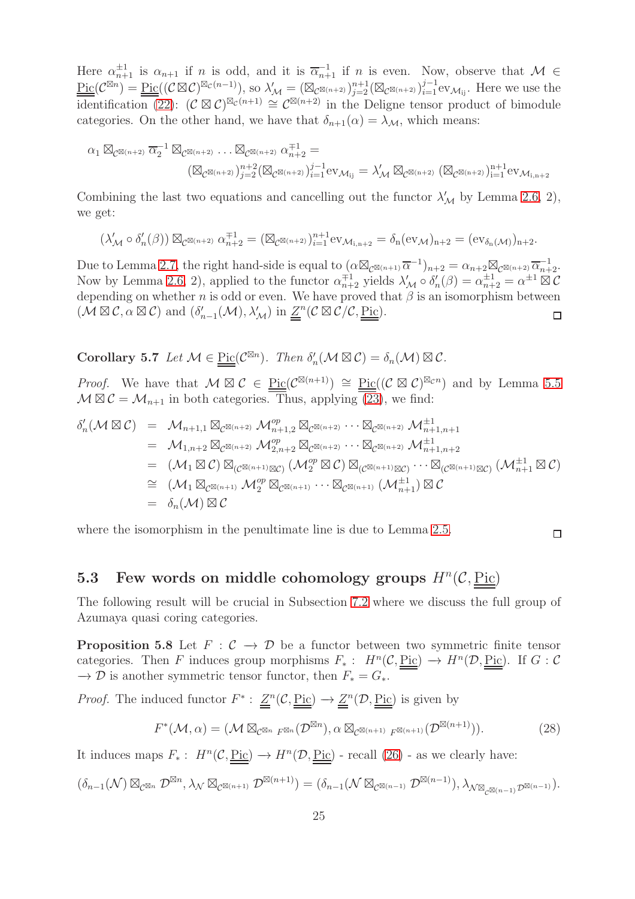Here $\alpha_{n+1}^{\pm 1}$ is $\alpha_{n+1}$ if $n$ is odd, and it is $\overline{\alpha}_{n+1}^{-1}$ if $n$ is even. Now, observe that $\mathcal{M} \in \underline{\underline{\mathrm{Pic}}}(\mathcal{C}^{\boxtimes n}) = \underline{\underline{\mathrm{Pic}}}((\mathcal{C}\boxtimes\mathcal{C})^{\boxtimes_{\mathcal{C}}(n-1)})$, so $\lambda'_{\mathcal{M}} = (\boxtimes_{\mathcal{C}^{\boxtimes(n+2)}})_{j=2}^{n+1}(\boxtimes_{\mathcal{C}^{\boxtimes(n+2)}})_{i=1}^{j-1}\mathrm{ev}_{\mathcal{M}_{\mathrm{ij}}}$. Here we use the identification (22): $(\mathcal{C}\boxtimes\mathcal{C})^{\boxtimes_{\mathcal{C}}(n+1)} \cong \mathcal{C}^{\boxtimes(n+2)}$ in the Deligne tensor product of bimodule categories. On the other hand, we have that $\delta_{n+1}(\alpha) = \lambda_{\mathcal{M}}$, which means:

$$\alpha_1 \boxtimes_{\mathcal{C}^{\boxtimes(n+2)}} \overline{\alpha}_2^{-1} \boxtimes_{\mathcal{C}^{\boxtimes(n+2)}} \dots \boxtimes_{\mathcal{C}^{\boxtimes(n+2)}} \alpha_{n+2}^{\mp 1} =$$
$$(\boxtimes_{\mathcal{C}^{\boxtimes(n+2)}})_{j=2}^{n+2}(\boxtimes_{\mathcal{C}^{\boxtimes(n+2)}})_{i=1}^{j-1}\mathrm{ev}_{\mathcal{M}_{\mathrm{ij}}} = \lambda'_{\mathcal{M}} \boxtimes_{\mathcal{C}^{\boxtimes(n+2)}} (\boxtimes_{\mathcal{C}^{\boxtimes(n+2)}})_{\mathrm{i}=1}^{\mathrm{n}+1}\mathrm{ev}_{\mathcal{M}_{\mathrm{i,n+2}}}$$

Combining the last two equations and cancelling out the functor $\lambda'_{\mathcal{M}}$ by Lemma 2.6, 2), we get:

$$(\lambda'_{\mathcal{M}} \circ \delta'_n(\beta)) \boxtimes_{\mathcal{C}^{\boxtimes(n+2)}} \alpha_{n+2}^{\mp 1} = (\boxtimes_{\mathcal{C}^{\boxtimes(n+2)}})_{i=1}^{n+1}\mathrm{ev}_{\mathcal{M}_{\mathrm{i,n+2}}} = \delta_{\mathrm{n}}(\mathrm{ev}_{\mathcal{M}})_{\mathrm{n+2}} = (\mathrm{ev}_{\delta_{\mathrm{n}}(\mathcal{M})})_{\mathrm{n+2}}.$$

Due to Lemma 2.7, the right hand-side is equal to $(\alpha \boxtimes_{\mathcal{C}^{\boxtimes(n+1)}} \overline{\alpha}^{-1})_{n+2} = \alpha_{n+2}\boxtimes_{\mathcal{C}^{\boxtimes(n+2)}} \overline{\alpha}_{n+2}^{-1}$. Now by Lemma 2.6, 2), applied to the functor $\alpha_{n+2}^{\mp 1}$ yields $\lambda'_{\mathcal{M}} \circ \delta'_n(\beta) = \alpha_{n+2}^{\pm 1} = \alpha^{\pm 1} \boxtimes \mathcal{C}$ depending on whether $n$ is odd or even. We have proved that $\beta$ is an isomorphism between $(\mathcal{M}\boxtimes\mathcal{C}, \alpha\boxtimes\mathcal{C})$ and $(\delta'_{n-1}(\mathcal{M}), \lambda'_{\mathcal{M}})$ in $\underline{\underline{Z}}^n(\mathcal{C}\boxtimes\mathcal{C}/\mathcal{C}, \underline{\underline{\mathrm{Pic}}})$. $\square$

**Corollary 5.7** *Let $\mathcal{M} \in \underline{\underline{\mathrm{Pic}}}(\mathcal{C}^{\boxtimes n})$. Then $\delta'_n(\mathcal{M}\boxtimes\mathcal{C}) = \delta_n(\mathcal{M})\boxtimes\mathcal{C}$.*

*Proof.* We have that $\mathcal{M}\boxtimes\mathcal{C} \in \underline{\underline{\mathrm{Pic}}}(\mathcal{C}^{\boxtimes(n+1)}) \cong \underline{\underline{\mathrm{Pic}}}((\mathcal{C}\boxtimes\mathcal{C})^{\boxtimes_{\mathcal{C}} n})$ and by Lemma 5.5 $\mathcal{M}\boxtimes\mathcal{C} = \mathcal{M}_{n+1}$ in both categories. Thus, applying (23), we find:

$$\begin{aligned}
\delta'_n(\mathcal{M}\boxtimes\mathcal{C}) &= \mathcal{M}_{n+1,1} \boxtimes_{\mathcal{C}^{\boxtimes(n+2)}} \mathcal{M}^{op}_{n+1,2} \boxtimes_{\mathcal{C}^{\boxtimes(n+2)}} \cdots \boxtimes_{\mathcal{C}^{\boxtimes(n+2)}} \mathcal{M}^{\pm 1}_{n+1,n+1} \\
&= \mathcal{M}_{1,n+2} \boxtimes_{\mathcal{C}^{\boxtimes(n+2)}} \mathcal{M}^{op}_{2,n+2} \boxtimes_{\mathcal{C}^{\boxtimes(n+2)}} \cdots \boxtimes_{\mathcal{C}^{\boxtimes(n+2)}} \mathcal{M}^{\pm 1}_{n+1,n+2} \\
&= (\mathcal{M}_1 \boxtimes \mathcal{C}) \boxtimes_{(\mathcal{C}^{\boxtimes(n+1)}\boxtimes\mathcal{C})} (\mathcal{M}_2^{op}\boxtimes\mathcal{C}) \boxtimes_{(\mathcal{C}^{\boxtimes(n+1)}\boxtimes\mathcal{C})} \cdots \boxtimes_{(\mathcal{C}^{\boxtimes(n+1)}\boxtimes\mathcal{C})} (\mathcal{M}^{\pm 1}_{n+1}\boxtimes\mathcal{C}) \\
&\cong (\mathcal{M}_1 \boxtimes_{\mathcal{C}^{\boxtimes(n+1)}} \mathcal{M}_2^{op} \boxtimes_{\mathcal{C}^{\boxtimes(n+1)}} \cdots \boxtimes_{\mathcal{C}^{\boxtimes(n+1)}} (\mathcal{M}^{\pm 1}_{n+1}) \boxtimes \mathcal{C} \\
&= \delta_n(\mathcal{M})\boxtimes\mathcal{C}
\end{aligned}$$

where the isomorphism in the penultimate line is due to Lemma 2.5. $\square$

## 5.3 Few words on middle cohomology groups $H^n(\mathcal{C}, \underline{\underline{\mathrm{Pic}}})$

The following result will be crucial in Subsection 7.2 where we discuss the full group of Azumaya quasi coring categories.

**Proposition 5.8** Let $F : \mathcal{C} \to \mathcal{D}$ be a functor between two symmetric finite tensor categories. Then $F$ induces group morphisms $F_* :\ H^n(\mathcal{C}, \underline{\underline{\mathrm{Pic}}}) \to H^n(\mathcal{D}, \underline{\underline{\mathrm{Pic}}})$. If $G : \mathcal{C} \to \mathcal{D}$ is another symmetric tensor functor, then $F_* = G_*$.

*Proof.* The induced functor $F^* :\ \underline{\underline{Z}}^n(\mathcal{C}, \underline{\underline{\mathrm{Pic}}}) \to \underline{\underline{Z}}^n(\mathcal{D}, \underline{\underline{\mathrm{Pic}}})$ is given by

$$F^*(\mathcal{M}, \alpha) = (\mathcal{M} \boxtimes_{\mathcal{C}^{\boxtimes n}}\ {}_{F^{\boxtimes n}}(\mathcal{D}^{\boxtimes n}), \alpha \boxtimes_{\mathcal{C}^{\boxtimes(n+1)}}\ {}_{F^{\boxtimes(n+1)}}(\mathcal{D}^{\boxtimes(n+1)})). \tag{28}$$

It induces maps $F_* :\ H^n(\mathcal{C}, \underline{\underline{\mathrm{Pic}}}) \to H^n(\mathcal{D}, \underline{\underline{\mathrm{Pic}}})$ - recall (26) - as we clearly have:

$$(\delta_{n-1}(\mathcal{N}) \boxtimes_{\mathcal{C}^{\boxtimes n}} \mathcal{D}^{\boxtimes n}, \lambda_{\mathcal{N}} \boxtimes_{\mathcal{C}^{\boxtimes(n+1)}} \mathcal{D}^{\boxtimes(n+1)}) = (\delta_{n-1}(\mathcal{N} \boxtimes_{\mathcal{C}^{\boxtimes(n-1)}} \mathcal{D}^{\boxtimes(n-1)}), \lambda_{\mathcal{N}\boxtimes_{\mathcal{C}^{\boxtimes(n-1)}}\mathcal{D}^{\boxtimes(n-1)}}).$$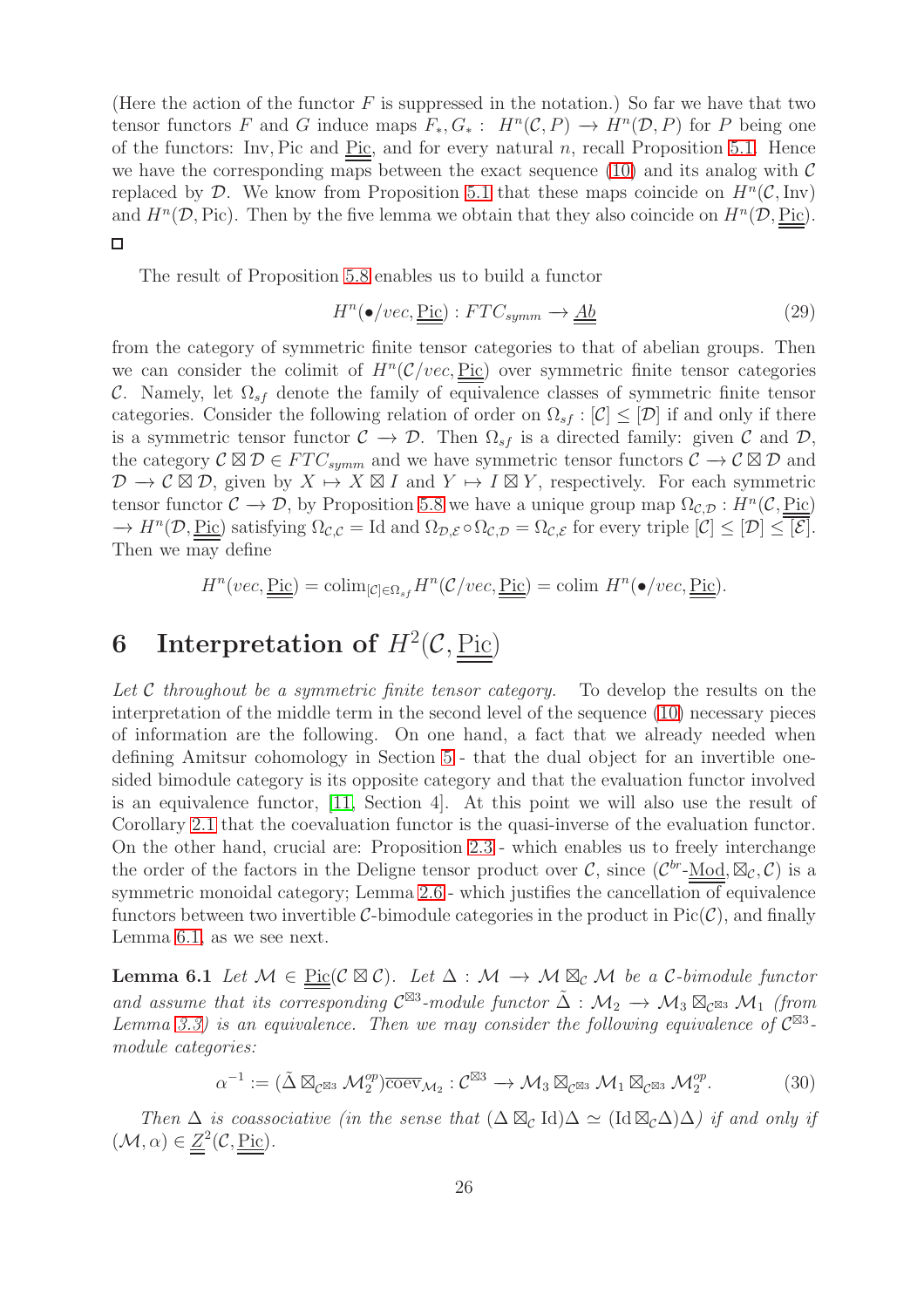(Here the action of the functor $F$ is suppressed in the notation.) So far we have that two tensor functors $F$ and $G$ induce maps $F_*, G_*: H^n(\mathcal{C}, P) \to H^n(\mathcal{D}, P)$ for $P$ being one of the functors: Inv, Pic and $\underline{\underline{\text{Pic}}}$, and for every natural $n$, recall Proposition 5.1. Hence we have the corresponding maps between the exact sequence (10) and its analog with $\mathcal{C}$ replaced by $\mathcal{D}$. We know from Proposition 5.1 that these maps coincide on $H^n(\mathcal{C}, \text{Inv})$ and $H^n(\mathcal{D}, \text{Pic})$. Then by the five lemma we obtain that they also coincide on $H^n(\mathcal{D}, \underline{\underline{\text{Pic}}})$. $\square$

The result of Proposition 5.8 enables us to build a functor

$$H^n(\bullet/vec, \underline{\underline{\text{Pic}}}) : FTC_{symm} \to \underline{\underline{Ab}} \tag{29}$$

from the category of symmetric finite tensor categories to that of abelian groups. Then we can consider the colimit of $H^n(\mathcal{C}/vec, \underline{\underline{\text{Pic}}})$ over symmetric finite tensor categories $\mathcal{C}$. Namely, let $\Omega_{sf}$ denote the family of equivalence classes of symmetric finite tensor categories. Consider the following relation of order on $\Omega_{sf}$ : $[\mathcal{C}] \leq [\mathcal{D}]$ if and only if there is a symmetric tensor functor $\mathcal{C} \to \mathcal{D}$. Then $\Omega_{sf}$ is a directed family: given $\mathcal{C}$ and $\mathcal{D}$, the category $\mathcal{C} \boxtimes \mathcal{D} \in FTC_{symm}$ and we have symmetric tensor functors $\mathcal{C} \to \mathcal{C} \boxtimes \mathcal{D}$ and $\mathcal{D} \to \mathcal{C} \boxtimes \mathcal{D}$, given by $X \mapsto X \boxtimes I$ and $Y \mapsto I \boxtimes Y$, respectively. For each symmetric tensor functor $\mathcal{C} \to \mathcal{D}$, by Proposition 5.8 we have a unique group map $\Omega_{\mathcal{C},\mathcal{D}} : H^n(\mathcal{C}, \underline{\underline{\text{Pic}}}) \to H^n(\mathcal{D}, \underline{\underline{\text{Pic}}})$ satisfying $\Omega_{\mathcal{C},\mathcal{C}} = \text{Id}$ and $\Omega_{\mathcal{D},\mathcal{E}} \circ \Omega_{\mathcal{C},\mathcal{D}} = \Omega_{\mathcal{C},\mathcal{E}}$ for every triple $[\mathcal{C}] \leq [\mathcal{D}] \leq [\mathcal{E}]$. Then we may define

$$H^n(vec, \underline{\underline{\text{Pic}}}) = \text{colim}_{[\mathcal{C}] \in \Omega_{sf}} H^n(\mathcal{C}/vec, \underline{\underline{\text{Pic}}}) = \text{colim } H^n(\bullet/vec, \underline{\underline{\text{Pic}}}).$$

# 6 Interpretation of $H^2(\mathcal{C}, \underline{\underline{\text{Pic}}})$

*Let $\mathcal{C}$ throughout be a symmetric finite tensor category.* To develop the results on the interpretation of the middle term in the second level of the sequence (10) necessary pieces of information are the following. On one hand, a fact that we already needed when defining Amitsur cohomology in Section 5 - that the dual object for an invertible one-sided bimodule category is its opposite category and that the evaluation functor involved is an equivalence functor, [11, Section 4]. At this point we will also use the result of Corollary 2.1 that the coevaluation functor is the quasi-inverse of the evaluation functor. On the other hand, crucial are: Proposition 2.3 - which enables us to freely interchange the order of the factors in the Deligne tensor product over $\mathcal{C}$, since $(\mathcal{C}^{br}\text{-}\underline{\underline{\text{Mod}}}, \boxtimes_{\mathcal{C}}, \mathcal{C})$ is a symmetric monoidal category; Lemma 2.6 - which justifies the cancellation of equivalence functors between two invertible $\mathcal{C}$-bimodule categories in the product in $\text{Pic}(\mathcal{C})$, and finally Lemma 6.1, as we see next.

**Lemma 6.1** *Let $\mathcal{M} \in \underline{\underline{\text{Pic}}}(\mathcal{C} \boxtimes \mathcal{C})$. Let $\Delta : \mathcal{M} \to \mathcal{M} \boxtimes_{\mathcal{C}} \mathcal{M}$ be a $\mathcal{C}$-bimodule functor and assume that its corresponding $\mathcal{C}^{\boxtimes 3}$-module functor $\tilde{\Delta} : \mathcal{M}_2 \to \mathcal{M}_3 \boxtimes_{\mathcal{C}^{\boxtimes 3}} \mathcal{M}_1$ (from Lemma 3.3) is an equivalence. Then we may consider the following equivalence of $\mathcal{C}^{\boxtimes 3}$-module categories:*

$$\alpha^{-1} := (\tilde{\Delta} \boxtimes_{\mathcal{C}^{\boxtimes 3}} \mathcal{M}_2^{op}) \overline{\text{coev}}_{\mathcal{M}_2} : \mathcal{C}^{\boxtimes 3} \to \mathcal{M}_3 \boxtimes_{\mathcal{C}^{\boxtimes 3}} \mathcal{M}_1 \boxtimes_{\mathcal{C}^{\boxtimes 3}} \mathcal{M}_2^{op}. \tag{30}$$

*Then $\Delta$ is coassociative (in the sense that $(\Delta \boxtimes_{\mathcal{C}} \text{Id})\Delta \simeq (\text{Id} \boxtimes_{\mathcal{C}} \Delta)\Delta$) if and only if $(\mathcal{M}, \alpha) \in \underline{\underline{Z}}^2(\mathcal{C}, \underline{\underline{\text{Pic}}})$.*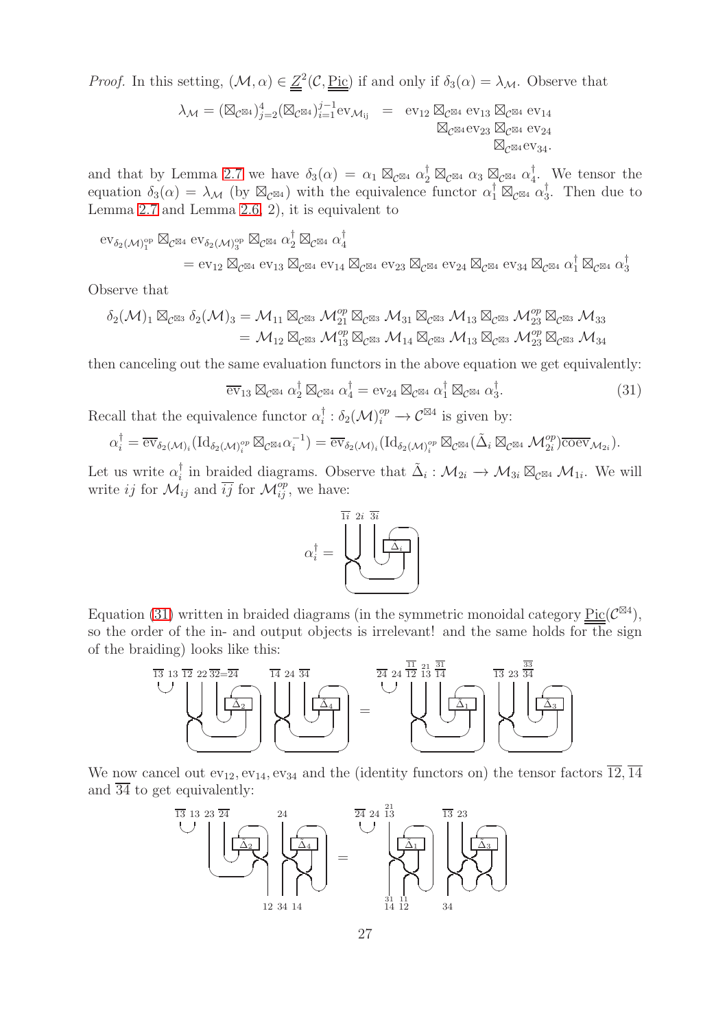*Proof.* In this setting, $(\mathcal{M}, \alpha) \in \underline{\underline{Z}}^2(\mathcal{C}, \underline{\underline{\mathrm{Pic}}})$ if and only if $\delta_3(\alpha) = \lambda_{\mathcal{M}}$. Observe that

$$\lambda_{\mathcal{M}} = (\boxtimes_{\mathcal{C}^{\boxtimes 4}})_{j=2}^{4}(\boxtimes_{\mathcal{C}^{\boxtimes 4}})_{i=1}^{j-1}\mathrm{ev}_{\mathcal{M}_{ij}} \;=\; \begin{array}{r}\mathrm{ev}_{12} \boxtimes_{\mathcal{C}^{\boxtimes 4}} \mathrm{ev}_{13} \boxtimes_{\mathcal{C}^{\boxtimes 4}} \mathrm{ev}_{14} \\ \boxtimes_{\mathcal{C}^{\boxtimes 4}} \mathrm{ev}_{23} \boxtimes_{\mathcal{C}^{\boxtimes 4}} \mathrm{ev}_{24} \\ \boxtimes_{\mathcal{C}^{\boxtimes 4}} \mathrm{ev}_{34}.\end{array}$$

and that by Lemma 2.7 we have $\delta_3(\alpha) = \alpha_1 \boxtimes_{\mathcal{C}^{\boxtimes 4}} \alpha_2^{\dagger} \boxtimes_{\mathcal{C}^{\boxtimes 4}} \alpha_3 \boxtimes_{\mathcal{C}^{\boxtimes 4}} \alpha_4^{\dagger}$. We tensor the equation $\delta_3(\alpha) = \lambda_{\mathcal{M}}$ (by $\boxtimes_{\mathcal{C}^{\boxtimes 4}}$) with the equivalence functor $\alpha_1^{\dagger} \boxtimes_{\mathcal{C}^{\boxtimes 4}} \alpha_3^{\dagger}$. Then due to Lemma 2.7 and Lemma 2.6, 2), it is equivalent to

$$\begin{aligned}&\mathrm{ev}_{\delta_2(\mathcal{M})_1^{\mathrm{op}}} \boxtimes_{\mathcal{C}^{\boxtimes 4}} \mathrm{ev}_{\delta_2(\mathcal{M})_3^{\mathrm{op}}} \boxtimes_{\mathcal{C}^{\boxtimes 4}} \alpha_2^{\dagger} \boxtimes_{\mathcal{C}^{\boxtimes 4}} \alpha_4^{\dagger} \\ &\qquad = \mathrm{ev}_{12} \boxtimes_{\mathcal{C}^{\boxtimes 4}} \mathrm{ev}_{13} \boxtimes_{\mathcal{C}^{\boxtimes 4}} \mathrm{ev}_{14} \boxtimes_{\mathcal{C}^{\boxtimes 4}} \mathrm{ev}_{23} \boxtimes_{\mathcal{C}^{\boxtimes 4}} \mathrm{ev}_{24} \boxtimes_{\mathcal{C}^{\boxtimes 4}} \mathrm{ev}_{34} \boxtimes_{\mathcal{C}^{\boxtimes 4}} \alpha_1^{\dagger} \boxtimes_{\mathcal{C}^{\boxtimes 4}} \alpha_3^{\dagger}\end{aligned}$$

Observe that

$$\begin{aligned}\delta_2(\mathcal{M})_1 \boxtimes_{\mathcal{C}^{\boxtimes 3}} \delta_2(\mathcal{M})_3 &= \mathcal{M}_{11} \boxtimes_{\mathcal{C}^{\boxtimes 3}} \mathcal{M}_{21}^{op} \boxtimes_{\mathcal{C}^{\boxtimes 3}} \mathcal{M}_{31} \boxtimes_{\mathcal{C}^{\boxtimes 3}} \mathcal{M}_{13} \boxtimes_{\mathcal{C}^{\boxtimes 3}} \mathcal{M}_{23}^{op} \boxtimes_{\mathcal{C}^{\boxtimes 3}} \mathcal{M}_{33} \\ &= \mathcal{M}_{12} \boxtimes_{\mathcal{C}^{\boxtimes 3}} \mathcal{M}_{13}^{op} \boxtimes_{\mathcal{C}^{\boxtimes 3}} \mathcal{M}_{14} \boxtimes_{\mathcal{C}^{\boxtimes 3}} \mathcal{M}_{13} \boxtimes_{\mathcal{C}^{\boxtimes 3}} \mathcal{M}_{23}^{op} \boxtimes_{\mathcal{C}^{\boxtimes 3}} \mathcal{M}_{34}\end{aligned}$$

then canceling out the same evaluation functors in the above equation we get equivalently:

$$\overline{\mathrm{ev}}_{13} \boxtimes_{\mathcal{C}^{\boxtimes 4}} \alpha_2^{\dagger} \boxtimes_{\mathcal{C}^{\boxtimes 4}} \alpha_4^{\dagger} = \mathrm{ev}_{24} \boxtimes_{\mathcal{C}^{\boxtimes 4}} \alpha_1^{\dagger} \boxtimes_{\mathcal{C}^{\boxtimes 4}} \alpha_3^{\dagger}. \tag{31}$$

Recall that the equivalence functor $\alpha_i^{\dagger} : \delta_2(\mathcal{M})_i^{op} \to \mathcal{C}^{\boxtimes 4}$ is given by:

$$\alpha_i^{\dagger} = \overline{\mathrm{ev}}_{\delta_2(\mathcal{M})_i}(\mathrm{Id}_{\delta_2(\mathcal{M})_i^{op}} \boxtimes_{\mathcal{C}^{\boxtimes 4}} \alpha_i^{-1}) = \overline{\mathrm{ev}}_{\delta_2(\mathcal{M})_i}(\mathrm{Id}_{\delta_2(\mathcal{M})_i^{op}} \boxtimes_{\mathcal{C}^{\boxtimes 4}} (\tilde{\Delta}_i \boxtimes_{\mathcal{C}^{\boxtimes 4}} \mathcal{M}_{2i}^{op})\overline{\mathrm{coev}}_{\mathcal{M}_{2i}}).$$

Let us write $\alpha_i^{\dagger}$ in braided diagrams. Observe that $\tilde{\Delta}_i : \mathcal{M}_{2i} \to \mathcal{M}_{3i} \boxtimes_{\mathcal{C}^{\boxtimes 4}} \mathcal{M}_{1i}$. We will write $ij$ for $\mathcal{M}_{ij}$ and $\overline{ij}$ for $\mathcal{M}_{ij}^{op}$, we have:

Equation (31) written in braided diagrams (in the symmetric monoidal category $\underline{\underline{\mathrm{Pic}}}(\mathcal{C}^{\boxtimes 4})$, so the order of the in- and output objects is irrelevant! and the same holds for the sign of the braiding) looks like this:

We now cancel out $\mathrm{ev}_{12}, \mathrm{ev}_{14}, \mathrm{ev}_{34}$ and the (identity functors on) the tensor factors $\overline{12}, \overline{14}$ and $\overline{34}$ to get equivalently: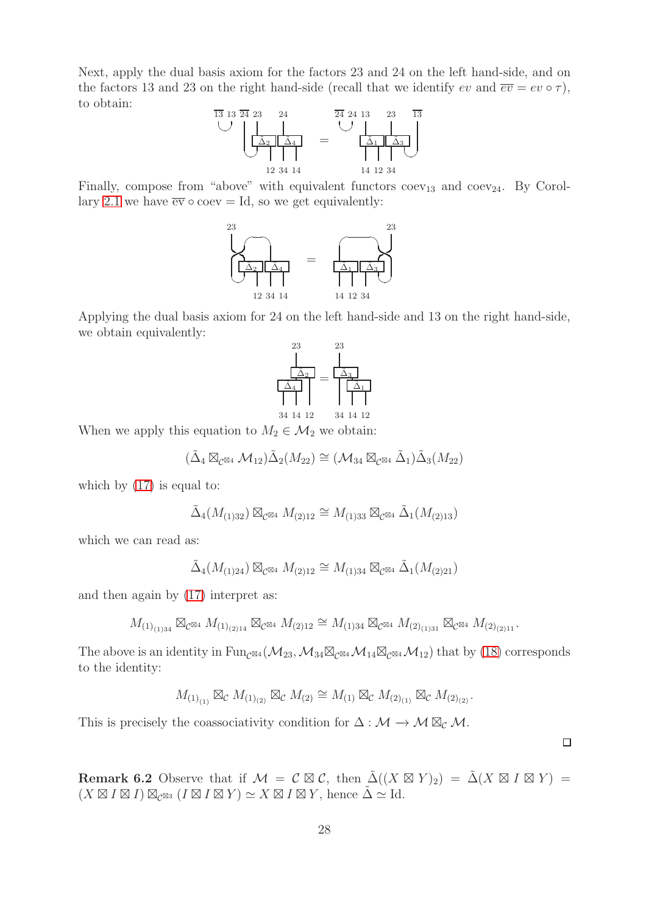Next, apply the dual basis axiom for the factors 23 and 24 on the left hand-side, and on the factors 13 and 23 on the right hand-side (recall that we identify $ev$ and $\overline{ev} = ev \circ \tau$), to obtain:

Finally, compose from "above" with equivalent functors $\mathrm{coev}_{13}$ and $\mathrm{coev}_{24}$. By Corollary 2.1 we have $\overline{\mathrm{ev}} \circ \mathrm{coev} = \mathrm{Id}$, so we get equivalently:

Applying the dual basis axiom for 24 on the left hand-side and 13 on the right hand-side, we obtain equivalently:

When we apply this equation to $M_2 \in \mathcal{M}_2$ we obtain:

$$(\tilde{\Delta}_4 \boxtimes_{\mathcal{C}^{\boxtimes 4}} \mathcal{M}_{12})\tilde{\Delta}_2(M_{22}) \cong (\mathcal{M}_{34} \boxtimes_{\mathcal{C}^{\boxtimes 4}} \tilde{\Delta}_1)\tilde{\Delta}_3(M_{22})$$

which by (17) is equal to:

$$\tilde{\Delta}_4(M_{(1)32}) \boxtimes_{\mathcal{C}^{\boxtimes 4}} M_{(2)12} \cong M_{(1)33} \boxtimes_{\mathcal{C}^{\boxtimes 4}} \tilde{\Delta}_1(M_{(2)13})$$

which we can read as:

$$\tilde{\Delta}_4(M_{(1)24}) \boxtimes_{\mathcal{C}^{\boxtimes 4}} M_{(2)12} \cong M_{(1)34} \boxtimes_{\mathcal{C}^{\boxtimes 4}} \tilde{\Delta}_1(M_{(2)21})$$

and then again by (17) interpret as:

$$M_{(1)_{(1)34}} \boxtimes_{\mathcal{C}^{\boxtimes 4}} M_{(1)_{(2)14}} \boxtimes_{\mathcal{C}^{\boxtimes 4}} M_{(2)12} \cong M_{(1)34} \boxtimes_{\mathcal{C}^{\boxtimes 4}} M_{(2)_{(1)31}} \boxtimes_{\mathcal{C}^{\boxtimes 4}} M_{(2)_{(2)11}}.$$

The above is an identity in $\mathrm{Fun}_{\mathcal{C}^{\boxtimes 4}}(\mathcal{M}_{23}, \mathcal{M}_{34} \boxtimes_{\mathcal{C}^{\boxtimes 4}} \mathcal{M}_{14} \boxtimes_{\mathcal{C}^{\boxtimes 4}} \mathcal{M}_{12})$ that by (18) corresponds to the identity:

$$M_{(1)_{(1)}} \boxtimes_{\mathcal{C}} M_{(1)_{(2)}} \boxtimes_{\mathcal{C}} M_{(2)} \cong M_{(1)} \boxtimes_{\mathcal{C}} M_{(2)_{(1)}} \boxtimes_{\mathcal{C}} M_{(2)_{(2)}}.$$

This is precisely the coassociativity condition for $\Delta : \mathcal{M} \to \mathcal{M} \boxtimes_{\mathcal{C}} \mathcal{M}$.

□

**Remark 6.2** Observe that if $\mathcal{M} = \mathcal{C} \boxtimes \mathcal{C}$, then $\tilde{\Delta}((X \boxtimes Y)_2) = \tilde{\Delta}(X \boxtimes I \boxtimes Y) = (X \boxtimes I \boxtimes I) \boxtimes_{\mathcal{C}^{\boxtimes 3}} (I \boxtimes I \boxtimes Y) \simeq X \boxtimes I \boxtimes Y$, hence $\tilde{\Delta} \simeq \mathrm{Id}$.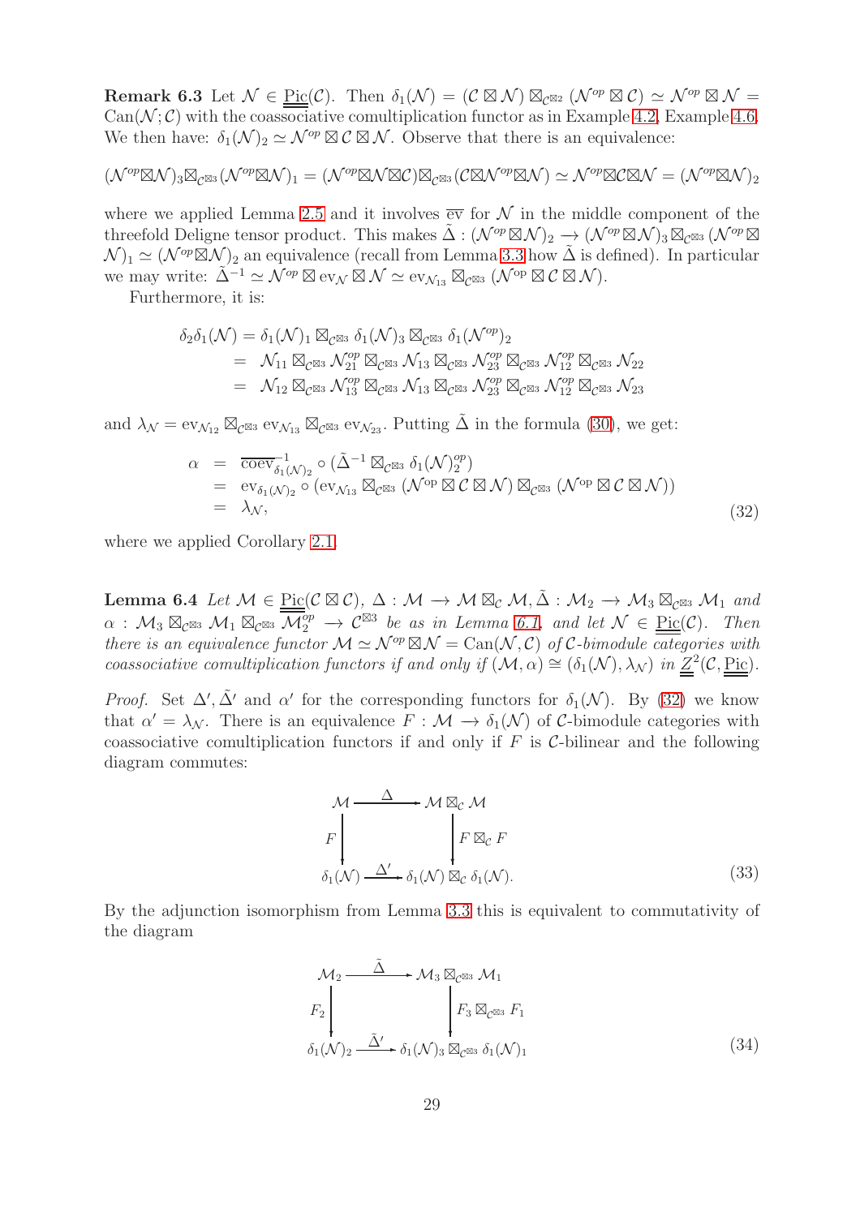**Remark 6.3** Let $\mathcal{N} \in \underline{\underline{\mathrm{Pic}}}(\mathcal{C})$. Then $\delta_1(\mathcal{N}) = (\mathcal{C} \boxtimes \mathcal{N}) \boxtimes_{\mathcal{C}^{\boxtimes 2}} (\mathcal{N}^{op} \boxtimes \mathcal{C}) \simeq \mathcal{N}^{op} \boxtimes \mathcal{N} = \mathrm{Can}(\mathcal{N};\mathcal{C})$ with the coassociative comultiplication functor as in Example 4.2, Example 4.6. We then have: $\delta_1(\mathcal{N})_2 \simeq \mathcal{N}^{op} \boxtimes \mathcal{C} \boxtimes \mathcal{N}$. Observe that there is an equivalence:

$$(\mathcal{N}^{op}\boxtimes\mathcal{N})_3 \boxtimes_{\mathcal{C}^{\boxtimes 3}} (\mathcal{N}^{op}\boxtimes\mathcal{N})_1 = (\mathcal{N}^{op}\boxtimes\mathcal{N}\boxtimes\mathcal{C})\boxtimes_{\mathcal{C}^{\boxtimes 3}}(\mathcal{C}\boxtimes\mathcal{N}^{op}\boxtimes\mathcal{N}) \simeq \mathcal{N}^{op}\boxtimes\mathcal{C}\boxtimes\mathcal{N} = (\mathcal{N}^{op}\boxtimes\mathcal{N})_2$$

where we applied Lemma 2.5 and it involves $\overline{\mathrm{ev}}$ for $\mathcal{N}$ in the middle component of the threefold Deligne tensor product. This makes $\tilde{\Delta} : (\mathcal{N}^{op}\boxtimes\mathcal{N})_2 \to (\mathcal{N}^{op}\boxtimes\mathcal{N})_3 \boxtimes_{\mathcal{C}^{\boxtimes 3}} (\mathcal{N}^{op}\boxtimes\mathcal{N})_1 \simeq (\mathcal{N}^{op}\boxtimes\mathcal{N})_2$ an equivalence (recall from Lemma 3.3 how $\tilde{\Delta}$ is defined). In particular we may write: $\tilde{\Delta}^{-1} \simeq \mathcal{N}^{op} \boxtimes \mathrm{ev}_{\mathcal{N}} \boxtimes \mathcal{N} \simeq \mathrm{ev}_{\mathcal{N}_{13}} \boxtimes_{\mathcal{C}^{\boxtimes 3}} (\mathcal{N}^{\mathrm{op}} \boxtimes \mathcal{C} \boxtimes \mathcal{N})$.

Furthermore, it is:

$$\begin{aligned}
\delta_2\delta_1(\mathcal{N}) &= \delta_1(\mathcal{N})_1 \boxtimes_{\mathcal{C}^{\boxtimes 3}} \delta_1(\mathcal{N})_3 \boxtimes_{\mathcal{C}^{\boxtimes 3}} \delta_1(\mathcal{N}^{op})_2 \\
&= \mathcal{N}_{11} \boxtimes_{\mathcal{C}^{\boxtimes 3}} \mathcal{N}^{op}_{21} \boxtimes_{\mathcal{C}^{\boxtimes 3}} \mathcal{N}_{13} \boxtimes_{\mathcal{C}^{\boxtimes 3}} \mathcal{N}^{op}_{23} \boxtimes_{\mathcal{C}^{\boxtimes 3}} \mathcal{N}^{op}_{12} \boxtimes_{\mathcal{C}^{\boxtimes 3}} \mathcal{N}_{22} \\
&= \mathcal{N}_{12} \boxtimes_{\mathcal{C}^{\boxtimes 3}} \mathcal{N}^{op}_{13} \boxtimes_{\mathcal{C}^{\boxtimes 3}} \mathcal{N}_{13} \boxtimes_{\mathcal{C}^{\boxtimes 3}} \mathcal{N}^{op}_{23} \boxtimes_{\mathcal{C}^{\boxtimes 3}} \mathcal{N}^{op}_{12} \boxtimes_{\mathcal{C}^{\boxtimes 3}} \mathcal{N}_{23}
\end{aligned}$$

and $\lambda_{\mathcal{N}} = \mathrm{ev}_{\mathcal{N}_{12}} \boxtimes_{\mathcal{C}^{\boxtimes 3}} \mathrm{ev}_{\mathcal{N}_{13}} \boxtimes_{\mathcal{C}^{\boxtimes 3}} \mathrm{ev}_{\mathcal{N}_{23}}$. Putting $\tilde{\Delta}$ in the formula (30), we get:

$$\begin{aligned}
\alpha &= \overline{\mathrm{coev}}^{-1}_{\delta_1(\mathcal{N})_2} \circ (\tilde{\Delta}^{-1} \boxtimes_{\mathcal{C}^{\boxtimes 3}} \delta_1(\mathcal{N})_2^{op}) \\
&= \mathrm{ev}_{\delta_1(\mathcal{N})_2} \circ (\mathrm{ev}_{\mathcal{N}_{13}} \boxtimes_{\mathcal{C}^{\boxtimes 3}} (\mathcal{N}^{\mathrm{op}} \boxtimes \mathcal{C} \boxtimes \mathcal{N}) \boxtimes_{\mathcal{C}^{\boxtimes 3}} (\mathcal{N}^{\mathrm{op}} \boxtimes \mathcal{C} \boxtimes \mathcal{N})) \\
&= \lambda_{\mathcal{N}},
\end{aligned} \tag{32}$$

where we applied Corollary 2.1.

**Lemma 6.4** *Let $\mathcal{M} \in \underline{\underline{\mathrm{Pic}}}(\mathcal{C} \boxtimes \mathcal{C})$, $\Delta : \mathcal{M} \to \mathcal{M} \boxtimes_{\mathcal{C}} \mathcal{M}, \tilde{\Delta} : \mathcal{M}_2 \to \mathcal{M}_3 \boxtimes_{\mathcal{C}^{\boxtimes 3}} \mathcal{M}_1$ and $\alpha : \mathcal{M}_3 \boxtimes_{\mathcal{C}^{\boxtimes 3}} \mathcal{M}_1 \boxtimes_{\mathcal{C}^{\boxtimes 3}} \overline{\mathcal{M}_2^{op}} \to \mathcal{C}^{\boxtimes 3}$ be as in Lemma 6.1, and let $\mathcal{N} \in \underline{\underline{\mathrm{Pic}}}(\mathcal{C})$. Then there is an equivalence functor $\mathcal{M} \simeq \mathcal{N}^{op} \boxtimes \mathcal{N} = \mathrm{Can}(\mathcal{N}, \mathcal{C})$ of $\mathcal{C}$-bimodule categories with coassociative comultiplication functors if and only if $(\mathcal{M}, \alpha) \cong (\delta_1(\mathcal{N}), \lambda_{\mathcal{N}})$ in $\underline{\underline{Z}}^2(\mathcal{C}, \underline{\underline{\mathrm{Pic}}})$.*

*Proof.* Set $\Delta', \tilde{\Delta}'$ and $\alpha'$ for the corresponding functors for $\delta_1(\mathcal{N})$. By (32) we know that $\alpha' = \lambda_{\mathcal{N}}$. There is an equivalence $F : \mathcal{M} \to \delta_1(\mathcal{N})$ of $\mathcal{C}$-bimodule categories with coassociative comultiplication functors if and only if $F$ is $\mathcal{C}$-bilinear and the following diagram commutes:

$$\begin{array}{ccc}
\mathcal{M} & \xrightarrow{\ \Delta\ } & \mathcal{M} \boxtimes_{\mathcal{C}} \mathcal{M} \\
{\scriptstyle F}\downarrow & & \downarrow{\scriptstyle F \boxtimes_{\mathcal{C}} F} \\
\delta_1(\mathcal{N}) & \xrightarrow{\ \Delta'\ } & \delta_1(\mathcal{N}) \boxtimes_{\mathcal{C}} \delta_1(\mathcal{N}).
\end{array} \tag{33}$$

By the adjunction isomorphism from Lemma 3.3 this is equivalent to commutativity of the diagram

$$\begin{array}{ccc}
\mathcal{M}_2 & \xrightarrow{\ \tilde{\Delta}\ } & \mathcal{M}_3 \boxtimes_{\mathcal{C}^{\boxtimes 3}} \mathcal{M}_1 \\
{\scriptstyle F_2}\downarrow & & \downarrow{\scriptstyle F_3 \boxtimes_{\mathcal{C}^{\boxtimes 3}} F_1} \\
\delta_1(\mathcal{N})_2 & \xrightarrow{\ \tilde{\Delta}'\ } & \delta_1(\mathcal{N})_3 \boxtimes_{\mathcal{C}^{\boxtimes 3}} \delta_1(\mathcal{N})_1
\end{array} \tag{34}$$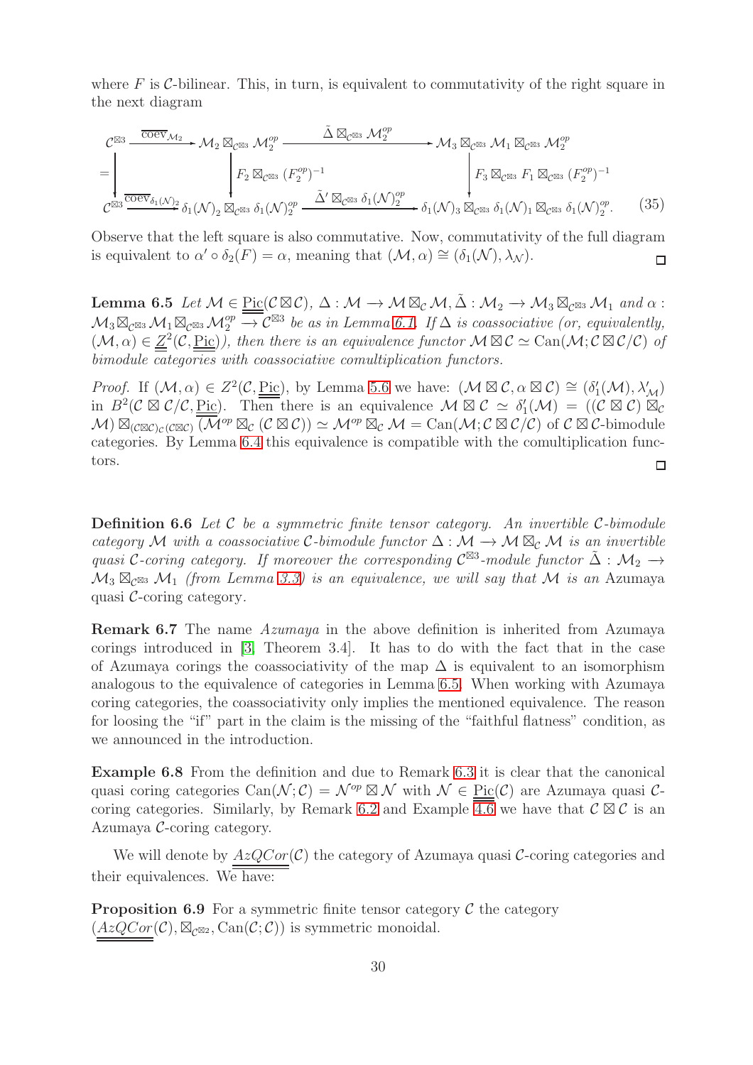where $F$ is $\mathcal{C}$-bilinear. This, in turn, is equivalent to commutativity of the right square in the next diagram

$$
\begin{array}{ccccc}
\mathcal{C}^{\boxtimes 3} & \xrightarrow{\overline{\text{coev}}_{\mathcal{M}_2}} & \mathcal{M}_2 \boxtimes_{\mathcal{C}^{\boxtimes 3}} \mathcal{M}_2^{op} & \xrightarrow{\tilde{\Delta} \boxtimes_{\mathcal{C}^{\boxtimes 3}} \mathcal{M}_2^{op}} & \mathcal{M}_3 \boxtimes_{\mathcal{C}^{\boxtimes 3}} \mathcal{M}_1 \boxtimes_{\mathcal{C}^{\boxtimes 3}} \mathcal{M}_2^{op} \\
\Big\downarrow = & & \Big\downarrow F_2 \boxtimes_{\mathcal{C}^{\boxtimes 3}} (F_2^{op})^{-1} & & \Big\downarrow F_3 \boxtimes_{\mathcal{C}^{\boxtimes 3}} F_1 \boxtimes_{\mathcal{C}^{\boxtimes 3}} (F_2^{op})^{-1} \\
\mathcal{C}^{\boxtimes 3} & \xrightarrow{\overline{\text{coev}}_{\delta_1(\mathcal{N})_2}} & \delta_1(\mathcal{N})_2 \boxtimes_{\mathcal{C}^{\boxtimes 3}} \delta_1(\mathcal{N})_2^{op} & \xrightarrow{\tilde{\Delta}' \boxtimes_{\mathcal{C}^{\boxtimes 3}} \delta_1(\mathcal{N})_2^{op}} & \delta_1(\mathcal{N})_3 \boxtimes_{\mathcal{C}^{\boxtimes 3}} \delta_1(\mathcal{N})_1 \boxtimes_{\mathcal{C}^{\boxtimes 3}} \delta_1(\mathcal{N})_2^{op}.
\end{array} \tag{35}
$$

Observe that the left square is also commutative. Now, commutativity of the full diagram is equivalent to $\alpha' \circ \delta_2(F) = \alpha$, meaning that $(\mathcal{M}, \alpha) \cong (\delta_1(\mathcal{N}), \lambda_{\mathcal{N}})$. □

**Lemma 6.5** *Let $\mathcal{M} \in \underline{\underline{\text{Pic}}}(\mathcal{C} \boxtimes \mathcal{C})$, $\Delta : \mathcal{M} \to \mathcal{M} \boxtimes_{\mathcal{C}} \mathcal{M}$, $\tilde{\Delta} : \mathcal{M}_2 \to \mathcal{M}_3 \boxtimes_{\mathcal{C}^{\boxtimes 3}} \mathcal{M}_1$ and $\alpha : \mathcal{M}_3 \boxtimes_{\mathcal{C}^{\boxtimes 3}} \mathcal{M}_1 \boxtimes_{\mathcal{C}^{\boxtimes 3}} \mathcal{M}_2^{op} \to \mathcal{C}^{\boxtimes 3}$ be as in Lemma 6.1. If $\Delta$ is coassociative (or, equivalently, $(\mathcal{M}, \alpha) \in \underline{\underline{Z}}^2(\mathcal{C}, \underline{\underline{\text{Pic}}})$), then there is an equivalence functor $\mathcal{M} \boxtimes \mathcal{C} \simeq \text{Can}(\mathcal{M}; \mathcal{C} \boxtimes \mathcal{C}/\mathcal{C})$ of bimodule categories with coassociative comultiplication functors.*

*Proof.* If $(\mathcal{M}, \alpha) \in Z^2(\mathcal{C}, \underline{\underline{\text{Pic}}})$, by Lemma 5.6 we have: $(\mathcal{M} \boxtimes \mathcal{C}, \alpha \boxtimes \mathcal{C}) \cong (\delta_1'(\mathcal{M}), \lambda_{\mathcal{M}}')$ in $B^2(\mathcal{C} \boxtimes \mathcal{C}/\mathcal{C}, \underline{\underline{\text{Pic}}})$. Then there is an equivalence $\mathcal{M} \boxtimes \mathcal{C} \simeq \delta_1'(\mathcal{M}) = ((\mathcal{C} \boxtimes \mathcal{C}) \boxtimes_{\mathcal{C}} \mathcal{M}) \boxtimes_{(\mathcal{C} \boxtimes \mathcal{C})_{\mathcal{C}}(\mathcal{C} \boxtimes \mathcal{C})} \overline{(\mathcal{M}^{op} \boxtimes_{\mathcal{C}} (\mathcal{C} \boxtimes \mathcal{C}))} \simeq \mathcal{M}^{op} \boxtimes_{\mathcal{C}} \mathcal{M} = \text{Can}(\mathcal{M}; \mathcal{C} \boxtimes \mathcal{C}/\mathcal{C})$ of $\mathcal{C} \boxtimes \mathcal{C}$-bimodule categories. By Lemma 6.4 this equivalence is compatible with the comultiplication functors. □

**Definition 6.6** *Let $\mathcal{C}$ be a symmetric finite tensor category. An invertible $\mathcal{C}$-bimodule category $\mathcal{M}$ with a coassociative $\mathcal{C}$-bimodule functor $\Delta : \mathcal{M} \to \mathcal{M} \boxtimes_{\mathcal{C}} \mathcal{M}$ is an invertible quasi $\mathcal{C}$-coring category. If moreover the corresponding $\mathcal{C}^{\boxtimes 3}$-module functor $\tilde{\Delta} : \mathcal{M}_2 \to \mathcal{M}_3 \boxtimes_{\mathcal{C}^{\boxtimes 3}} \mathcal{M}_1$ (from Lemma 3.3) is an equivalence, we will say that $\mathcal{M}$ is an* Azumaya *quasi $\mathcal{C}$-coring category.*

**Remark 6.7** The name *Azumaya* in the above definition is inherited from Azumaya corings introduced in [3, Theorem 3.4]. It has to do with the fact that in the case of Azumaya corings the coassociativity of the map $\Delta$ is equivalent to an isomorphism analogous to the equivalence of categories in Lemma 6.5. When working with Azumaya coring categories, the coassociativity only implies the mentioned equivalence. The reason for loosing the "if" part in the claim is the missing of the "faithful flatness" condition, as we announced in the introduction.

**Example 6.8** From the definition and due to Remark 6.3 it is clear that the canonical quasi coring categories $\text{Can}(\mathcal{N}; \mathcal{C}) = \mathcal{N}^{op} \boxtimes \mathcal{N}$ with $\mathcal{N} \in \underline{\underline{\text{Pic}}}(\mathcal{C})$ are Azumaya quasi $\mathcal{C}$-coring categories. Similarly, by Remark 6.2 and Example 4.6 we have that $\mathcal{C} \boxtimes \mathcal{C}$ is an Azumaya $\mathcal{C}$-coring category.

We will denote by $\underline{\underline{AzQCor}}(\mathcal{C})$ the category of Azumaya quasi $\mathcal{C}$-coring categories and their equivalences. We have:

**Proposition 6.9** For a symmetric finite tensor category $\mathcal{C}$ the category $(\underline{\underline{AzQCor}}(\mathcal{C}), \boxtimes_{\mathcal{C}^{\boxtimes 2}}, \text{Can}(\mathcal{C}; \mathcal{C}))$ is symmetric monoidal.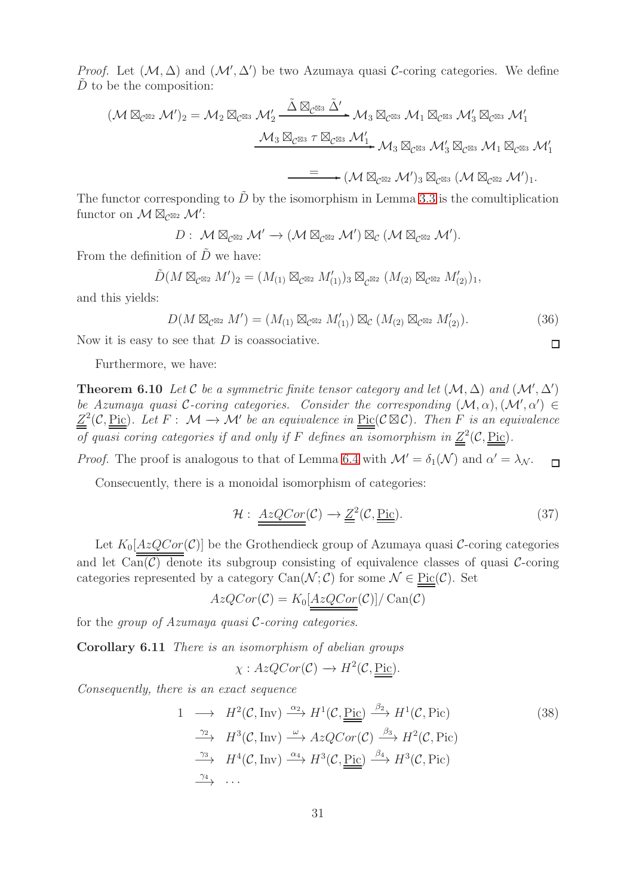*Proof.* Let $(\mathcal{M},\Delta)$ and $(\mathcal{M}',\Delta')$ be two Azumaya quasi $\mathcal{C}$-coring categories. We define $\tilde{D}$ to be the composition:

$$
\begin{aligned}
(\mathcal{M}\boxtimes_{\mathcal{C}^{\boxtimes 2}}\mathcal{M}')_2 = \mathcal{M}_2\boxtimes_{\mathcal{C}^{\boxtimes 3}}\mathcal{M}'_2 &\xrightarrow{\tilde{\Delta}\boxtimes_{\mathcal{C}^{\boxtimes 3}}\tilde{\Delta}'} \mathcal{M}_3\boxtimes_{\mathcal{C}^{\boxtimes 3}}\mathcal{M}_1\boxtimes_{\mathcal{C}^{\boxtimes 3}}\mathcal{M}'_3\boxtimes_{\mathcal{C}^{\boxtimes 3}}\mathcal{M}'_1\\
&\xrightarrow{\mathcal{M}_3\boxtimes_{\mathcal{C}^{\boxtimes 3}}\tau\boxtimes_{\mathcal{C}^{\boxtimes 3}}\mathcal{M}'_1} \mathcal{M}_3\boxtimes_{\mathcal{C}^{\boxtimes 3}}\mathcal{M}'_3\boxtimes_{\mathcal{C}^{\boxtimes 3}}\mathcal{M}_1\boxtimes_{\mathcal{C}^{\boxtimes 3}}\mathcal{M}'_1\\
&\xrightarrow{=} (\mathcal{M}\boxtimes_{\mathcal{C}^{\boxtimes 2}}\mathcal{M}')_3\boxtimes_{\mathcal{C}^{\boxtimes 3}}(\mathcal{M}\boxtimes_{\mathcal{C}^{\boxtimes 2}}\mathcal{M}')_1.
\end{aligned}
$$

The functor corresponding to $\tilde{D}$ by the isomorphism in Lemma 3.3 is the comultiplication functor on $\mathcal{M}\boxtimes_{\mathcal{C}^{\boxtimes 2}}\mathcal{M}'$:

$$
D:\ \mathcal{M}\boxtimes_{\mathcal{C}^{\boxtimes 2}}\mathcal{M}'\to(\mathcal{M}\boxtimes_{\mathcal{C}^{\boxtimes 2}}\mathcal{M}')\boxtimes_{\mathcal{C}}(\mathcal{M}\boxtimes_{\mathcal{C}^{\boxtimes 2}}\mathcal{M}').
$$

From the definition of $\tilde{D}$ we have:

$$
\tilde{D}(M\boxtimes_{\mathcal{C}^{\boxtimes 2}}M')_2=(M_{(1)}\boxtimes_{\mathcal{C}^{\boxtimes 2}}M'_{(1)})_3\boxtimes_{\mathcal{C}^{\boxtimes 2}}(M_{(2)}\boxtimes_{\mathcal{C}^{\boxtimes 2}}M'_{(2)})_1,
$$

and this yields:

$$
D(M\boxtimes_{\mathcal{C}^{\boxtimes 2}}M')=(M_{(1)}\boxtimes_{\mathcal{C}^{\boxtimes 2}}M'_{(1)})\boxtimes_{\mathcal{C}}(M_{(2)}\boxtimes_{\mathcal{C}^{\boxtimes 2}}M'_{(2)}). \tag{36}
$$

Now it is easy to see that $D$ is coassociative. $\square$

Furthermore, we have:

**Theorem 6.10** *Let $\mathcal{C}$ be a symmetric finite tensor category and let $(\mathcal{M},\Delta)$ and $(\mathcal{M}',\Delta')$ be Azumaya quasi $\mathcal{C}$-coring categories. Consider the corresponding $(\mathcal{M},\alpha),(\mathcal{M}',\alpha')\in\underline{\underline{Z}}^2(\mathcal{C},\underline{\underline{\mathrm{Pic}}})$. Let $F:\ \mathcal{M}\to\mathcal{M}'$ be an equivalence in $\underline{\underline{\mathrm{Pic}}}(\mathcal{C}\boxtimes\mathcal{C})$. Then $F$ is an equivalence of quasi coring categories if and only if $F$ defines an isomorphism in $\underline{\underline{Z}}^2(\mathcal{C},\underline{\underline{\mathrm{Pic}}})$.*

*Proof.* The proof is analogous to that of Lemma 6.4 with $\mathcal{M}'=\delta_1(\mathcal{N})$ and $\alpha'=\lambda_{\mathcal{N}}$. $\square$

Consecuently, there is a monoidal isomorphism of categories:

$$
\mathcal{H}:\ \underline{\underline{AzQCor}}(\mathcal{C})\to\underline{\underline{Z}}^2(\mathcal{C},\underline{\underline{\mathrm{Pic}}}). \tag{37}
$$

Let $K_0[\underline{\underline{AzQCor}}(\mathcal{C})]$ be the Grothendieck group of Azumaya quasi $\mathcal{C}$-coring categories and let $\mathrm{Can}(\mathcal{C})$ denote its subgroup consisting of equivalence classes of quasi $\mathcal{C}$-coring categories represented by a category $\mathrm{Can}(\mathcal{N};\mathcal{C})$ for some $\mathcal{N}\in\underline{\underline{\mathrm{Pic}}}(\mathcal{C})$. Set

$$
AzQCor(\mathcal{C})=K_0[\underline{\underline{AzQCor}}(\mathcal{C})]/\,\mathrm{Can}(\mathcal{C})
$$

for the *group of Azumaya quasi $\mathcal{C}$-coring categories.*

**Corollary 6.11** *There is an isomorphism of abelian groups*

$$
\chi: AzQCor(\mathcal{C})\to H^2(\mathcal{C},\underline{\underline{\mathrm{Pic}}}).
$$

*Consequently, there is an exact sequence*

$$
\begin{aligned}
1\ \longrightarrow\ & H^2(\mathcal{C},\mathrm{Inv})\xrightarrow{\alpha_2}H^1(\mathcal{C},\underline{\underline{\mathrm{Pic}}})\xrightarrow{\beta_2}H^1(\mathcal{C},\mathrm{Pic})\\
\xrightarrow{\gamma_2}\ & H^3(\mathcal{C},\mathrm{Inv})\xrightarrow{\omega}AzQCor(\mathcal{C})\xrightarrow{\beta_3}H^2(\mathcal{C},\mathrm{Pic})\\
\xrightarrow{\gamma_3}\ & H^4(\mathcal{C},\mathrm{Inv})\xrightarrow{\alpha_4}H^3(\mathcal{C},\underline{\underline{\mathrm{Pic}}})\xrightarrow{\beta_4}H^3(\mathcal{C},\mathrm{Pic})\\
\xrightarrow{\gamma_4}\ & \cdots
\end{aligned} \tag{38}
$$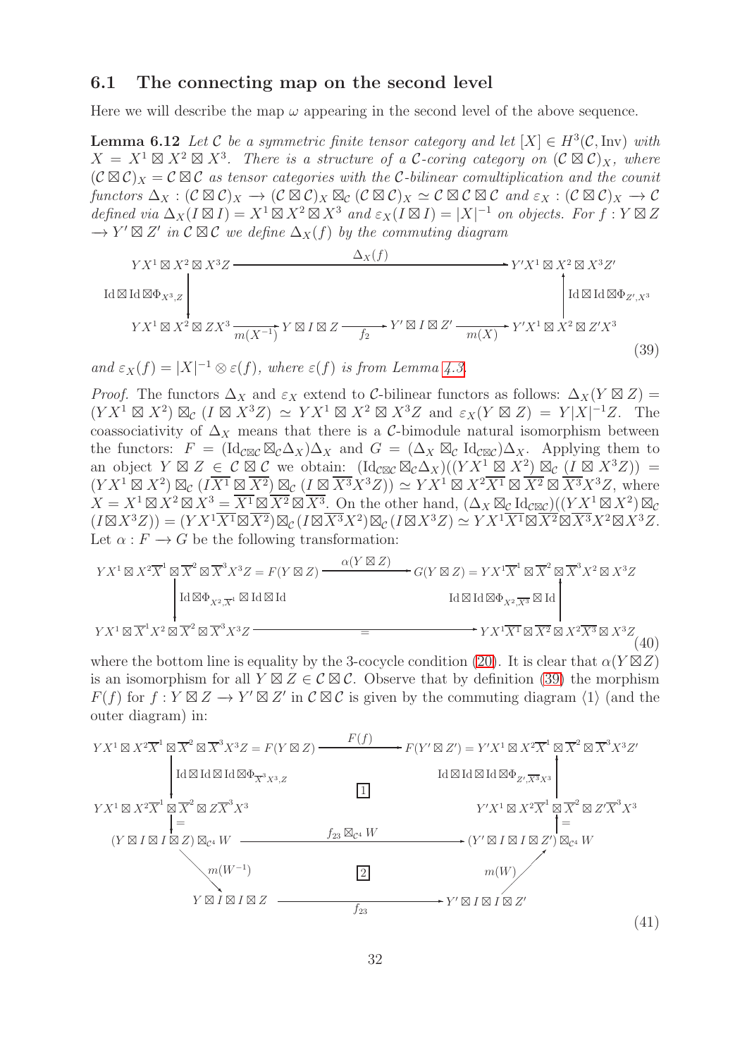### 6.1 The connecting map on the second level

Here we will describe the map $\omega$ appearing in the second level of the above sequence.

**Lemma 6.12** *Let $\mathcal{C}$ be a symmetric finite tensor category and let $[X] \in H^3(\mathcal{C}, \mathrm{Inv})$ with $X = X^1 \boxtimes X^2 \boxtimes X^3$. There is a structure of a $\mathcal{C}$-coring category on $(\mathcal{C} \boxtimes \mathcal{C})_X$, where $(\mathcal{C} \boxtimes \mathcal{C})_X = \mathcal{C} \boxtimes \mathcal{C}$ as tensor categories with the $\mathcal{C}$-bilinear comultiplication and the counit functors $\Delta_X : (\mathcal{C} \boxtimes \mathcal{C})_X \to (\mathcal{C} \boxtimes \mathcal{C})_X \boxtimes_{\mathcal{C}} (\mathcal{C} \boxtimes \mathcal{C})_X \simeq \mathcal{C} \boxtimes \mathcal{C} \boxtimes \mathcal{C}$ and $\varepsilon_X : (\mathcal{C} \boxtimes \mathcal{C})_X \to \mathcal{C}$ defined via $\Delta_X(I \boxtimes I) = X^1 \boxtimes X^2 \boxtimes X^3$ and $\varepsilon_X(I \boxtimes I) = |X|^{-1}$ on objects. For $f : Y \boxtimes Z \to Y' \boxtimes Z'$ in $\mathcal{C} \boxtimes \mathcal{C}$ we define $\Delta_X(f)$ by the commuting diagram*

$$\begin{array}{ccccccc}
YX^1 \boxtimes X^2 \boxtimes X^3 Z & & \xrightarrow{\quad \Delta_X(f) \quad} & & & & Y'X^1 \boxtimes X^2 \boxtimes X^3 Z' \\
\Big\downarrow {\scriptstyle \mathrm{Id} \boxtimes \mathrm{Id} \boxtimes \Phi_{X^3,Z}} & & & & & & \Big\uparrow {\scriptstyle \mathrm{Id} \boxtimes \mathrm{Id} \boxtimes \Phi_{Z',X^3}} \\
YX^1 \boxtimes X^2 \boxtimes ZX^3 & \xrightarrow{m(X^{-1})} & Y \boxtimes I \boxtimes Z & \xrightarrow{f_2} & Y' \boxtimes I \boxtimes Z' & \xrightarrow{m(X)} & Y'X^1 \boxtimes X^2 \boxtimes Z'X^3
\end{array} \tag{39}$$

*and $\varepsilon_X(f) = |X|^{-1} \otimes \varepsilon(f)$, where $\varepsilon(f)$ is from Lemma 4.3.*

*Proof.* The functors $\Delta_X$ and $\varepsilon_X$ extend to $\mathcal{C}$-bilinear functors as follows: $\Delta_X(Y \boxtimes Z) = (YX^1 \boxtimes X^2) \boxtimes_{\mathcal{C}} (I \boxtimes X^3 Z) \simeq YX^1 \boxtimes X^2 \boxtimes X^3 Z$ and $\varepsilon_X(Y \boxtimes Z) = Y|X|^{-1}Z$. The coassociativity of $\Delta_X$ means that there is a $\mathcal{C}$-bimodule natural isomorphism between the functors: $F = (\mathrm{Id}_{\mathcal{C}\boxtimes\mathcal{C}} \boxtimes_{\mathcal{C}} \Delta_X)\Delta_X$ and $G = (\Delta_X \boxtimes_{\mathcal{C}} \mathrm{Id}_{\mathcal{C}\boxtimes\mathcal{C}})\Delta_X$. Applying them to an object $Y \boxtimes Z \in \mathcal{C} \boxtimes \mathcal{C}$ we obtain: $(\mathrm{Id}_{\mathcal{C}\boxtimes\mathcal{C}} \boxtimes_{\mathcal{C}} \Delta_X)((YX^1 \boxtimes X^2) \boxtimes_{\mathcal{C}} (I \boxtimes X^3 Z)) = (YX^1 \boxtimes X^2) \boxtimes_{\mathcal{C}} (I\overline{X^1} \boxtimes \overline{X^2}) \boxtimes_{\mathcal{C}} (I \boxtimes \overline{X^3} X^3 Z)) \simeq YX^1 \boxtimes X^2\overline{X^1} \boxtimes \overline{X^2} \boxtimes \overline{X^3} X^3 Z$, where $X = X^1 \boxtimes X^2 \boxtimes X^3 = \overline{X^1} \boxtimes \overline{X^2} \boxtimes \overline{X^3}$. On the other hand, $(\Delta_X \boxtimes_{\mathcal{C}} \mathrm{Id}_{\mathcal{C}\boxtimes\mathcal{C}})((YX^1 \boxtimes X^2) \boxtimes_{\mathcal{C}} (I \boxtimes X^3 Z)) = (YX^1\overline{X^1} \boxtimes \overline{X^2}) \boxtimes_{\mathcal{C}} (I \boxtimes \overline{X^3} X^2) \boxtimes_{\mathcal{C}} (I \boxtimes X^3 Z) \simeq YX^1\overline{X^1} \boxtimes \overline{X^2} \boxtimes \overline{X^3} X^2 \boxtimes X^3 Z$. Let $\alpha : F \to G$ be the following transformation:

$$\begin{array}{ccc}
YX^1 \boxtimes X^2\overline{X}^1 \boxtimes \overline{X}^2 \boxtimes \overline{X}^3 X^3 Z = F(Y \boxtimes Z) & \xrightarrow{\alpha(Y \boxtimes Z)} & G(Y \boxtimes Z) = YX^1\overline{X}^1 \boxtimes \overline{X}^2 \boxtimes \overline{X}^3 X^2 \boxtimes X^3 Z \\
\Big\downarrow {\scriptstyle \mathrm{Id} \boxtimes \Phi_{X^2,\overline{X}^1} \boxtimes \mathrm{Id} \boxtimes \mathrm{Id}} & & \Big\uparrow {\scriptstyle \mathrm{Id} \boxtimes \mathrm{Id} \boxtimes \Phi_{X^2,\overline{X^3}} \boxtimes \mathrm{Id}} \\
YX^1 \boxtimes \overline{X}^1 X^2 \boxtimes \overline{X}^2 \boxtimes \overline{X}^3 X^3 Z & \xrightarrow{\quad = \quad} & YX^1\overline{X^1} \boxtimes \overline{X^2} \boxtimes X^2\overline{X^3} \boxtimes X^3 Z
\end{array} \tag{40}$$

where the bottom line is equality by the 3-cocycle condition (20). It is clear that $\alpha(Y \boxtimes Z)$ is an isomorphism for all $Y \boxtimes Z \in \mathcal{C} \boxtimes \mathcal{C}$. Observe that by definition (39) the morphism $F(f)$ for $f : Y \boxtimes Z \to Y' \boxtimes Z'$ in $\mathcal{C} \boxtimes \mathcal{C}$ is given by the commuting diagram $\langle 1 \rangle$ (and the outer diagram) in:

$$\begin{array}{ccc}
YX^1 \boxtimes X^2\overline{X}^1 \boxtimes \overline{X}^2 \boxtimes \overline{X}^3 X^3 Z = F(Y \boxtimes Z) & \xrightarrow{F(f)} & F(Y' \boxtimes Z') = Y'X^1 \boxtimes X^2\overline{X}^1 \boxtimes \overline{X}^2 \boxtimes \overline{X}^3 X^3 Z' \\
\Big\downarrow {\scriptstyle \mathrm{Id} \boxtimes \mathrm{Id} \boxtimes \mathrm{Id} \boxtimes \Phi_{\overline{X}^3 X^3,Z}} & \boxed{1} & \Big\uparrow {\scriptstyle \mathrm{Id} \boxtimes \mathrm{Id} \boxtimes \mathrm{Id} \boxtimes \Phi_{Z',\overline{X}^3 X^3}} \\
YX^1 \boxtimes X^2\overline{X}^1 \boxtimes \overline{X}^2 \boxtimes Z\overline{X}^3 X^3 & & Y'X^1 \boxtimes X^2\overline{X}^1 \boxtimes \overline{X}^2 \boxtimes Z'\overline{X}^3 X^3 \\
\Big\| & & \Big\| \\
(Y \boxtimes I \boxtimes I \boxtimes Z) \boxtimes_{\mathcal{C}^4} W & \xrightarrow{f_{23} \boxtimes_{\mathcal{C}^4} W} & (Y' \boxtimes I \boxtimes I \boxtimes Z') \boxtimes_{\mathcal{C}^4} W \\
\searrow {\scriptstyle m(W^{-1})} & \boxed{2} & \nearrow {\scriptstyle m(W)} \\
Y \boxtimes I \boxtimes I \boxtimes Z & \xrightarrow{f_{23}} & Y' \boxtimes I \boxtimes I \boxtimes Z'
\end{array} \tag{41}$$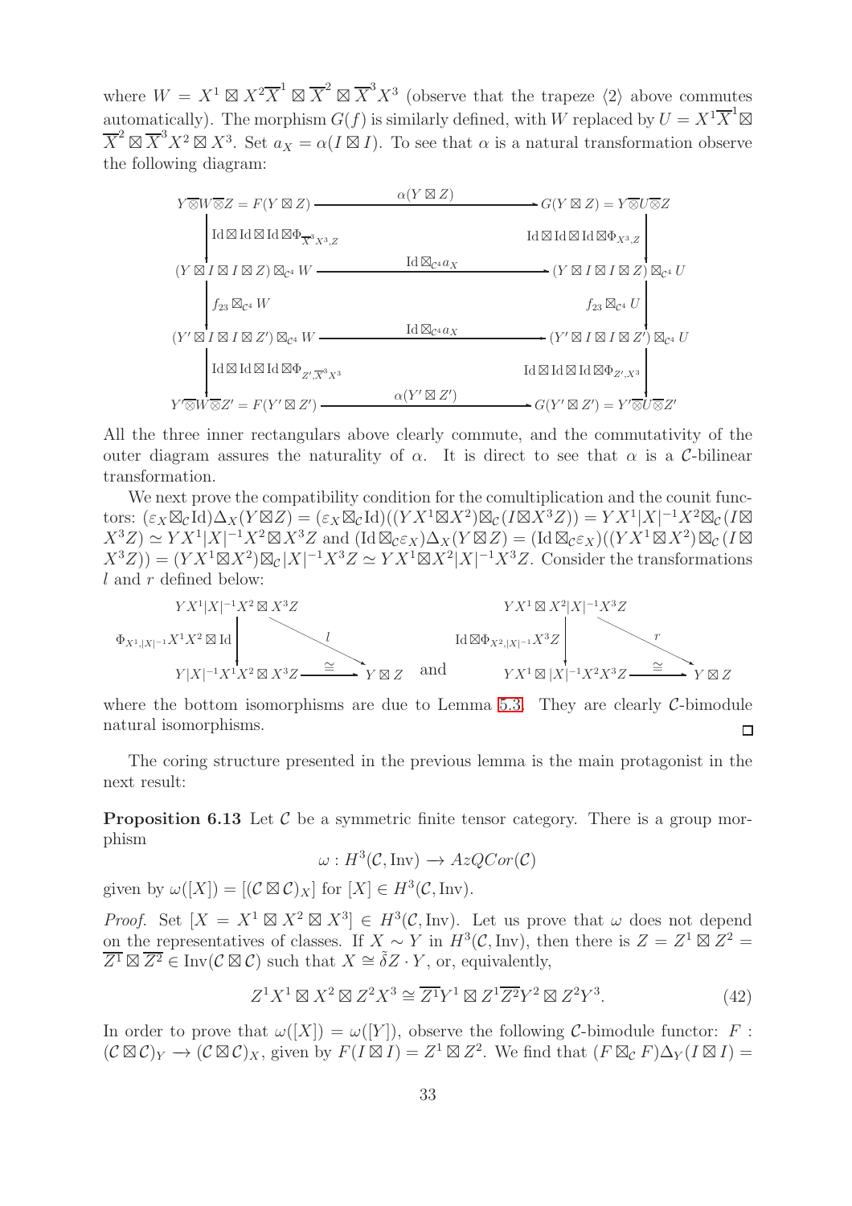where $W = X^1 \boxtimes X^2\overline{X}^1 \boxtimes \overline{X}^2 \boxtimes \overline{X}^3 X^3$ (observe that the trapeze $\langle 2 \rangle$ above commutes automatically). The morphism $G(f)$ is similarly defined, with $W$ replaced by $U = X^1\overline{X}^1 \boxtimes \overline{X}^2 \boxtimes \overline{X}^3 X^2 \boxtimes X^3$. Set $a_X = \alpha(I \boxtimes I)$. To see that $\alpha$ is a natural transformation observe the following diagram:

$$
\begin{array}{ccc}
Y\overline{\otimes}W\overline{\otimes}Z = F(Y \boxtimes Z) & \xrightarrow{\alpha(Y\boxtimes Z)} & G(Y\boxtimes Z) = Y\overline{\otimes}U\overline{\otimes}Z \\
\downarrow{\scriptstyle \mathrm{Id}\boxtimes\mathrm{Id}\boxtimes\mathrm{Id}\boxtimes\Phi_{\overline{X}^3X^3,Z}} & & \downarrow{\scriptstyle \mathrm{Id}\boxtimes\mathrm{Id}\boxtimes\mathrm{Id}\boxtimes\Phi_{X^3,Z}} \\
(Y\boxtimes I\boxtimes I\boxtimes Z)\boxtimes_{\mathcal{C}^4} W & \xrightarrow{\mathrm{Id}\boxtimes_{\mathcal{C}^4} a_X} & (Y\boxtimes I\boxtimes I\boxtimes Z)\boxtimes_{\mathcal{C}^4} U \\
\downarrow{\scriptstyle f_{23}\boxtimes_{\mathcal{C}^4} W} & & \downarrow{\scriptstyle f_{23}\boxtimes_{\mathcal{C}^4} U} \\
(Y'\boxtimes I\boxtimes I\boxtimes Z')\boxtimes_{\mathcal{C}^4} W & \xrightarrow{\mathrm{Id}\boxtimes_{\mathcal{C}^4} a_X} & (Y'\boxtimes I\boxtimes I\boxtimes Z')\boxtimes_{\mathcal{C}^4} U \\
\downarrow{\scriptstyle \mathrm{Id}\boxtimes\mathrm{Id}\boxtimes\mathrm{Id}\boxtimes\Phi_{Z',\overline{X}^3X^3}} & & \downarrow{\scriptstyle \mathrm{Id}\boxtimes\mathrm{Id}\boxtimes\mathrm{Id}\boxtimes\Phi_{Z',X^3}} \\
Y'\overline{\otimes}W\overline{\otimes}Z' = F(Y'\boxtimes Z') & \xrightarrow{\alpha(Y'\boxtimes Z')} & G(Y'\boxtimes Z') = Y'\overline{\otimes}U\overline{\otimes}Z'
\end{array}
$$

All the three inner rectangulars above clearly commute, and the commutativity of the outer diagram assures the naturality of $\alpha$. It is direct to see that $\alpha$ is a $\mathcal{C}$-bilinear transformation.

We next prove the compatibility condition for the comultiplication and the counit functors: $(\varepsilon_X \boxtimes_{\mathcal{C}} \mathrm{Id})\Delta_X(Y\boxtimes Z) = (\varepsilon_X \boxtimes_{\mathcal{C}} \mathrm{Id})((YX^1 \boxtimes X^2)\boxtimes_{\mathcal{C}} (I \boxtimes X^3 Z)) = YX^1|X|^{-1}X^2 \boxtimes_{\mathcal{C}} (I \boxtimes X^3 Z) \simeq YX^1|X|^{-1}X^2 \boxtimes X^3 Z$ and $(\mathrm{Id}\boxtimes_{\mathcal{C}} \varepsilon_X)\Delta_X(Y\boxtimes Z) = (\mathrm{Id}\boxtimes_{\mathcal{C}} \varepsilon_X)((YX^1 \boxtimes X^2)\boxtimes_{\mathcal{C}} (I\boxtimes X^3 Z)) = (YX^1 \boxtimes X^2)\boxtimes_{\mathcal{C}} |X|^{-1}X^3 Z \simeq YX^1 \boxtimes X^2|X|^{-1}X^3 Z$. Consider the transformations $l$ and $r$ defined below:

$$
\begin{array}{ccc}
YX^1|X|^{-1}X^2\boxtimes X^3Z & & \\
\downarrow{\scriptstyle \Phi_{X^1,|X|^{-1}}X^1X^2\boxtimes\mathrm{Id}} & \searrow{\scriptstyle l} & \\
Y|X|^{-1}X^1X^2\boxtimes X^3Z & \xrightarrow{\cong} & Y\boxtimes Z
\end{array}
\quad \text{and} \quad
\begin{array}{ccc}
YX^1\boxtimes X^2|X|^{-1}X^3Z & & \\
\downarrow{\scriptstyle \mathrm{Id}\boxtimes\Phi_{X^2,|X|^{-1}}X^3Z} & \searrow{\scriptstyle r} & \\
YX^1\boxtimes|X|^{-1}X^2X^3Z & \xrightarrow{\cong} & Y\boxtimes Z
\end{array}
$$

where the bottom isomorphisms are due to Lemma 5.3. They are clearly $\mathcal{C}$-bimodule natural isomorphisms. □

The coring structure presented in the previous lemma is the main protagonist in the next result:

**Proposition 6.13** Let $\mathcal{C}$ be a symmetric finite tensor category. There is a group morphism

$$\omega : H^3(\mathcal{C}, \mathrm{Inv}) \to AzQCor(\mathcal{C})$$

given by $\omega([X]) = [(\mathcal{C}\boxtimes\mathcal{C})_X]$ for $[X] \in H^3(\mathcal{C}, \mathrm{Inv})$.

*Proof.* Set $[X = X^1 \boxtimes X^2 \boxtimes X^3] \in H^3(\mathcal{C}, \mathrm{Inv})$. Let us prove that $\omega$ does not depend on the representatives of classes. If $X \sim Y$ in $H^3(\mathcal{C}, \mathrm{Inv})$, then there is $Z = Z^1 \boxtimes Z^2 = \overline{Z^1} \boxtimes \overline{Z^2} \in \mathrm{Inv}(\mathcal{C}\boxtimes\mathcal{C})$ such that $X \cong \tilde{\delta} Z \cdot Y$, or, equivalently,

$$Z^1X^1 \boxtimes X^2 \boxtimes Z^2X^3 \cong \overline{Z^1}Y^1 \boxtimes Z^1\overline{Z^2}Y^2 \boxtimes Z^2Y^3. \tag{42}$$

In order to prove that $\omega([X]) = \omega([Y])$, observe the following $\mathcal{C}$-bimodule functor: $F : (\mathcal{C}\boxtimes\mathcal{C})_Y \to (\mathcal{C}\boxtimes\mathcal{C})_X$, given by $F(I\boxtimes I) = Z^1 \boxtimes Z^2$. We find that $(F \boxtimes_{\mathcal{C}} F)\Delta_Y(I\boxtimes I) =$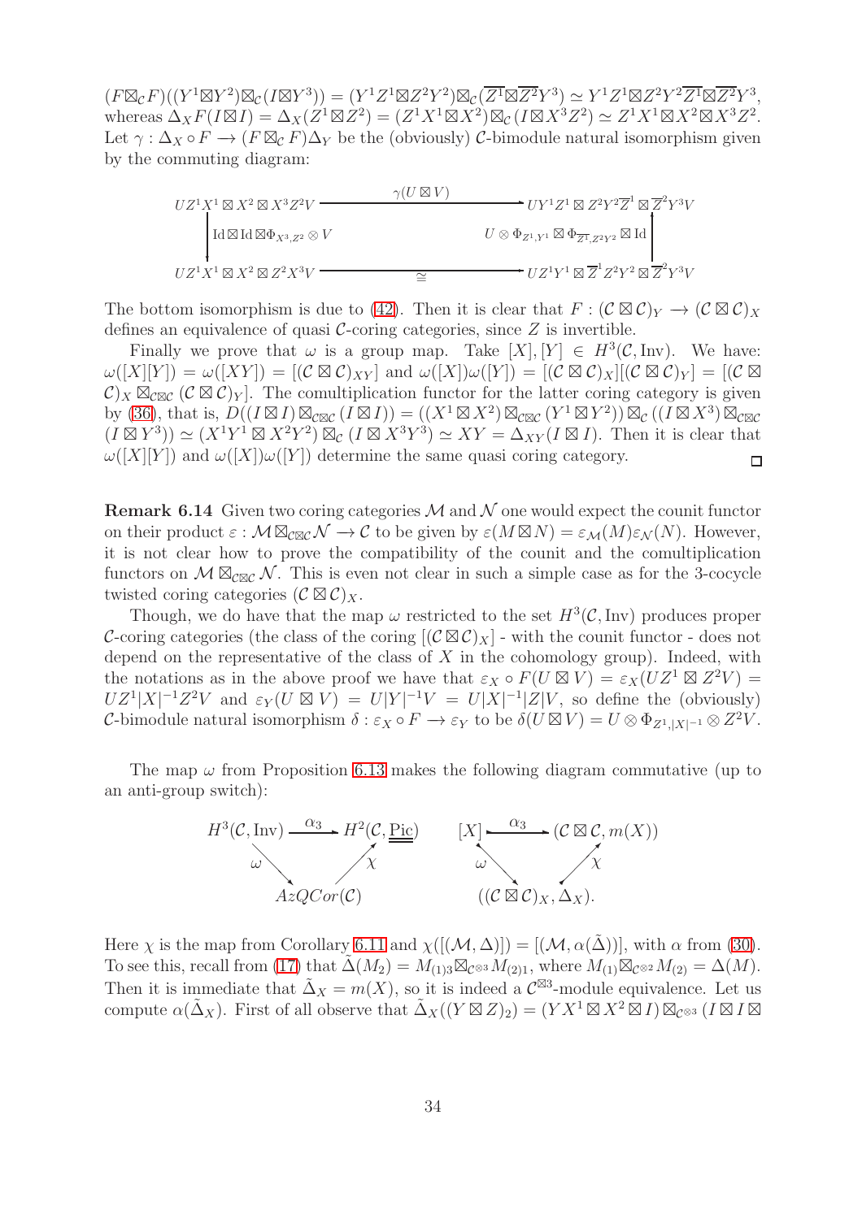$(F\boxtimes_{\mathcal{C}} F)((Y^1\boxtimes Y^2)\boxtimes_{\mathcal{C}}(I\boxtimes Y^3)) = (Y^1Z^1\boxtimes Z^2Y^2)\boxtimes_{\mathcal{C}}(\overline{Z}^1\boxtimes\overline{Z}^2Y^3) \simeq Y^1Z^1\boxtimes Z^2Y^2\overline{Z}^1\boxtimes\overline{Z}^2Y^3$, whereas $\Delta_X F(I\boxtimes I) = \Delta_X(Z^1\boxtimes Z^2) = (Z^1X^1\boxtimes X^2)\boxtimes_{\mathcal{C}}(I\boxtimes X^3Z^2) \simeq Z^1X^1\boxtimes X^2\boxtimes X^3Z^2$. Let $\gamma : \Delta_X\circ F \longrightarrow (F\boxtimes_{\mathcal{C}} F)\Delta_Y$ be the (obviously) $\mathcal{C}$-bimodule natural isomorphism given by the commuting diagram:

$$\begin{array}{ccc}
UZ^1X^1\boxtimes X^2\boxtimes X^3Z^2V & \xrightarrow{\gamma(U\boxtimes V)} & UY^1Z^1\boxtimes Z^2Y^2\overline{Z}^1\boxtimes\overline{Z}^2Y^3V \\
\Big\downarrow {\scriptstyle \mathrm{Id}\boxtimes\mathrm{Id}\boxtimes\Phi_{X^3,Z^2}\otimes V} & & \Big\uparrow {\scriptstyle U\otimes\Phi_{Z^1,Y^1}\boxtimes\Phi_{\overline{Z}^1,Z^2Y^2}\boxtimes\mathrm{Id}} \\
UZ^1X^1\boxtimes X^2\boxtimes Z^2X^3V & \xrightarrow{\ \simeq\ } & UZ^1Y^1\boxtimes\overline{Z}^1Z^2Y^2\boxtimes\overline{Z}^2Y^3V
\end{array}$$

The bottom isomorphism is due to (42). Then it is clear that $F : (\mathcal{C}\boxtimes\mathcal{C})_Y \longrightarrow (\mathcal{C}\boxtimes\mathcal{C})_X$ defines an equivalence of quasi $\mathcal{C}$-coring categories, since $Z$ is invertible.

Finally we prove that $\omega$ is a group map. Take $[X],[Y]\in H^3(\mathcal{C},\mathrm{Inv})$. We have: $\omega([X][Y]) = \omega([XY]) = [(\mathcal{C}\boxtimes\mathcal{C})_{XY}]$ and $\omega([X])\omega([Y]) = [(\mathcal{C}\boxtimes\mathcal{C})_X][(\mathcal{C}\boxtimes\mathcal{C})_Y] = [(\mathcal{C}\boxtimes\mathcal{C})_X\boxtimes_{\mathcal{C}\boxtimes\mathcal{C}}(\mathcal{C}\boxtimes\mathcal{C})_Y]$. The comultiplication functor for the latter coring category is given by (36), that is, $D((I\boxtimes I)\boxtimes_{\mathcal{C}\boxtimes\mathcal{C}}(I\boxtimes I)) = ((X^1\boxtimes X^2)\boxtimes_{\mathcal{C}\boxtimes\mathcal{C}}(Y^1\boxtimes Y^2))\boxtimes_{\mathcal{C}}((I\boxtimes X^3)\boxtimes_{\mathcal{C}\boxtimes\mathcal{C}}(I\boxtimes Y^3)) \simeq (X^1Y^1\boxtimes X^2Y^2)\boxtimes_{\mathcal{C}}(I\boxtimes X^3Y^3) \simeq XY = \Delta_{XY}(I\boxtimes I)$. Then it is clear that $\omega([X][Y])$ and $\omega([X])\omega([Y])$ determine the same quasi coring category. $\square$

**Remark 6.14** Given two coring categories $\mathcal{M}$ and $\mathcal{N}$ one would expect the counit functor on their product $\varepsilon : \mathcal{M}\boxtimes_{\mathcal{C}\boxtimes\mathcal{C}}\mathcal{N} \longrightarrow \mathcal{C}$ to be given by $\varepsilon(M\boxtimes N) = \varepsilon_{\mathcal{M}}(M)\varepsilon_{\mathcal{N}}(N)$. However, it is not clear how to prove the compatibility of the counit and the comultiplication functors on $\mathcal{M}\boxtimes_{\mathcal{C}\boxtimes\mathcal{C}}\mathcal{N}$. This is even not clear in such a simple case as for the 3-cocycle twisted coring categories $(\mathcal{C}\boxtimes\mathcal{C})_X$.

Though, we do have that the map $\omega$ restricted to the set $H^3(\mathcal{C},\mathrm{Inv})$ produces proper $\mathcal{C}$-coring categories (the class of the coring $[(\mathcal{C}\boxtimes\mathcal{C})_X]$ - with the counit functor - does not depend on the representative of the class of $X$ in the cohomology group). Indeed, with the notations as in the above proof we have that $\varepsilon_X\circ F(U\boxtimes V) = \varepsilon_X(UZ^1\boxtimes Z^2V) = UZ^1|X|^{-1}Z^2V$ and $\varepsilon_Y(U\boxtimes V) = U|Y|^{-1}V = U|X|^{-1}|Z|V$, so define the (obviously) $\mathcal{C}$-bimodule natural isomorphism $\delta : \varepsilon_X\circ F \longrightarrow \varepsilon_Y$ to be $\delta(U\boxtimes V) = U\otimes\Phi_{Z^1,|X|^{-1}}\otimes Z^2V$.

The map $\omega$ from Proposition 6.13 makes the following diagram commutative (up to an anti-group switch):

$$\begin{array}{ccc}
H^3(\mathcal{C},\mathrm{Inv}) & \xrightarrow{\alpha_3} & H^2(\mathcal{C},\underline{\underline{\mathrm{Pic}}}) \\
& {\scriptstyle\omega}\searrow \quad \nearrow{\scriptstyle\chi} & \\
& AzQCor(\mathcal{C}) &
\end{array}
\qquad
\begin{array}{ccc}
[X] & \xrightarrow{\alpha_3} & (\mathcal{C}\boxtimes\mathcal{C}, m(X)) \\
& {\scriptstyle\omega}\searrow \quad \nearrow{\scriptstyle\chi} & \\
& ((\mathcal{C}\boxtimes\mathcal{C})_X,\Delta_X). &
\end{array}$$

Here $\chi$ is the map from Corollary 6.11 and $\chi([(\mathcal{M},\Delta)]) = [(\mathcal{M},\alpha(\tilde{\Delta}))]$, with $\alpha$ from (30). To see this, recall from (17) that $\tilde{\Delta}(M_2) = M_{(1)3}\boxtimes_{\mathcal{C}^{\otimes 3}}M_{(2)1}$, where $M_{(1)}\boxtimes_{\mathcal{C}^{\otimes 2}}M_{(2)} = \Delta(M)$. Then it is immediate that $\tilde{\Delta}_X = m(X)$, so it is indeed a $\mathcal{C}^{\boxtimes 3}$-module equivalence. Let us compute $\alpha(\tilde{\Delta}_X)$. First of all observe that $\tilde{\Delta}_X((Y\boxtimes Z)_2) = (YX^1\boxtimes X^2\boxtimes I)\boxtimes_{\mathcal{C}^{\otimes 3}}(I\boxtimes I\boxtimes$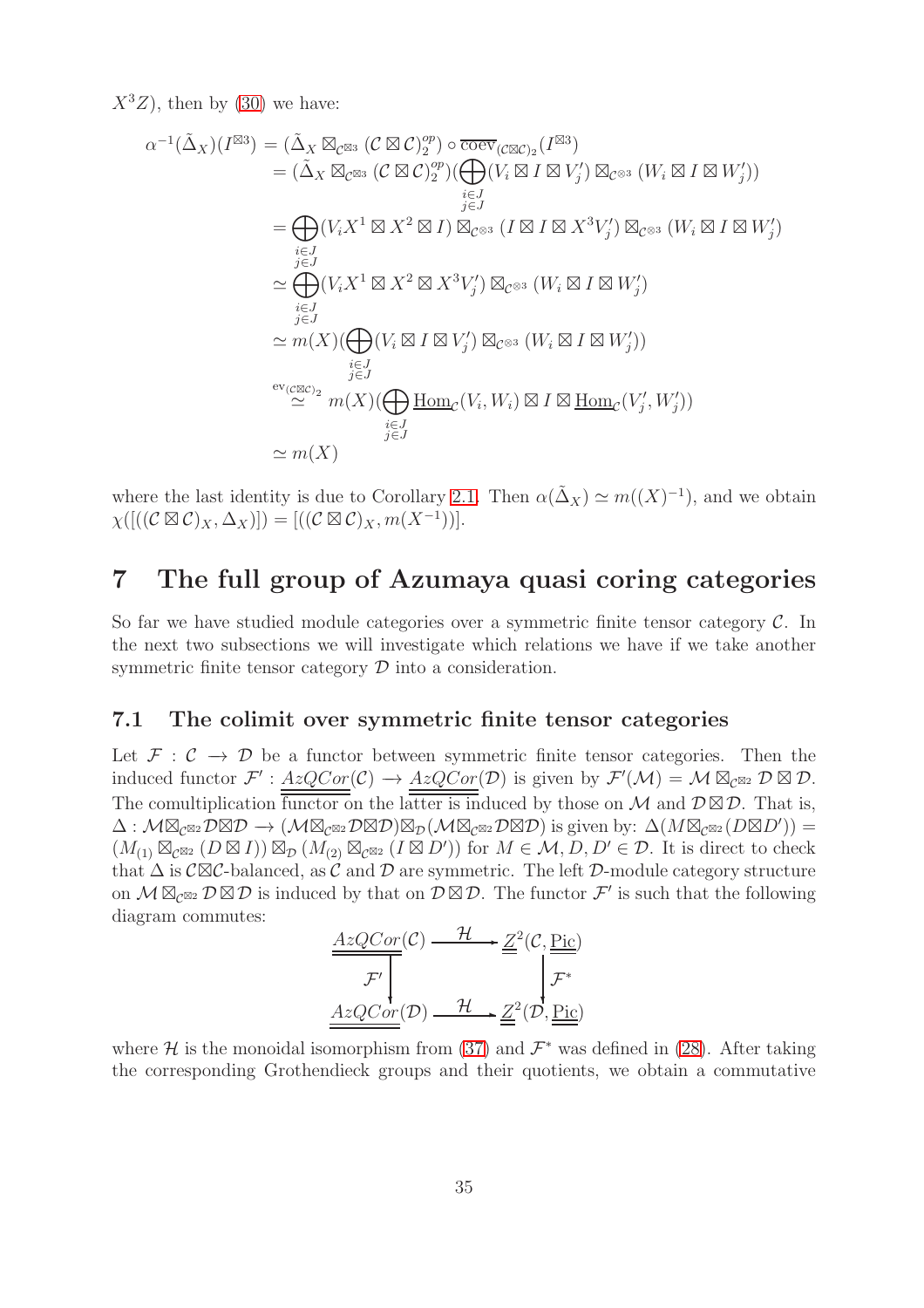$X^3 Z$), then by (30) we have:

$$
\begin{aligned}
\alpha^{-1}(\tilde{\Delta}_X)(I^{\boxtimes 3}) &= (\tilde{\Delta}_X \boxtimes_{\mathcal{C}^{\boxtimes 3}} (\mathcal{C}\boxtimes\mathcal{C})_2^{op}) \circ \overline{\mathrm{coev}}_{(\mathcal{C}\boxtimes\mathcal{C})_2}(I^{\boxtimes 3}) \\
&= (\tilde{\Delta}_X \boxtimes_{\mathcal{C}^{\boxtimes 3}} (\mathcal{C}\boxtimes\mathcal{C})_2^{op})(\bigoplus_{\substack{i\in J\\ j\in J}} (V_i \boxtimes I \boxtimes V_j') \boxtimes_{\mathcal{C}^{\otimes 3}} (W_i \boxtimes I \boxtimes W_j')) \\
&= \bigoplus_{\substack{i\in J\\ j\in J}} (V_i X^1 \boxtimes X^2 \boxtimes I) \boxtimes_{\mathcal{C}^{\otimes 3}} (I \boxtimes I \boxtimes X^3 V_j') \boxtimes_{\mathcal{C}^{\otimes 3}} (W_i \boxtimes I \boxtimes W_j') \\
&\simeq \bigoplus_{\substack{i\in J\\ j\in J}} (V_i X^1 \boxtimes X^2 \boxtimes X^3 V_j') \boxtimes_{\mathcal{C}^{\otimes 3}} (W_i \boxtimes I \boxtimes W_j') \\
&\simeq m(X)(\bigoplus_{\substack{i\in J\\ j\in J}} (V_i \boxtimes I \boxtimes V_j') \boxtimes_{\mathcal{C}^{\otimes 3}} (W_i \boxtimes I \boxtimes W_j')) \\
&\overset{\mathrm{ev}_{(\mathcal{C}\boxtimes\mathcal{C})_2}}{\simeq} m(X)(\bigoplus_{\substack{i\in J\\ j\in J}} \underline{\mathrm{Hom}}_{\mathcal{C}}(V_i, W_i) \boxtimes I \boxtimes \underline{\mathrm{Hom}}_{\mathcal{C}}(V_j', W_j')) \\
&\simeq m(X)
\end{aligned}
$$

where the last identity is due to Corollary 2.1. Then $\alpha(\tilde{\Delta}_X) \simeq m((X)^{-1})$, and we obtain $\chi([((\mathcal{C}\boxtimes\mathcal{C})_X, \Delta_X)]) = [((\mathcal{C}\boxtimes\mathcal{C})_X, m(X^{-1}))]$.

# 7 The full group of Azumaya quasi coring categories

So far we have studied module categories over a symmetric finite tensor category $\mathcal{C}$. In the next two subsections we will investigate which relations we have if we take another symmetric finite tensor category $\mathcal{D}$ into a consideration.

## 7.1 The colimit over symmetric finite tensor categories

Let $\mathcal{F}: \mathcal{C} \to \mathcal{D}$ be a functor between symmetric finite tensor categories. Then the induced functor $\mathcal{F}': \underline{\underline{AzQCor}}(\mathcal{C}) \to \underline{\underline{AzQCor}}(\mathcal{D})$ is given by $\mathcal{F}'(\mathcal{M}) = \mathcal{M} \boxtimes_{\mathcal{C}^{\boxtimes 2}} \mathcal{D} \boxtimes \mathcal{D}$. The comultiplication functor on the latter is induced by those on $\mathcal{M}$ and $\mathcal{D}\boxtimes\mathcal{D}$. That is, $\Delta: \mathcal{M}\boxtimes_{\mathcal{C}^{\boxtimes 2}}\mathcal{D}\boxtimes\mathcal{D} \to (\mathcal{M}\boxtimes_{\mathcal{C}^{\boxtimes 2}}\mathcal{D}\boxtimes\mathcal{D})\boxtimes_{\mathcal{D}}(\mathcal{M}\boxtimes_{\mathcal{C}^{\boxtimes 2}}\mathcal{D}\boxtimes\mathcal{D})$ is given by: $\Delta(M\boxtimes_{\mathcal{C}^{\boxtimes 2}}(D\boxtimes D')) = (M_{(1)} \boxtimes_{\mathcal{C}^{\boxtimes 2}} (D \boxtimes I)) \boxtimes_{\mathcal{D}} (M_{(2)} \boxtimes_{\mathcal{C}^{\boxtimes 2}} (I \boxtimes D'))$ for $M \in \mathcal{M}, D, D' \in \mathcal{D}$. It is direct to check that $\Delta$ is $\mathcal{C}\boxtimes\mathcal{C}$-balanced, as $\mathcal{C}$ and $\mathcal{D}$ are symmetric. The left $\mathcal{D}$-module category structure on $\mathcal{M}\boxtimes_{\mathcal{C}^{\boxtimes 2}}\mathcal{D}\boxtimes\mathcal{D}$ is induced by that on $\mathcal{D}\boxtimes\mathcal{D}$. The functor $\mathcal{F}'$ is such that the following diagram commutes:

$$
\begin{array}{ccc}
\underline{\underline{AzQCor}}(\mathcal{C}) & \xrightarrow{\mathcal{H}} & \underline{\underline{Z}}^2(\mathcal{C}, \underline{\underline{\mathrm{Pic}}}) \\
\downarrow{\scriptstyle \mathcal{F}'} & & \downarrow{\scriptstyle \mathcal{F}^*} \\
\underline{\underline{AzQCor}}(\mathcal{D}) & \xrightarrow{\mathcal{H}} & \underline{\underline{Z}}^2(\mathcal{D}, \underline{\underline{\mathrm{Pic}}})
\end{array}
$$

where $\mathcal{H}$ is the monoidal isomorphism from (37) and $\mathcal{F}^*$ was defined in (28). After taking the corresponding Grothendieck groups and their quotients, we obtain a commutative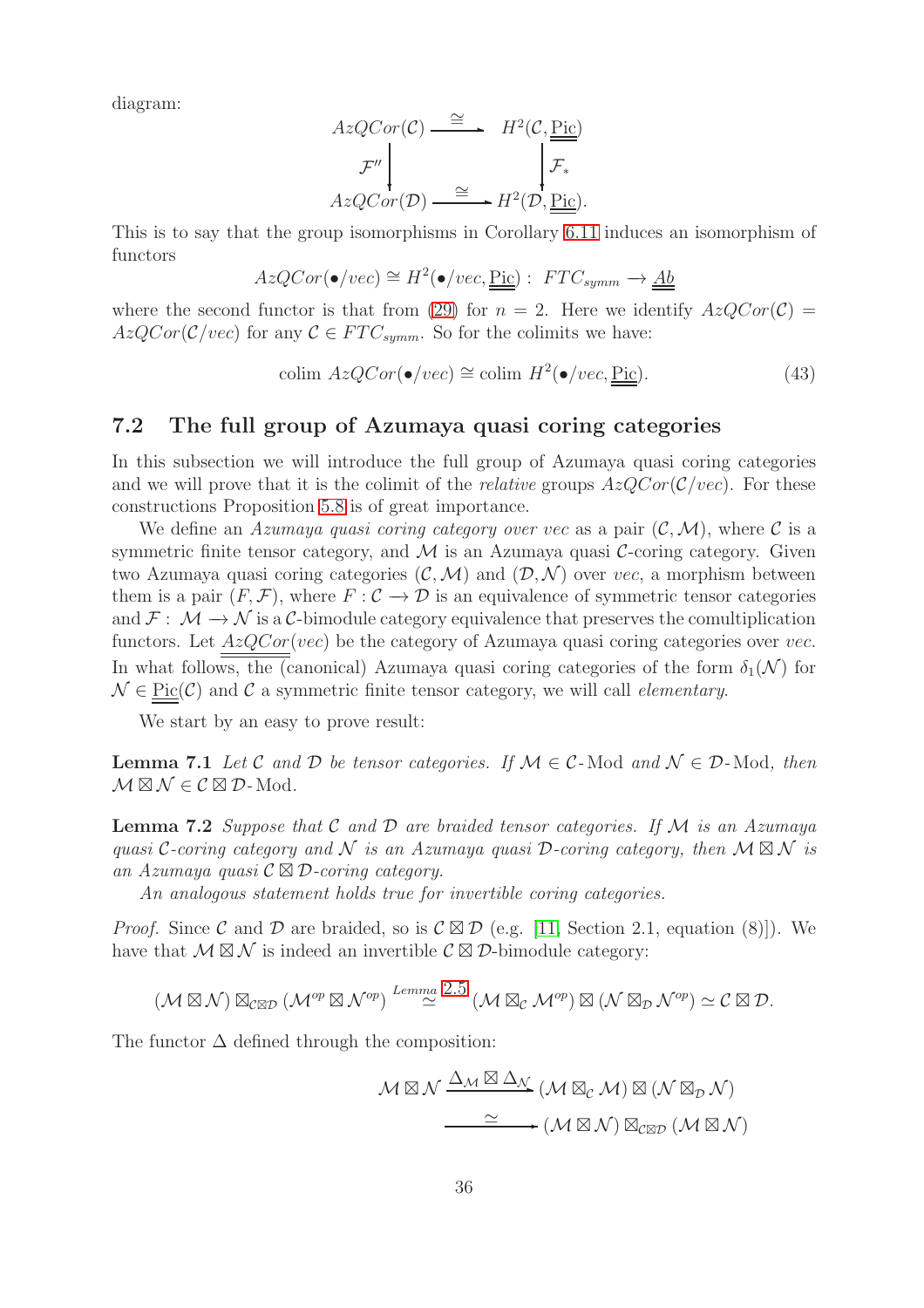diagram:

$$\begin{array}{ccc} AzQCor(\mathcal{C}) & \xrightarrow{\cong} & H^2(\mathcal{C}, \underline{\underline{\text{Pic}}}) \\ \mathcal{F}'' \downarrow & & \downarrow \mathcal{F}_* \\ AzQCor(\mathcal{D}) & \xrightarrow{\cong} & H^2(\mathcal{D}, \underline{\underline{\text{Pic}}}). \end{array}$$

This is to say that the group isomorphisms in Corollary 6.11 induces an isomorphism of functors

$$AzQCor(\bullet/vec) \cong H^2(\bullet/vec, \underline{\underline{\text{Pic}}}): \; FTC_{symm} \longrightarrow \underline{\underline{Ab}}$$

where the second functor is that from (29) for $n = 2$. Here we identify $AzQCor(\mathcal{C}) = AzQCor(\mathcal{C}/vec)$ for any $\mathcal{C} \in FTC_{symm}$. So for the colimits we have:

$$\text{colim } AzQCor(\bullet/vec) \cong \text{colim } H^2(\bullet/vec, \underline{\underline{\text{Pic}}}). \tag{43}$$

## 7.2 The full group of Azumaya quasi coring categories

In this subsection we will introduce the full group of Azumaya quasi coring categories and we will prove that it is the colimit of the *relative* groups $AzQCor(\mathcal{C}/vec)$. For these constructions Proposition 5.8 is of great importance.

We define an *Azumaya quasi coring category over vec* as a pair $(\mathcal{C}, \mathcal{M})$, where $\mathcal{C}$ is a symmetric finite tensor category, and $\mathcal{M}$ is an Azumaya quasi $\mathcal{C}$-coring category. Given two Azumaya quasi coring categories $(\mathcal{C}, \mathcal{M})$ and $(\mathcal{D}, \mathcal{N})$ over *vec*, a morphism between them is a pair $(F, \mathcal{F})$, where $F: \mathcal{C} \to \mathcal{D}$ is an equivalence of symmetric tensor categories and $\mathcal{F}: \mathcal{M} \to \mathcal{N}$ is a $\mathcal{C}$-bimodule category equivalence that preserves the comultiplication functors. Let $\underline{\underline{AzQCor}}(vec)$ be the category of Azumaya quasi coring categories over *vec*. In what follows, the (canonical) Azumaya quasi coring categories of the form $\delta_1(\mathcal{N})$ for $\mathcal{N} \in \underline{\underline{\text{Pic}}}(\mathcal{C})$ and $\mathcal{C}$ a symmetric finite tensor category, we will call *elementary*.

We start by an easy to prove result:

**Lemma 7.1** *Let $\mathcal{C}$ and $\mathcal{D}$ be tensor categories. If $\mathcal{M} \in \mathcal{C}\text{-Mod}$ and $\mathcal{N} \in \mathcal{D}\text{-Mod}$, then $\mathcal{M} \boxtimes \mathcal{N} \in \mathcal{C} \boxtimes \mathcal{D}\text{-Mod}$.*

**Lemma 7.2** *Suppose that $\mathcal{C}$ and $\mathcal{D}$ are braided tensor categories. If $\mathcal{M}$ is an Azumaya quasi $\mathcal{C}$-coring category and $\mathcal{N}$ is an Azumaya quasi $\mathcal{D}$-coring category, then $\mathcal{M} \boxtimes \mathcal{N}$ is an Azumaya quasi $\mathcal{C} \boxtimes \mathcal{D}$-coring category.*

*An analogous statement holds true for invertible coring categories.*

*Proof.* Since $\mathcal{C}$ and $\mathcal{D}$ are braided, so is $\mathcal{C} \boxtimes \mathcal{D}$ (e.g. [11, Section 2.1, equation (8)]). We have that $\mathcal{M} \boxtimes \mathcal{N}$ is indeed an invertible $\mathcal{C} \boxtimes \mathcal{D}$-bimodule category:

$$(\mathcal{M} \boxtimes \mathcal{N}) \boxtimes_{\mathcal{C} \boxtimes \mathcal{D}} (\mathcal{M}^{op} \boxtimes \mathcal{N}^{op}) \overset{Lemma\ 2.5}{\simeq} (\mathcal{M} \boxtimes_{\mathcal{C}} \mathcal{M}^{op}) \boxtimes (\mathcal{N} \boxtimes_{\mathcal{D}} \mathcal{N}^{op}) \simeq \mathcal{C} \boxtimes \mathcal{D}.$$

The functor $\Delta$ defined through the composition:

$$\begin{aligned} \mathcal{M} \boxtimes \mathcal{N} &\xrightarrow{\Delta_{\mathcal{M}} \boxtimes \Delta_{\mathcal{N}}} (\mathcal{M} \boxtimes_{\mathcal{C}} \mathcal{M}) \boxtimes (\mathcal{N} \boxtimes_{\mathcal{D}} \mathcal{N}) \\ &\xrightarrow{\simeq} (\mathcal{M} \boxtimes \mathcal{N}) \boxtimes_{\mathcal{C} \boxtimes \mathcal{D}} (\mathcal{M} \boxtimes \mathcal{N}) \end{aligned}$$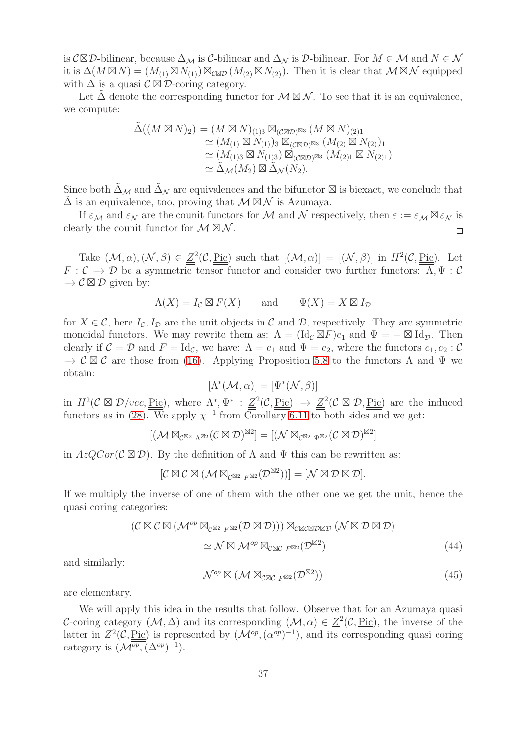is $\mathcal{C}\boxtimes\mathcal{D}$-bilinear, because $\Delta_\mathcal{M}$ is $\mathcal{C}$-bilinear and $\Delta_\mathcal{N}$ is $\mathcal{D}$-bilinear. For $M \in \mathcal{M}$ and $N \in \mathcal{N}$ it is $\Delta(M\boxtimes N) = (M_{(1)}\boxtimes N_{(1)})\boxtimes_{\mathcal{C}\boxtimes\mathcal{D}}(M_{(2)}\boxtimes N_{(2)})$. Then it is clear that $\mathcal{M}\boxtimes\mathcal{N}$ equipped with $\Delta$ is a quasi $\mathcal{C}\boxtimes\mathcal{D}$-coring category.

Let $\tilde{\Delta}$ denote the corresponding functor for $\mathcal{M}\boxtimes\mathcal{N}$. To see that it is an equivalence, we compute:

$$\begin{aligned}
\tilde{\Delta}((M\boxtimes N)_2) &= (M\boxtimes N)_{(1)3}\boxtimes_{(\mathcal{C}\boxtimes\mathcal{D})^{\boxtimes 3}}(M\boxtimes N)_{(2)1}\\
&\simeq (M_{(1)}\boxtimes N_{(1)})_3\boxtimes_{(\mathcal{C}\boxtimes\mathcal{D})^{\boxtimes 3}}(M_{(2)}\boxtimes N_{(2)})_1\\
&\simeq (M_{(1)3}\boxtimes N_{(1)3})\boxtimes_{(\mathcal{C}\boxtimes\mathcal{D})^{\boxtimes 3}}(M_{(2)1}\boxtimes N_{(2)1})\\
&\simeq \tilde{\Delta}_\mathcal{M}(M_2)\boxtimes\tilde{\Delta}_\mathcal{N}(N_2).
\end{aligned}$$

Since both $\tilde{\Delta}_\mathcal{M}$ and $\tilde{\Delta}_\mathcal{N}$ are equivalences and the bifunctor $\boxtimes$ is biexact, we conclude that $\tilde{\Delta}$ is an equivalence, too, proving that $\mathcal{M}\boxtimes\mathcal{N}$ is Azumaya.

If $\varepsilon_\mathcal{M}$ and $\varepsilon_\mathcal{N}$ are the counit functors for $\mathcal{M}$ and $\mathcal{N}$ respectively, then $\varepsilon := \varepsilon_\mathcal{M}\boxtimes\varepsilon_\mathcal{N}$ is clearly the counit functor for $\mathcal{M}\boxtimes\mathcal{N}$. □

Take $(\mathcal{M},\alpha),(\mathcal{N},\beta)\in \underline{\underline{Z}}^2(\mathcal{C},\underline{\underline{\text{Pic}}})$ such that $[(\mathcal{M},\alpha)] = [(\mathcal{N},\beta)]$ in $H^2(\mathcal{C},\underline{\underline{\text{Pic}}})$. Let $F:\mathcal{C}\to\mathcal{D}$ be a symmetric tensor functor and consider two further functors: $\Lambda,\Psi:\mathcal{C}\to\mathcal{C}\boxtimes\mathcal{D}$ given by:

$$\Lambda(X) = I_\mathcal{C}\boxtimes F(X)\qquad\text{and}\qquad \Psi(X) = X\boxtimes I_\mathcal{D}$$

for $X\in\mathcal{C}$, here $I_\mathcal{C}, I_\mathcal{D}$ are the unit objects in $\mathcal{C}$ and $\mathcal{D}$, respectively. They are symmetric monoidal functors. We may rewrite them as: $\Lambda = (\text{Id}_\mathcal{C}\boxtimes F)e_1$ and $\Psi = -\boxtimes\text{Id}_\mathcal{D}$. Then clearly if $\mathcal{C}=\mathcal{D}$ and $F=\text{Id}_\mathcal{C}$, we have: $\Lambda = e_1$ and $\Psi = e_2$, where the functors $e_1,e_2:\mathcal{C}\to\mathcal{C}\boxtimes\mathcal{C}$ are those from (16). Applying Proposition 5.8 to the functors $\Lambda$ and $\Psi$ we obtain:

$$[\Lambda^*(\mathcal{M},\alpha)] = [\Psi^*(\mathcal{N},\beta)]$$

in $H^2(\mathcal{C}\boxtimes\mathcal{D}/vec,\underline{\underline{\text{Pic}}})$, where $\Lambda^*,\Psi^*:\underline{\underline{Z}}^2(\mathcal{C},\underline{\underline{\text{Pic}}})\to\underline{\underline{Z}}^2(\mathcal{C}\boxtimes\mathcal{D},\underline{\underline{\text{Pic}}})$ are the induced functors as in (28). We apply $\chi^{-1}$ from Corollary 6.11 to both sides and we get:

$$[(\mathcal{M}\boxtimes_{\mathcal{C}^{\boxtimes 2}}\,{}_{\Lambda^{\boxtimes 2}}(\mathcal{C}\boxtimes\mathcal{D})^{\boxtimes 2}] = [(\mathcal{N}\boxtimes_{\mathcal{C}^{\boxtimes 2}}\,{}_{\Psi^{\boxtimes 2}}(\mathcal{C}\boxtimes\mathcal{D})^{\boxtimes 2}]$$

in $AzQCor(\mathcal{C}\boxtimes\mathcal{D})$. By the definition of $\Lambda$ and $\Psi$ this can be rewritten as:

$$[\mathcal{C}\boxtimes\mathcal{C}\boxtimes(\mathcal{M}\boxtimes_{\mathcal{C}^{\boxtimes 2}}\,{}_{F^{\boxtimes 2}}(\mathcal{D}^{\boxtimes 2}))] = [\mathcal{N}\boxtimes\mathcal{D}\boxtimes\mathcal{D}].$$

If we multiply the inverse of one of them with the other one we get the unit, hence the quasi coring categories:

$$\begin{aligned}
(\mathcal{C}\boxtimes\mathcal{C}\boxtimes(\mathcal{M}^{op}\boxtimes_{\mathcal{C}^{\boxtimes 2}}\,{}_{F^{\boxtimes 2}}(\mathcal{D}\boxtimes\mathcal{D})))\boxtimes_{\mathcal{C}\boxtimes\mathcal{C}\boxtimes\mathcal{D}\boxtimes\mathcal{D}}(\mathcal{N}\boxtimes\mathcal{D}\boxtimes\mathcal{D})&\\
\simeq \mathcal{N}\boxtimes\mathcal{M}^{op}\boxtimes_{\mathcal{C}\boxtimes\mathcal{C}}\,{}_{F^{\boxtimes 2}}(\mathcal{D}^{\boxtimes 2})&\qquad (44)
\end{aligned}$$

and similarly:

$$\mathcal{N}^{op}\boxtimes(\mathcal{M}\boxtimes_{\mathcal{C}\boxtimes\mathcal{C}}\,{}_{F^{\boxtimes 2}}(\mathcal{D}^{\boxtimes 2}))\qquad (45)$$

are elementary.

We will apply this idea in the results that follow. Observe that for an Azumaya quasi $\mathcal{C}$-coring category $(\mathcal{M},\Delta)$ and its corresponding $(\mathcal{M},\alpha)\in\underline{\underline{Z}}^2(\mathcal{C},\underline{\underline{\text{Pic}}})$, the inverse of the latter in $Z^2(\mathcal{C},\underline{\underline{\text{Pic}}})$ is represented by $(\mathcal{M}^{op},(\alpha^{op})^{-1})$, and its corresponding quasi coring category is $(\mathcal{M}^{op},(\Delta^{op})^{-1})$.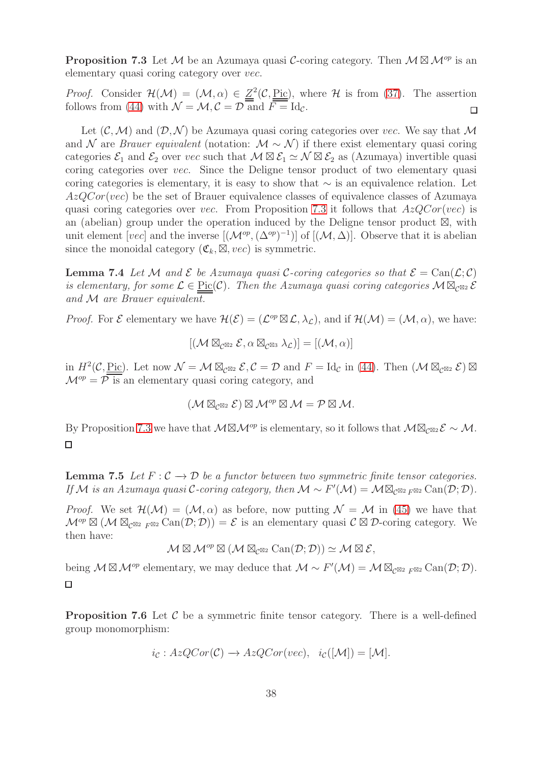**Proposition 7.3** Let $\mathcal{M}$ be an Azumaya quasi $\mathcal{C}$-coring category. Then $\mathcal{M} \boxtimes \mathcal{M}^{op}$ is an elementary quasi coring category over *vec*.

*Proof.* Consider $\mathcal{H}(\mathcal{M}) = (\mathcal{M}, \alpha) \in \underline{Z}^2(\mathcal{C}, \underline{\underline{\text{Pic}}})$, where $\mathcal{H}$ is from (37). The assertion follows from (44) with $\mathcal{N} = \mathcal{M}, \mathcal{C} = \mathcal{D}$ and $F = \text{Id}_\mathcal{C}$. □

Let $(\mathcal{C}, \mathcal{M})$ and $(\mathcal{D}, \mathcal{N})$ be Azumaya quasi coring categories over *vec*. We say that $\mathcal{M}$ and $\mathcal{N}$ are *Brauer equivalent* (notation: $\mathcal{M} \sim \mathcal{N}$) if there exist elementary quasi coring categories $\mathcal{E}_1$ and $\mathcal{E}_2$ over *vec* such that $\mathcal{M} \boxtimes \mathcal{E}_1 \simeq \mathcal{N} \boxtimes \mathcal{E}_2$ as (Azumaya) invertible quasi coring categories over *vec*. Since the Deligne tensor product of two elementary quasi coring categories is elementary, it is easy to show that $\sim$ is an equivalence relation. Let $AzQCor(vec)$ be the set of Brauer equivalence classes of equivalence classes of Azumaya quasi coring categories over *vec*. From Proposition 7.3 it follows that $AzQCor(vec)$ is an (abelian) group under the operation induced by the Deligne tensor product $\boxtimes$, with unit element $[vec]$ and the inverse $[(\mathcal{M}^{op}, (\Delta^{op})^{-1})]$ of $[(\mathcal{M}, \Delta)]$. Observe that it is abelian since the monoidal category $(\mathfrak{C}_k, \boxtimes, vec)$ is symmetric.

**Lemma 7.4** *Let $\mathcal{M}$ and $\mathcal{E}$ be Azumaya quasi $\mathcal{C}$-coring categories so that $\mathcal{E} = \text{Can}(\mathcal{L}; \mathcal{C})$ is elementary, for some $\mathcal{L} \in \underline{\underline{\text{Pic}}}(\mathcal{C})$. Then the Azumaya quasi coring categories $\mathcal{M} \boxtimes_{\mathcal{C}^{\boxtimes 2}} \mathcal{E}$ and $\mathcal{M}$ are Brauer equivalent.*

*Proof.* For $\mathcal{E}$ elementary we have $\mathcal{H}(\mathcal{E}) = (\mathcal{L}^{op} \boxtimes \mathcal{L}, \lambda_\mathcal{L})$, and if $\mathcal{H}(\mathcal{M}) = (\mathcal{M}, \alpha)$, we have:

$$[(\mathcal{M} \boxtimes_{\mathcal{C}^{\boxtimes 2}} \mathcal{E}, \alpha \boxtimes_{\mathcal{C}^{\boxtimes 3}} \lambda_\mathcal{L})] = [(\mathcal{M}, \alpha)]$$

in $H^2(\mathcal{C}, \underline{\underline{\text{Pic}}})$. Let now $\mathcal{N} = \mathcal{M} \boxtimes_{\mathcal{C}^{\boxtimes 2}} \mathcal{E}, \mathcal{C} = \mathcal{D}$ and $F = \text{Id}_\mathcal{C}$ in (44). Then $(\mathcal{M} \boxtimes_{\mathcal{C}^{\boxtimes 2}} \mathcal{E}) \boxtimes \mathcal{M}^{op} = \mathcal{P}$ is an elementary quasi coring category, and

$$(\mathcal{M} \boxtimes_{\mathcal{C}^{\boxtimes 2}} \mathcal{E}) \boxtimes \mathcal{M}^{op} \boxtimes \mathcal{M} = \mathcal{P} \boxtimes \mathcal{M}.$$

By Proposition 7.3 we have that $\mathcal{M} \boxtimes \mathcal{M}^{op}$ is elementary, so it follows that $\mathcal{M} \boxtimes_{\mathcal{C}^{\boxtimes 2}} \mathcal{E} \sim \mathcal{M}$. □

**Lemma 7.5** *Let $F : \mathcal{C} \to \mathcal{D}$ be a functor between two symmetric finite tensor categories. If $\mathcal{M}$ is an Azumaya quasi $\mathcal{C}$-coring category, then $\mathcal{M} \sim F'(\mathcal{M}) = \mathcal{M} \boxtimes_{\mathcal{C}^{\boxtimes 2}\ F^{\boxtimes 2}} \text{Can}(\mathcal{D}; \mathcal{D})$.*

*Proof.* We set $\mathcal{H}(\mathcal{M}) = (\mathcal{M}, \alpha)$ as before, now putting $\mathcal{N} = \mathcal{M}$ in (45) we have that $\mathcal{M}^{op} \boxtimes (\mathcal{M} \boxtimes_{\mathcal{C}^{\boxtimes 2}\ F^{\boxtimes 2}} \text{Can}(\mathcal{D}; \mathcal{D})) = \mathcal{E}$ is an elementary quasi $\mathcal{C} \boxtimes \mathcal{D}$-coring category. We then have:

$$\mathcal{M} \boxtimes \mathcal{M}^{op} \boxtimes (\mathcal{M} \boxtimes_{\mathcal{C}^{\boxtimes 2}} \text{Can}(\mathcal{D}; \mathcal{D})) \simeq \mathcal{M} \boxtimes \mathcal{E},$$

being $\mathcal{M} \boxtimes \mathcal{M}^{op}$ elementary, we may deduce that $\mathcal{M} \sim F'(\mathcal{M}) = \mathcal{M} \boxtimes_{\mathcal{C}^{\boxtimes 2}\ F^{\boxtimes 2}} \text{Can}(\mathcal{D}; \mathcal{D})$. □

**Proposition 7.6** Let $\mathcal{C}$ be a symmetric finite tensor category. There is a well-defined group monomorphism:

$$i_\mathcal{C} : AzQCor(\mathcal{C}) \to AzQCor(vec), \quad i_\mathcal{C}([\mathcal{M}]) = [\mathcal{M}].$$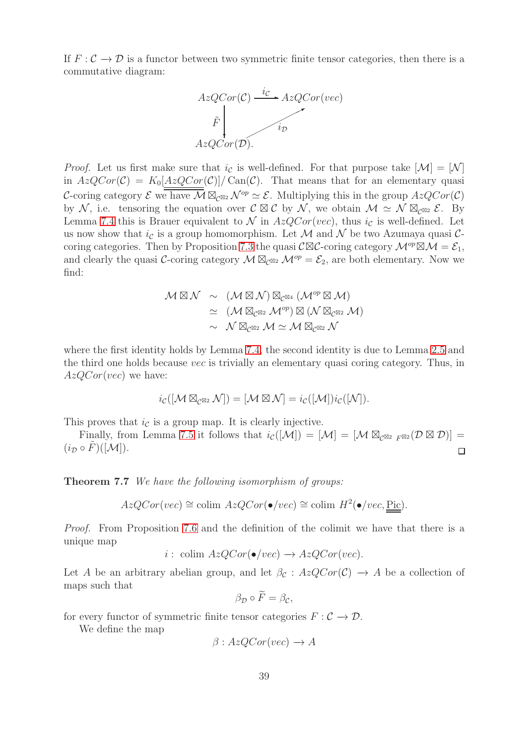If $F : \mathcal{C} \longrightarrow \mathcal{D}$ is a functor between two symmetric finite tensor categories, then there is a commutative diagram:

$$\begin{array}{ccc} AzQCor(\mathcal{C}) & \xrightarrow{i_{\mathcal{C}}} & AzQCor(vec) \\ \tilde{F} \downarrow & \nearrow_{i_{\mathcal{D}}} & \\ AzQCor(\mathcal{D}). & & \end{array}$$

*Proof.* Let us first make sure that $i_{\mathcal{C}}$ is well-defined. For that purpose take $[\mathcal{M}] = [\mathcal{N}]$ in $AzQCor(\mathcal{C}) = K_0[\underline{\underline{AzQCor}}(\mathcal{C})]/\operatorname{Can}(\mathcal{C})$. That means that for an elementary quasi $\mathcal{C}$-coring category $\mathcal{E}$ we have $\mathcal{M} \boxtimes_{\mathcal{C}^{\boxtimes 2}} \mathcal{N}^{op} \simeq \mathcal{E}$. Multiplying this in the group $AzQCor(\mathcal{C})$ by $\mathcal{N}$, i.e. tensoring the equation over $\mathcal{C} \boxtimes \mathcal{C}$ by $\mathcal{N}$, we obtain $\mathcal{M} \simeq \mathcal{N} \boxtimes_{\mathcal{C}^{\boxtimes 2}} \mathcal{E}$. By Lemma 7.4 this is Brauer equivalent to $\mathcal{N}$ in $AzQCor(vec)$, thus $i_{\mathcal{C}}$ is well-defined. Let us now show that $i_{\mathcal{C}}$ is a group homomorphism. Let $\mathcal{M}$ and $\mathcal{N}$ be two Azumaya quasi $\mathcal{C}$-coring categories. Then by Proposition 7.3 the quasi $\mathcal{C}\boxtimes\mathcal{C}$-coring category $\mathcal{M}^{op}\boxtimes\mathcal{M} = \mathcal{E}_1$, and clearly the quasi $\mathcal{C}$-coring category $\mathcal{M} \boxtimes_{\mathcal{C}^{\boxtimes 2}} \mathcal{M}^{op} = \mathcal{E}_2$, are both elementary. Now we find:

$$\begin{aligned} \mathcal{M} \boxtimes \mathcal{N} &\sim (\mathcal{M} \boxtimes \mathcal{N}) \boxtimes_{\mathcal{C}^{\boxtimes 4}} (\mathcal{M}^{op} \boxtimes \mathcal{M}) \\ &\simeq (\mathcal{M} \boxtimes_{\mathcal{C}^{\boxtimes 2}} \mathcal{M}^{op}) \boxtimes (\mathcal{N} \boxtimes_{\mathcal{C}^{\boxtimes 2}} \mathcal{M}) \\ &\sim \mathcal{N} \boxtimes_{\mathcal{C}^{\boxtimes 2}} \mathcal{M} \simeq \mathcal{M} \boxtimes_{\mathcal{C}^{\boxtimes 2}} \mathcal{N} \end{aligned}$$

where the first identity holds by Lemma 7.4, the second identity is due to Lemma 2.5 and the third one holds because $vec$ is trivially an elementary quasi coring category. Thus, in $AzQCor(vec)$ we have:

$$i_{\mathcal{C}}([\mathcal{M} \boxtimes_{\mathcal{C}^{\boxtimes 2}} \mathcal{N}]) = [\mathcal{M} \boxtimes \mathcal{N}] = i_{\mathcal{C}}([\mathcal{M}]) i_{\mathcal{C}}([\mathcal{N}]).$$

This proves that $i_{\mathcal{C}}$ is a group map. It is clearly injective.

Finally, from Lemma 7.5 it follows that $i_{\mathcal{C}}([\mathcal{M}]) = [\mathcal{M}] = [\mathcal{M} \boxtimes_{\mathcal{C}^{\boxtimes 2}\ F^{\boxtimes 2}} (\mathcal{D} \boxtimes \mathcal{D})] = (i_{\mathcal{D}} \circ \tilde{F})([\mathcal{M}])$. $\square$

**Theorem 7.7** *We have the following isomorphism of groups:*

$$AzQCor(vec) \cong \operatorname{colim}\ AzQCor(\bullet/vec) \cong \operatorname{colim}\ H^2(\bullet/vec, \underline{\underline{\operatorname{Pic}}}).$$

*Proof.* From Proposition 7.6 and the definition of the colimit we have that there is a unique map

$$i : \ \operatorname{colim}\ AzQCor(\bullet/vec) \longrightarrow AzQCor(vec).$$

Let $A$ be an arbitrary abelian group, and let $\beta_{\mathcal{C}} : AzQCor(\mathcal{C}) \longrightarrow A$ be a collection of maps such that

$$\beta_{\mathcal{D}} \circ \widetilde{F} = \beta_{\mathcal{C}},$$

for every functor of symmetric finite tensor categories $F : \mathcal{C} \to \mathcal{D}$.

We define the map

$$\beta : AzQCor(vec) \longrightarrow A$$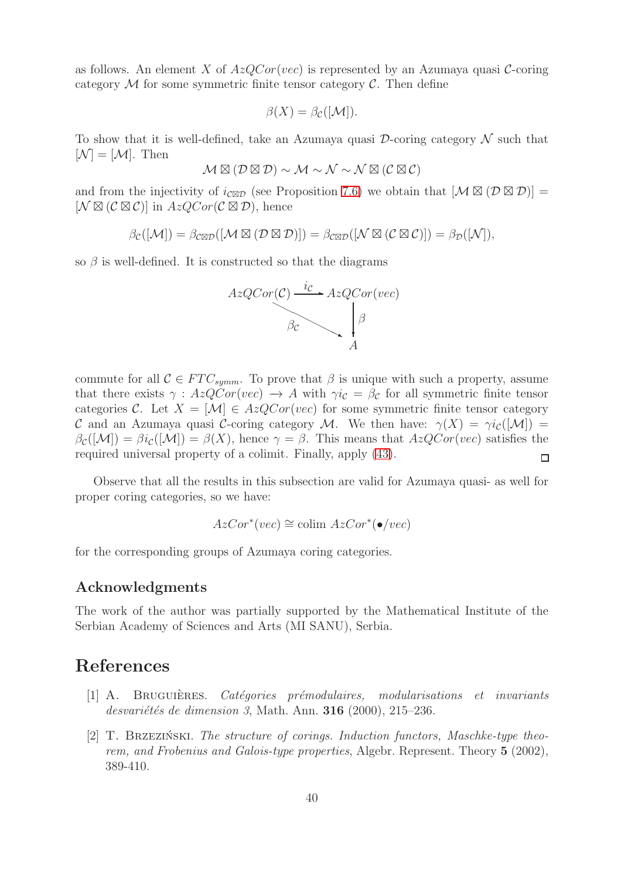as follows. An element $X$ of $AzQCor(vec)$ is represented by an Azumaya quasi $\mathcal{C}$-coring category $\mathcal{M}$ for some symmetric finite tensor category $\mathcal{C}$. Then define

$$\beta(X) = \beta_{\mathcal{C}}([\mathcal{M}]).$$

To show that it is well-defined, take an Azumaya quasi $\mathcal{D}$-coring category $\mathcal{N}$ such that $[\mathcal{N}] = [\mathcal{M}]$. Then

$$\mathcal{M} \boxtimes (\mathcal{D} \boxtimes \mathcal{D}) \sim \mathcal{M} \sim \mathcal{N} \sim \mathcal{N} \boxtimes (\mathcal{C} \boxtimes \mathcal{C})$$

and from the injectivity of $i_{\mathcal{C}\boxtimes\mathcal{D}}$ (see Proposition 7.6) we obtain that $[\mathcal{M} \boxtimes (\mathcal{D} \boxtimes \mathcal{D})] = [\mathcal{N} \boxtimes (\mathcal{C} \boxtimes \mathcal{C})]$ in $AzQCor(\mathcal{C} \boxtimes \mathcal{D})$, hence

$$\beta_{\mathcal{C}}([\mathcal{M}]) = \beta_{\mathcal{C}\boxtimes\mathcal{D}}([\mathcal{M} \boxtimes (\mathcal{D} \boxtimes \mathcal{D})]) = \beta_{\mathcal{C}\boxtimes\mathcal{D}}([\mathcal{N} \boxtimes (\mathcal{C} \boxtimes \mathcal{C})]) = \beta_{\mathcal{D}}([\mathcal{N}]),$$

so $\beta$ is well-defined. It is constructed so that the diagrams

$$\begin{array}{ccc} AzQCor(\mathcal{C}) & \xrightarrow{i_{\mathcal{C}}} & AzQCor(vec) \\ & \searrow^{\beta_{\mathcal{C}}} & \downarrow \beta \\ & & A \end{array}$$

commute for all $\mathcal{C} \in FTC_{symm}$. To prove that $\beta$ is unique with such a property, assume that there exists $\gamma : AzQCor(vec) \to A$ with $\gamma i_{\mathcal{C}} = \beta_{\mathcal{C}}$ for all symmetric finite tensor categories $\mathcal{C}$. Let $X = [\mathcal{M}] \in AzQCor(vec)$ for some symmetric finite tensor category $\mathcal{C}$ and an Azumaya quasi $\mathcal{C}$-coring category $\mathcal{M}$. We then have: $\gamma(X) = \gamma i_{\mathcal{C}}([\mathcal{M}]) = \beta_{\mathcal{C}}([\mathcal{M}]) = \beta i_{\mathcal{C}}([\mathcal{M}]) = \beta(X)$, hence $\gamma = \beta$. This means that $AzQCor(vec)$ satisfies the required universal property of a colimit. Finally, apply (43). $\square$

Observe that all the results in this subsection are valid for Azumaya quasi- as well for proper coring categories, so we have:

$$AzCor^*(vec) \cong \text{colim } AzCor^*(\bullet/vec)$$

for the corresponding groups of Azumaya coring categories.

## Acknowledgments

The work of the author was partially supported by the Mathematical Institute of the Serbian Academy of Sciences and Arts (MI SANU), Serbia.

# References

[1] A. Bruguières. *Catégories prémodulaires, modularisations et invariants desvariétés de dimension 3*, Math. Ann. **316** (2000), 215–236.

[2] T. Brzeziński. *The structure of corings. Induction functors, Maschke-type theorem, and Frobenius and Galois-type properties*, Algebr. Represent. Theory **5** (2002), 389-410.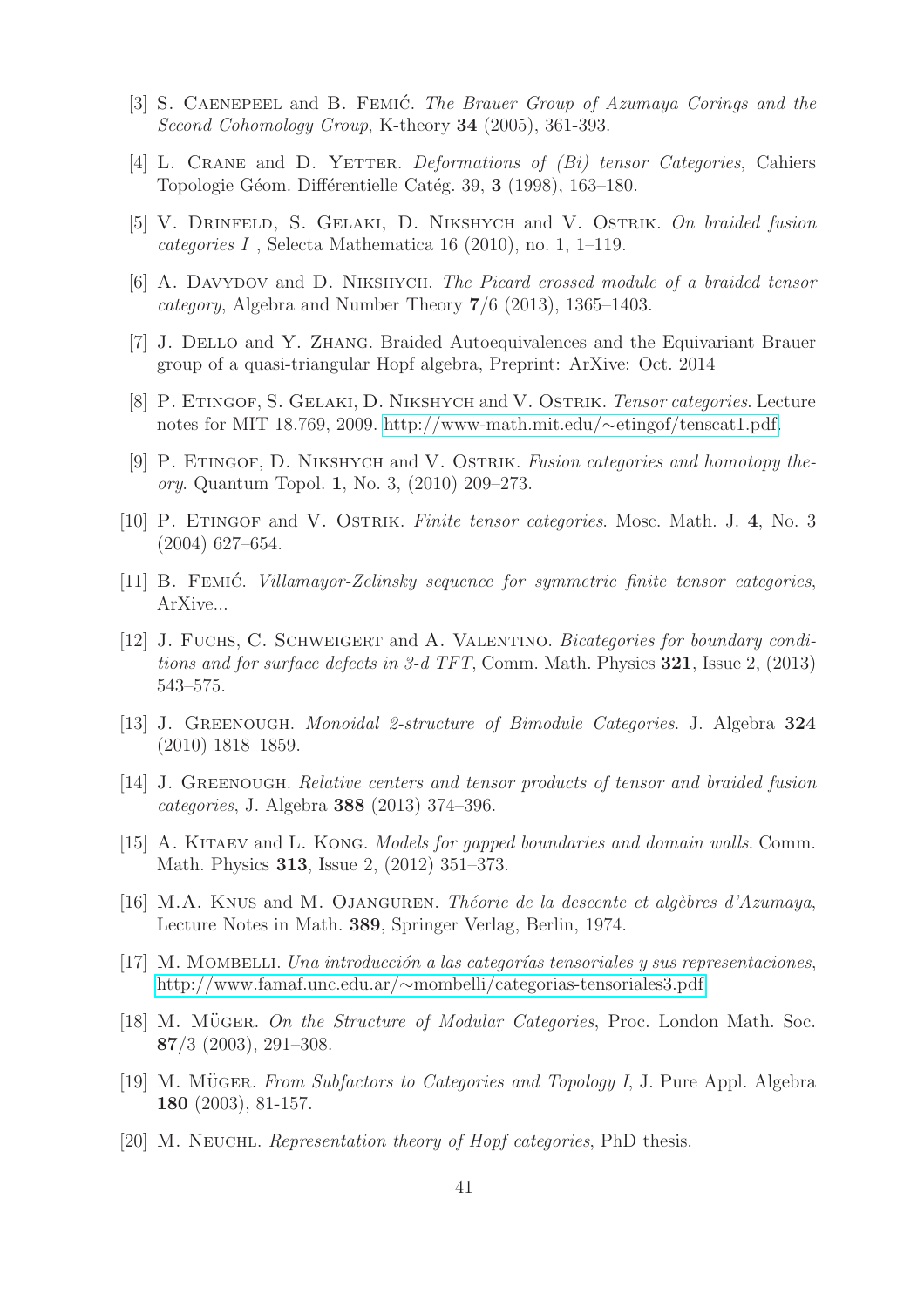[3] S. Caenepeel and B. Femić. *The Brauer Group of Azumaya Corings and the Second Cohomology Group*, K-theory **34** (2005), 361-393.

[4] L. Crane and D. Yetter. *Deformations of (Bi) tensor Categories*, Cahiers Topologie Géom. Différentielle Catég. 39, **3** (1998), 163–180.

[5] V. Drinfeld, S. Gelaki, D. Nikshych and V. Ostrik. *On braided fusion categories I* , Selecta Mathematica 16 (2010), no. 1, 1–119.

[6] A. Davydov and D. Nikshych. *The Picard crossed module of a braided tensor category*, Algebra and Number Theory **7**/6 (2013), 1365–1403.

[7] J. Dello and Y. Zhang. Braided Autoequivalences and the Equivariant Brauer group of a quasi-triangular Hopf algebra, Preprint: ArXive: Oct. 2014

[8] P. Etingof, S. Gelaki, D. Nikshych and V. Ostrik. *Tensor categories*. Lecture notes for MIT 18.769, 2009. http://www-math.mit.edu/∼etingof/tenscat1.pdf.

[9] P. Etingof, D. Nikshych and V. Ostrik. *Fusion categories and homotopy theory*. Quantum Topol. **1**, No. 3, (2010) 209–273.

[10] P. Etingof and V. Ostrik. *Finite tensor categories*. Mosc. Math. J. **4**, No. 3 (2004) 627–654.

[11] B. Femić. *Villamayor-Zelinsky sequence for symmetric finite tensor categories*, ArXive...

[12] J. Fuchs, C. Schweigert and A. Valentino. *Bicategories for boundary conditions and for surface defects in 3-d TFT*, Comm. Math. Physics **321**, Issue 2, (2013) 543–575.

[13] J. Greenough. *Monoidal 2-structure of Bimodule Categories*. J. Algebra **324** (2010) 1818–1859.

[14] J. Greenough. *Relative centers and tensor products of tensor and braided fusion categories*, J. Algebra **388** (2013) 374–396.

[15] A. Kitaev and L. Kong. *Models for gapped boundaries and domain walls*. Comm. Math. Physics **313**, Issue 2, (2012) 351–373.

[16] M.A. Knus and M. Ojanguren. *Théorie de la descente et algèbres d'Azumaya*, Lecture Notes in Math. **389**, Springer Verlag, Berlin, 1974.

[17] M. Mombelli. *Una introducción a las categorías tensoriales y sus representaciones*, http://www.famaf.unc.edu.ar/∼mombelli/categorias-tensoriales3.pdf

[18] M. Müger. *On the Structure of Modular Categories*, Proc. London Math. Soc. **87**/3 (2003), 291–308.

[19] M. Müger. *From Subfactors to Categories and Topology I*, J. Pure Appl. Algebra **180** (2003), 81-157.

[20] M. Neuchl. *Representation theory of Hopf categories*, PhD thesis.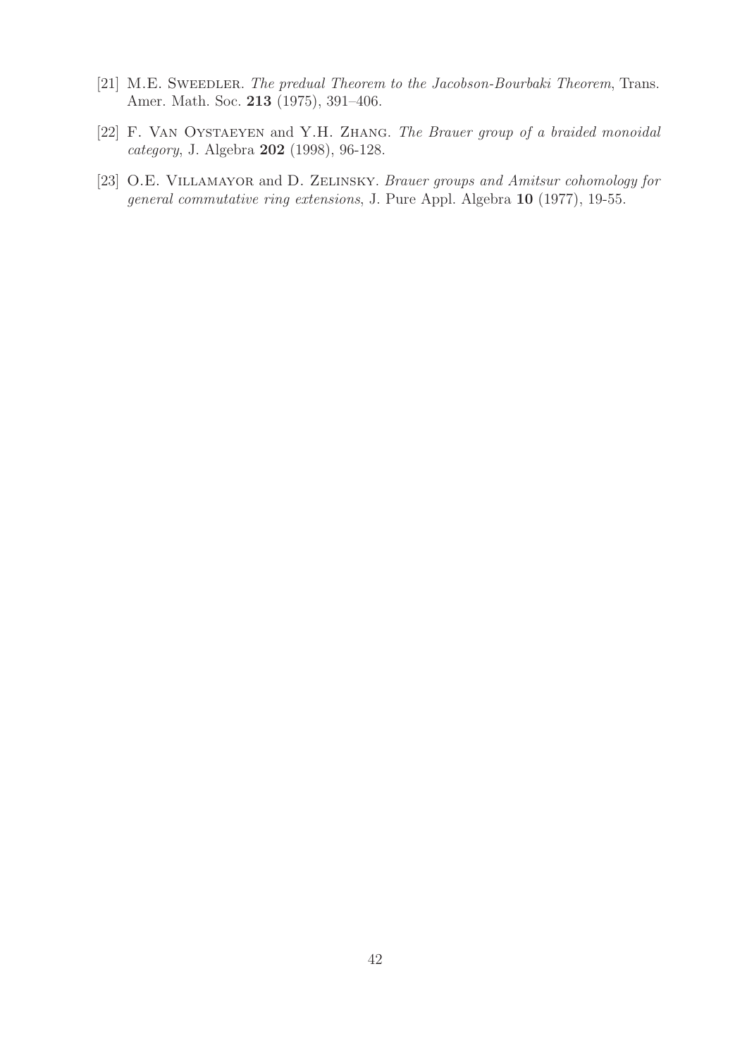[21] M.E. Sweedler. *The predual Theorem to the Jacobson-Bourbaki Theorem*, Trans. Amer. Math. Soc. **213** (1975), 391–406.

[22] F. Van Oystaeyen and Y.H. Zhang. *The Brauer group of a braided monoidal category*, J. Algebra **202** (1998), 96-128.

[23] O.E. Villamayor and D. Zelinsky. *Brauer groups and Amitsur cohomology for general commutative ring extensions*, J. Pure Appl. Algebra **10** (1977), 19-55.